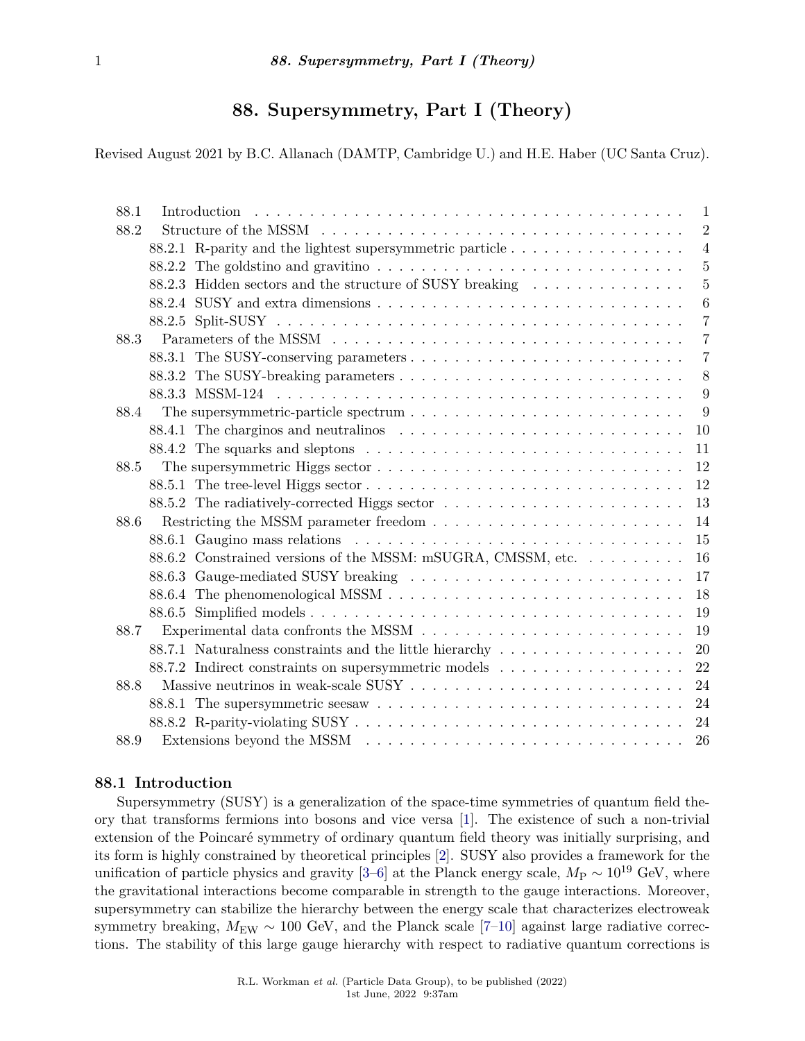# 88. Supersymmetry, Part I (Theory)

Revised August 2021 by B.C. Allanach (DAMTP, Cambridge U.) and H.E. Haber (UC Santa Cruz).

| | | |
|---|---|---|
| 88.1 | Introduction | 1 |
| 88.2 | Structure of the MSSM | 2 |
| | 88.2.1 R-parity and the lightest supersymmetric particle | 4 |
| | 88.2.2 The goldstino and gravitino | 5 |
| | 88.2.3 Hidden sectors and the structure of SUSY breaking | 5 |
| | 88.2.4 SUSY and extra dimensions | 6 |
| | 88.2.5 Split-SUSY | 7 |
| 88.3 | Parameters of the MSSM | 7 |
| | 88.3.1 The SUSY-conserving parameters | 7 |
| | 88.3.2 The SUSY-breaking parameters | 8 |
| | 88.3.3 MSSM-124 | 9 |
| 88.4 | The supersymmetric-particle spectrum | 9 |
| | 88.4.1 The charginos and neutralinos | 10 |
| | 88.4.2 The squarks and sleptons | 11 |
| 88.5 | The supersymmetric Higgs sector | 12 |
| | 88.5.1 The tree-level Higgs sector | 12 |
| | 88.5.2 The radiatively-corrected Higgs sector | 13 |
| 88.6 | Restricting the MSSM parameter freedom | 14 |
| | 88.6.1 Gaugino mass relations | 15 |
| | 88.6.2 Constrained versions of the MSSM: mSUGRA, CMSSM, etc. | 16 |
| | 88.6.3 Gauge-mediated SUSY breaking | 17 |
| | 88.6.4 The phenomenological MSSM | 18 |
| | 88.6.5 Simplified models | 19 |
| 88.7 | Experimental data confronts the MSSM | 19 |
| | 88.7.1 Naturalness constraints and the little hierarchy | 20 |
| | 88.7.2 Indirect constraints on supersymmetric models | 22 |
| 88.8 | Massive neutrinos in weak-scale SUSY | 24 |
| | 88.8.1 The supersymmetric seesaw | 24 |
| | 88.8.2 R-parity-violating SUSY | 24 |
| 88.9 | Extensions beyond the MSSM | 26 |

## 88.1 Introduction

Supersymmetry (SUSY) is a generalization of the space-time symmetries of quantum field theory that transforms fermions into bosons and vice versa [1]. The existence of such a non-trivial extension of the Poincaré symmetry of ordinary quantum field theory was initially surprising, and its form is highly constrained by theoretical principles [2]. SUSY also provides a framework for the unification of particle physics and gravity [3–6] at the Planck energy scale, $M_{\rm P} \sim 10^{19}$ GeV, where the gravitational interactions become comparable in strength to the gauge interactions. Moreover, supersymmetry can stabilize the hierarchy between the energy scale that characterizes electroweak symmetry breaking, $M_{\rm EW} \sim 100$ GeV, and the Planck scale [7–10] against large radiative corrections. The stability of this large gauge hierarchy with respect to radiative quantum corrections is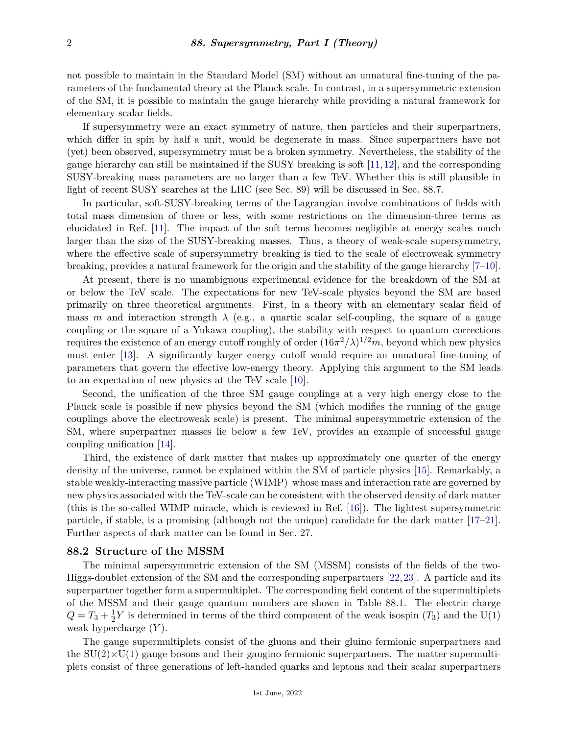not possible to maintain in the Standard Model (SM) without an unnatural fine-tuning of the parameters of the fundamental theory at the Planck scale. In contrast, in a supersymmetric extension of the SM, it is possible to maintain the gauge hierarchy while providing a natural framework for elementary scalar fields.

If supersymmetry were an exact symmetry of nature, then particles and their superpartners, which differ in spin by half a unit, would be degenerate in mass. Since superpartners have not (yet) been observed, supersymmetry must be a broken symmetry. Nevertheless, the stability of the gauge hierarchy can still be maintained if the SUSY breaking is soft [11,12], and the corresponding SUSY-breaking mass parameters are no larger than a few TeV. Whether this is still plausible in light of recent SUSY searches at the LHC (see Sec. 89) will be discussed in Sec. 88.7.

In particular, soft-SUSY-breaking terms of the Lagrangian involve combinations of fields with total mass dimension of three or less, with some restrictions on the dimension-three terms as elucidated in Ref. [11]. The impact of the soft terms becomes negligible at energy scales much larger than the size of the SUSY-breaking masses. Thus, a theory of weak-scale supersymmetry, where the effective scale of supersymmetry breaking is tied to the scale of electroweak symmetry breaking, provides a natural framework for the origin and the stability of the gauge hierarchy [7–10].

At present, there is no unambiguous experimental evidence for the breakdown of the SM at or below the TeV scale. The expectations for new TeV-scale physics beyond the SM are based primarily on three theoretical arguments. First, in a theory with an elementary scalar field of mass $m$ and interaction strength $\lambda$ (e.g., a quartic scalar self-coupling, the square of a gauge coupling or the square of a Yukawa coupling), the stability with respect to quantum corrections requires the existence of an energy cutoff roughly of order $(16\pi^2/\lambda)^{1/2}m$, beyond which new physics must enter [13]. A significantly larger energy cutoff would require an unnatural fine-tuning of parameters that govern the effective low-energy theory. Applying this argument to the SM leads to an expectation of new physics at the TeV scale [10].

Second, the unification of the three SM gauge couplings at a very high energy close to the Planck scale is possible if new physics beyond the SM (which modifies the running of the gauge couplings above the electroweak scale) is present. The minimal supersymmetric extension of the SM, where superpartner masses lie below a few TeV, provides an example of successful gauge coupling unification [14].

Third, the existence of dark matter that makes up approximately one quarter of the energy density of the universe, cannot be explained within the SM of particle physics [15]. Remarkably, a stable weakly-interacting massive particle (WIMP) whose mass and interaction rate are governed by new physics associated with the TeV-scale can be consistent with the observed density of dark matter (this is the so-called WIMP miracle, which is reviewed in Ref. [16]). The lightest supersymmetric particle, if stable, is a promising (although not the unique) candidate for the dark matter [17–21]. Further aspects of dark matter can be found in Sec. 27.

## 88.2 Structure of the MSSM

The minimal supersymmetric extension of the SM (MSSM) consists of the fields of the two-Higgs-doublet extension of the SM and the corresponding superpartners [22,23]. A particle and its superpartner together form a supermultiplet. The corresponding field content of the supermultiplets of the MSSM and their gauge quantum numbers are shown in Table 88.1. The electric charge $Q = T_3 + \frac{1}{2}Y$ is determined in terms of the third component of the weak isospin ($T_3$) and the U(1) weak hypercharge ($Y$).

The gauge supermultiplets consist of the gluons and their gluino fermionic superpartners and the SU(2)×U(1) gauge bosons and their gaugino fermionic superpartners. The matter supermultiplets consist of three generations of left-handed quarks and leptons and their scalar superpartners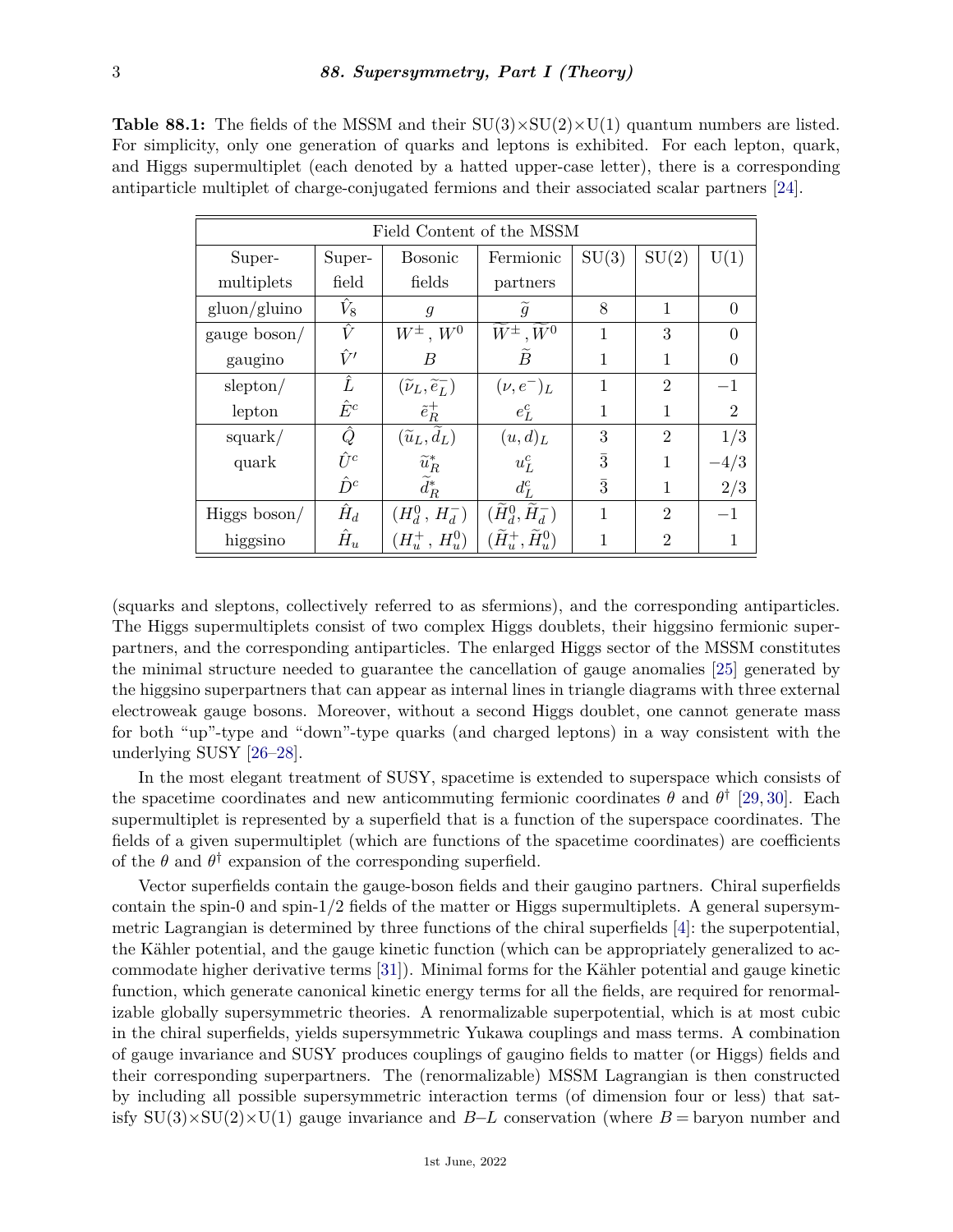**Table 88.1:** The fields of the MSSM and their SU(3)×SU(2)×U(1) quantum numbers are listed. For simplicity, only one generation of quarks and leptons is exhibited. For each lepton, quark, and Higgs supermultiplet (each denoted by a hatted upper-case letter), there is a corresponding antiparticle multiplet of charge-conjugated fermions and their associated scalar partners [24].

| Field Content of the MSSM | | | | | | |
|---|---|---|---|---|---|---|
| Super-multiplets | Super-field | Bosonic fields | Fermionic partners | SU(3) | SU(2) | U(1) |
| gluon/gluino | $\hat{V}_8$ | $g$ | $\widetilde{g}$ | 8 | 1 | 0 |
| gauge boson/ | $\hat{V}$ | $W^\pm$, $W^0$ | $\widetilde{W}^\pm, \widetilde{W}^0$ | 1 | 3 | 0 |
| gaugino | $\hat{V}'$ | $B$ | $\widetilde{B}$ | 1 | 1 | 0 |
| slepton/ | $\hat{L}$ | $(\widetilde{\nu}_L, \widetilde{e}^-_L)$ | $(\nu, e^-)_L$ | 1 | 2 | $-1$ |
| lepton | $\hat{E}^c$ | $\tilde{e}^+_R$ | $e^c_L$ | 1 | 1 | 2 |
| squark/ | $\hat{Q}$ | $(\widetilde{u}_L, \widetilde{d}_L)$ | $(u, d)_L$ | 3 | 2 | $1/3$ |
| quark | $\hat{U}^c$ | $\widetilde{u}^*_R$ | $u^c_L$ | $\bar{3}$ | 1 | $-4/3$ |
| | $\hat{D}^c$ | $\widetilde{d}^*_R$ | $d^c_L$ | $\bar{3}$ | 1 | $2/3$ |
| Higgs boson/ | $\hat{H}_d$ | $(H^0_d\,, H^-_d)$ | $(\widetilde{H}^0_d, \widetilde{H}^-_d)$ | 1 | 2 | $-1$ |
| higgsino | $\hat{H}_u$ | $(H^+_u\,, H^0_u)$ | $(\widetilde{H}^+_u, \widetilde{H}^0_u)$ | 1 | 2 | 1 |

(squarks and sleptons, collectively referred to as sfermions), and the corresponding antiparticles. The Higgs supermultiplets consist of two complex Higgs doublets, their higgsino fermionic superpartners, and the corresponding antiparticles. The enlarged Higgs sector of the MSSM constitutes the minimal structure needed to guarantee the cancellation of gauge anomalies [25] generated by the higgsino superpartners that can appear as internal lines in triangle diagrams with three external electroweak gauge bosons. Moreover, without a second Higgs doublet, one cannot generate mass for both "up"-type and "down"-type quarks (and charged leptons) in a way consistent with the underlying SUSY [26–28].

In the most elegant treatment of SUSY, spacetime is extended to superspace which consists of the spacetime coordinates and new anticommuting fermionic coordinates $\theta$ and $\theta^\dagger$ [29, 30]. Each supermultiplet is represented by a superfield that is a function of the superspace coordinates. The fields of a given supermultiplet (which are functions of the spacetime coordinates) are coefficients of the $\theta$ and $\theta^\dagger$ expansion of the corresponding superfield.

Vector superfields contain the gauge-boson fields and their gaugino partners. Chiral superfields contain the spin-0 and spin-1/2 fields of the matter or Higgs supermultiplets. A general supersymmetric Lagrangian is determined by three functions of the chiral superfields [4]: the superpotential, the Kähler potential, and the gauge kinetic function (which can be appropriately generalized to accommodate higher derivative terms [31]). Minimal forms for the Kähler potential and gauge kinetic function, which generate canonical kinetic energy terms for all the fields, are required for renormalizable globally supersymmetric theories. A renormalizable superpotential, which is at most cubic in the chiral superfields, yields supersymmetric Yukawa couplings and mass terms. A combination of gauge invariance and SUSY produces couplings of gaugino fields to matter (or Higgs) fields and their corresponding superpartners. The (renormalizable) MSSM Lagrangian is then constructed by including all possible supersymmetric interaction terms (of dimension four or less) that satisfy SU(3)×SU(2)×U(1) gauge invariance and $B$–$L$ conservation (where $B$ = baryon number and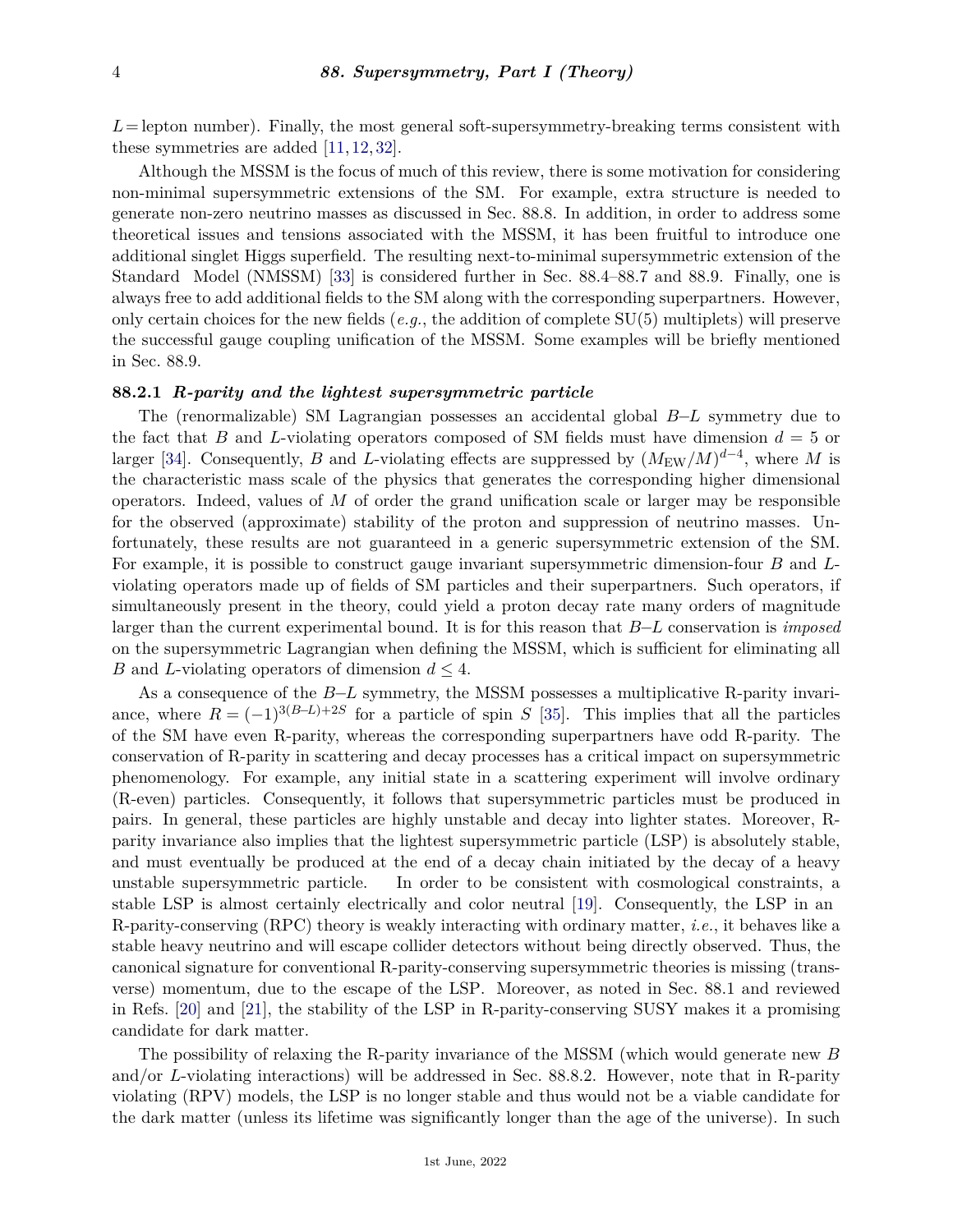$L$ = lepton number). Finally, the most general soft-supersymmetry-breaking terms consistent with these symmetries are added [11, 12, 32].

Although the MSSM is the focus of much of this review, there is some motivation for considering non-minimal supersymmetric extensions of the SM. For example, extra structure is needed to generate non-zero neutrino masses as discussed in Sec. 88.8. In addition, in order to address some theoretical issues and tensions associated with the MSSM, it has been fruitful to introduce one additional singlet Higgs superfield. The resulting next-to-minimal supersymmetric extension of the Standard Model (NMSSM) [33] is considered further in Sec. 88.4–88.7 and 88.9. Finally, one is always free to add additional fields to the SM along with the corresponding superpartners. However, only certain choices for the new fields (*e.g.*, the addition of complete SU(5) multiplets) will preserve the successful gauge coupling unification of the MSSM. Some examples will be briefly mentioned in Sec. 88.9.

### 88.2.1 *R-parity and the lightest supersymmetric particle*

The (renormalizable) SM Lagrangian possesses an accidental global $B$–$L$ symmetry due to the fact that $B$ and $L$-violating operators composed of SM fields must have dimension $d = 5$ or larger [34]. Consequently, $B$ and $L$-violating effects are suppressed by $(M_{\rm EW}/M)^{d-4}$, where $M$ is the characteristic mass scale of the physics that generates the corresponding higher dimensional operators. Indeed, values of $M$ of order the grand unification scale or larger may be responsible for the observed (approximate) stability of the proton and suppression of neutrino masses. Unfortunately, these results are not guaranteed in a generic supersymmetric extension of the SM. For example, it is possible to construct gauge invariant supersymmetric dimension-four $B$ and $L$-violating operators made up of fields of SM particles and their superpartners. Such operators, if simultaneously present in the theory, could yield a proton decay rate many orders of magnitude larger than the current experimental bound. It is for this reason that $B$–$L$ conservation is *imposed* on the supersymmetric Lagrangian when defining the MSSM, which is sufficient for eliminating all $B$ and $L$-violating operators of dimension $d \leq 4$.

As a consequence of the $B$–$L$ symmetry, the MSSM possesses a multiplicative R-parity invariance, where $R = (-1)^{3(B-L)+2S}$ for a particle of spin $S$ [35]. This implies that all the particles of the SM have even R-parity, whereas the corresponding superpartners have odd R-parity. The conservation of R-parity in scattering and decay processes has a critical impact on supersymmetric phenomenology. For example, any initial state in a scattering experiment will involve ordinary (R-even) particles. Consequently, it follows that supersymmetric particles must be produced in pairs. In general, these particles are highly unstable and decay into lighter states. Moreover, R-parity invariance also implies that the lightest supersymmetric particle (LSP) is absolutely stable, and must eventually be produced at the end of a decay chain initiated by the decay of a heavy unstable supersymmetric particle. In order to be consistent with cosmological constraints, a stable LSP is almost certainly electrically and color neutral [19]. Consequently, the LSP in an R-parity-conserving (RPC) theory is weakly interacting with ordinary matter, *i.e.*, it behaves like a stable heavy neutrino and will escape collider detectors without being directly observed. Thus, the canonical signature for conventional R-parity-conserving supersymmetric theories is missing (transverse) momentum, due to the escape of the LSP. Moreover, as noted in Sec. 88.1 and reviewed in Refs. [20] and [21], the stability of the LSP in R-parity-conserving SUSY makes it a promising candidate for dark matter.

The possibility of relaxing the R-parity invariance of the MSSM (which would generate new $B$ and/or $L$-violating interactions) will be addressed in Sec. 88.8.2. However, note that in R-parity violating (RPV) models, the LSP is no longer stable and thus would not be a viable candidate for the dark matter (unless its lifetime was significantly longer than the age of the universe). In such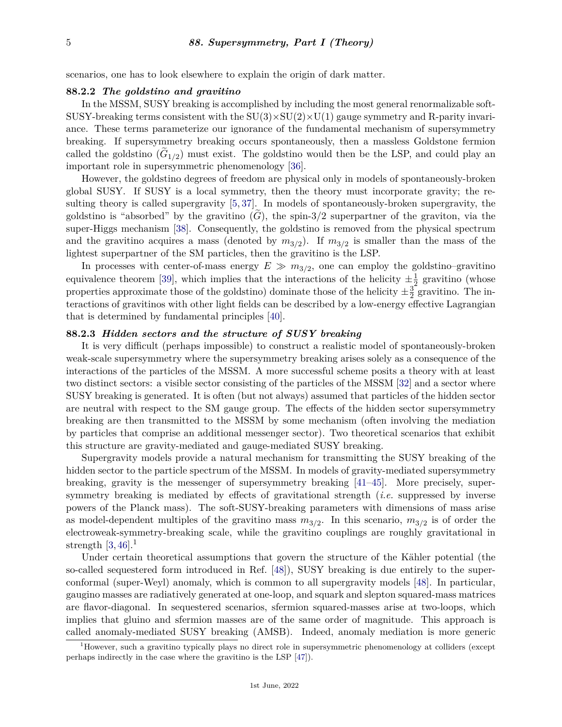scenarios, one has to look elsewhere to explain the origin of dark matter.

### 88.2.2 *The goldstino and gravitino*

In the MSSM, SUSY breaking is accomplished by including the most general renormalizable soft-SUSY-breaking terms consistent with the SU(3)×SU(2)×U(1) gauge symmetry and R-parity invariance. These terms parameterize our ignorance of the fundamental mechanism of supersymmetry breaking. If supersymmetry breaking occurs spontaneously, then a massless Goldstone fermion called the goldstino ($\widetilde{G}_{1/2}$) must exist. The goldstino would then be the LSP, and could play an important role in supersymmetric phenomenology [36].

However, the goldstino degrees of freedom are physical only in models of spontaneously-broken global SUSY. If SUSY is a local symmetry, then the theory must incorporate gravity; the resulting theory is called supergravity [5, 37]. In models of spontaneously-broken supergravity, the goldstino is "absorbed" by the gravitino ($\widetilde{G}$), the spin-3/2 superpartner of the graviton, via the super-Higgs mechanism [38]. Consequently, the goldstino is removed from the physical spectrum and the gravitino acquires a mass (denoted by $m_{3/2}$). If $m_{3/2}$ is smaller than the mass of the lightest superpartner of the SM particles, then the gravitino is the LSP.

In processes with center-of-mass energy $E \gg m_{3/2}$, one can employ the goldstino–gravitino equivalence theorem [39], which implies that the interactions of the helicity $\pm\frac{1}{2}$ gravitino (whose properties approximate those of the goldstino) dominate those of the helicity $\pm\frac{3}{2}$ gravitino. The interactions of gravitinos with other light fields can be described by a low-energy effective Lagrangian that is determined by fundamental principles [40].

### 88.2.3 *Hidden sectors and the structure of SUSY breaking*

It is very difficult (perhaps impossible) to construct a realistic model of spontaneously-broken weak-scale supersymmetry where the supersymmetry breaking arises solely as a consequence of the interactions of the particles of the MSSM. A more successful scheme posits a theory with at least two distinct sectors: a visible sector consisting of the particles of the MSSM [32] and a sector where SUSY breaking is generated. It is often (but not always) assumed that particles of the hidden sector are neutral with respect to the SM gauge group. The effects of the hidden sector supersymmetry breaking are then transmitted to the MSSM by some mechanism (often involving the mediation by particles that comprise an additional messenger sector). Two theoretical scenarios that exhibit this structure are gravity-mediated and gauge-mediated SUSY breaking.

Supergravity models provide a natural mechanism for transmitting the SUSY breaking of the hidden sector to the particle spectrum of the MSSM. In models of gravity-mediated supersymmetry breaking, gravity is the messenger of supersymmetry breaking [41–45]. More precisely, supersymmetry breaking is mediated by effects of gravitational strength (*i.e.* suppressed by inverse powers of the Planck mass). The soft-SUSY-breaking parameters with dimensions of mass arise as model-dependent multiples of the gravitino mass $m_{3/2}$. In this scenario, $m_{3/2}$ is of order the electroweak-symmetry-breaking scale, while the gravitino couplings are roughly gravitational in strength [3, 46].[1]

Under certain theoretical assumptions that govern the structure of the Kähler potential (the so-called sequestered form introduced in Ref. [48]), SUSY breaking is due entirely to the superconformal (super-Weyl) anomaly, which is common to all supergravity models [48]. In particular, gaugino masses are radiatively generated at one-loop, and squark and slepton squared-mass matrices are flavor-diagonal. In sequestered scenarios, sfermion squared-masses arise at two-loops, which implies that gluino and sfermion masses are of the same order of magnitude. This approach is called anomaly-mediated SUSY breaking (AMSB). Indeed, anomaly mediation is more generic

[1] However, such a gravitino typically plays no direct role in supersymmetric phenomenology at colliders (except perhaps indirectly in the case where the gravitino is the LSP [47]).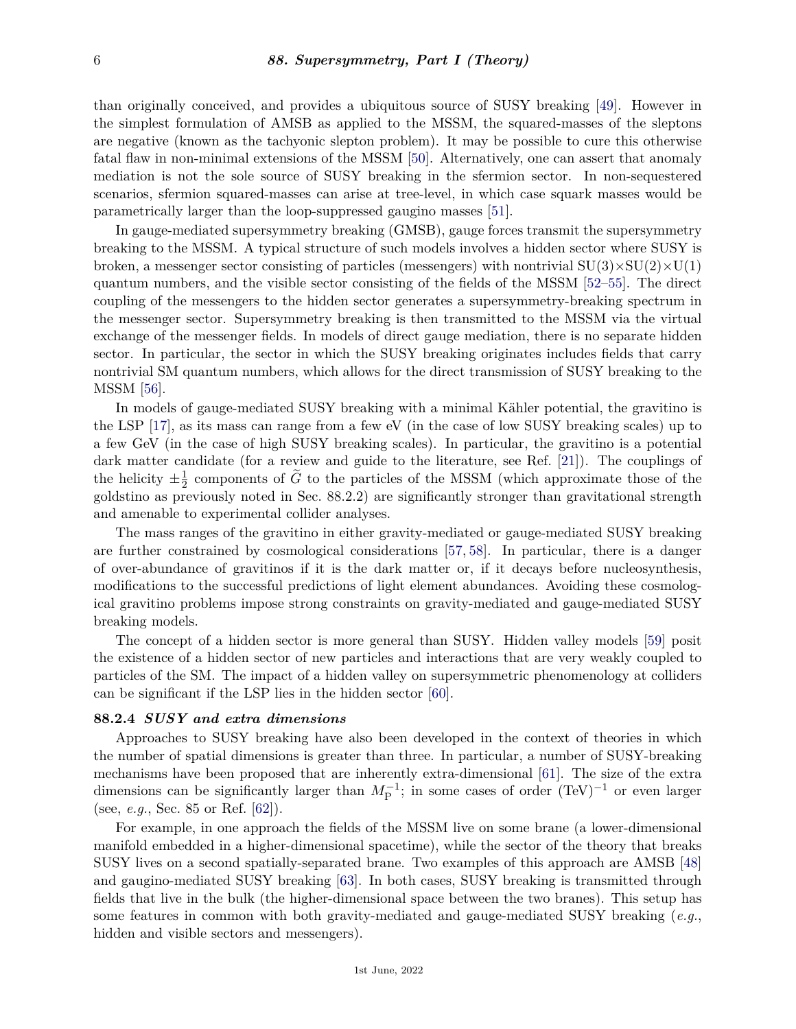than originally conceived, and provides a ubiquitous source of SUSY breaking [49]. However in the simplest formulation of AMSB as applied to the MSSM, the squared-masses of the sleptons are negative (known as the tachyonic slepton problem). It may be possible to cure this otherwise fatal flaw in non-minimal extensions of the MSSM [50]. Alternatively, one can assert that anomaly mediation is not the sole source of SUSY breaking in the sfermion sector. In non-sequestered scenarios, sfermion squared-masses can arise at tree-level, in which case squark masses would be parametrically larger than the loop-suppressed gaugino masses [51].

In gauge-mediated supersymmetry breaking (GMSB), gauge forces transmit the supersymmetry breaking to the MSSM. A typical structure of such models involves a hidden sector where SUSY is broken, a messenger sector consisting of particles (messengers) with nontrivial SU(3)×SU(2)×U(1) quantum numbers, and the visible sector consisting of the fields of the MSSM [52–55]. The direct coupling of the messengers to the hidden sector generates a supersymmetry-breaking spectrum in the messenger sector. Supersymmetry breaking is then transmitted to the MSSM via the virtual exchange of the messenger fields. In models of direct gauge mediation, there is no separate hidden sector. In particular, the sector in which the SUSY breaking originates includes fields that carry nontrivial SM quantum numbers, which allows for the direct transmission of SUSY breaking to the MSSM [56].

In models of gauge-mediated SUSY breaking with a minimal Kähler potential, the gravitino is the LSP [17], as its mass can range from a few eV (in the case of low SUSY breaking scales) up to a few GeV (in the case of high SUSY breaking scales). In particular, the gravitino is a potential dark matter candidate (for a review and guide to the literature, see Ref. [21]). The couplings of the helicity $\pm\frac{1}{2}$ components of $\widetilde{G}$ to the particles of the MSSM (which approximate those of the goldstino as previously noted in Sec. 88.2.2) are significantly stronger than gravitational strength and amenable to experimental collider analyses.

The mass ranges of the gravitino in either gravity-mediated or gauge-mediated SUSY breaking are further constrained by cosmological considerations [57, 58]. In particular, there is a danger of over-abundance of gravitinos if it is the dark matter or, if it decays before nucleosynthesis, modifications to the successful predictions of light element abundances. Avoiding these cosmological gravitino problems impose strong constraints on gravity-mediated and gauge-mediated SUSY breaking models.

The concept of a hidden sector is more general than SUSY. Hidden valley models [59] posit the existence of a hidden sector of new particles and interactions that are very weakly coupled to particles of the SM. The impact of a hidden valley on supersymmetric phenomenology at colliders can be significant if the LSP lies in the hidden sector [60].

### 88.2.4 *SUSY and extra dimensions*

Approaches to SUSY breaking have also been developed in the context of theories in which the number of spatial dimensions is greater than three. In particular, a number of SUSY-breaking mechanisms have been proposed that are inherently extra-dimensional [61]. The size of the extra dimensions can be significantly larger than $M_{\rm P}^{-1}$; in some cases of order $({\rm TeV})^{-1}$ or even larger (see, *e.g.*, Sec. 85 or Ref. [62]).

For example, in one approach the fields of the MSSM live on some brane (a lower-dimensional manifold embedded in a higher-dimensional spacetime), while the sector of the theory that breaks SUSY lives on a second spatially-separated brane. Two examples of this approach are AMSB [48] and gaugino-mediated SUSY breaking [63]. In both cases, SUSY breaking is transmitted through fields that live in the bulk (the higher-dimensional space between the two branes). This setup has some features in common with both gravity-mediated and gauge-mediated SUSY breaking (*e.g.*, hidden and visible sectors and messengers).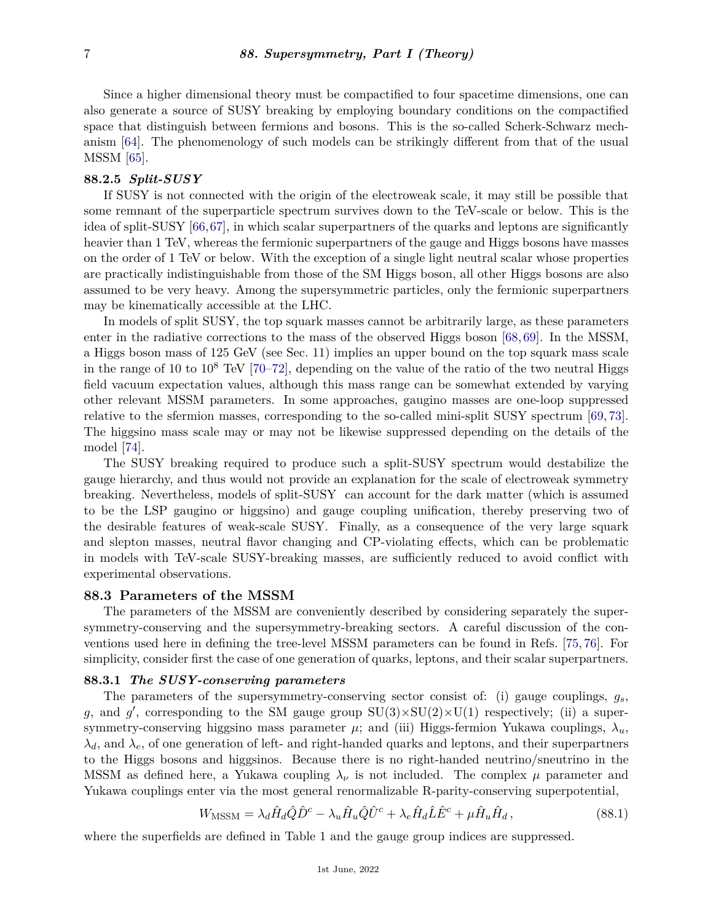Since a higher dimensional theory must be compactified to four spacetime dimensions, one can also generate a source of SUSY breaking by employing boundary conditions on the compactified space that distinguish between fermions and bosons. This is the so-called Scherk-Schwarz mechanism [64]. The phenomenology of such models can be strikingly different from that of the usual MSSM [65].

### 88.2.5 *Split-SUSY*

If SUSY is not connected with the origin of the electroweak scale, it may still be possible that some remnant of the superparticle spectrum survives down to the TeV-scale or below. This is the idea of split-SUSY [66,67], in which scalar superpartners of the quarks and leptons are significantly heavier than 1 TeV, whereas the fermionic superpartners of the gauge and Higgs bosons have masses on the order of 1 TeV or below. With the exception of a single light neutral scalar whose properties are practically indistinguishable from those of the SM Higgs boson, all other Higgs bosons are also assumed to be very heavy. Among the supersymmetric particles, only the fermionic superpartners may be kinematically accessible at the LHC.

In models of split SUSY, the top squark masses cannot be arbitrarily large, as these parameters enter in the radiative corrections to the mass of the observed Higgs boson [68,69]. In the MSSM, a Higgs boson mass of 125 GeV (see Sec. 11) implies an upper bound on the top squark mass scale in the range of 10 to $10^8$ TeV [70–72], depending on the value of the ratio of the two neutral Higgs field vacuum expectation values, although this mass range can be somewhat extended by varying other relevant MSSM parameters. In some approaches, gaugino masses are one-loop suppressed relative to the sfermion masses, corresponding to the so-called mini-split SUSY spectrum [69,73]. The higgsino mass scale may or may not be likewise suppressed depending on the details of the model [74].

The SUSY breaking required to produce such a split-SUSY spectrum would destabilize the gauge hierarchy, and thus would not provide an explanation for the scale of electroweak symmetry breaking. Nevertheless, models of split-SUSY can account for the dark matter (which is assumed to be the LSP gaugino or higgsino) and gauge coupling unification, thereby preserving two of the desirable features of weak-scale SUSY. Finally, as a consequence of the very large squark and slepton masses, neutral flavor changing and CP-violating effects, which can be problematic in models with TeV-scale SUSY-breaking masses, are sufficiently reduced to avoid conflict with experimental observations.

## 88.3 Parameters of the MSSM

The parameters of the MSSM are conveniently described by considering separately the supersymmetry-conserving and the supersymmetry-breaking sectors. A careful discussion of the conventions used here in defining the tree-level MSSM parameters can be found in Refs. [75,76]. For simplicity, consider first the case of one generation of quarks, leptons, and their scalar superpartners.

### 88.3.1 *The SUSY-conserving parameters*

The parameters of the supersymmetry-conserving sector consist of: (i) gauge couplings, $g_s$, $g$, and $g'$, corresponding to the SM gauge group SU(3)×SU(2)×U(1) respectively; (ii) a supersymmetry-conserving higgsino mass parameter $\mu$; and (iii) Higgs-fermion Yukawa couplings, $\lambda_u$, $\lambda_d$, and $\lambda_e$, of one generation of left- and right-handed quarks and leptons, and their superpartners to the Higgs bosons and higgsinos. Because there is no right-handed neutrino/sneutrino in the MSSM as defined here, a Yukawa coupling $\lambda_\nu$ is not included. The complex $\mu$ parameter and Yukawa couplings enter via the most general renormalizable R-parity-conserving superpotential,

$$W_{\text{MSSM}} = \lambda_d \hat{H}_d \hat{Q} \hat{D}^c - \lambda_u \hat{H}_u \hat{Q} \hat{U}^c + \lambda_e \hat{H}_d \hat{L} \hat{E}^c + \mu \hat{H}_u \hat{H}_d \,, \tag{88.1}$$

where the superfields are defined in Table 1 and the gauge group indices are suppressed.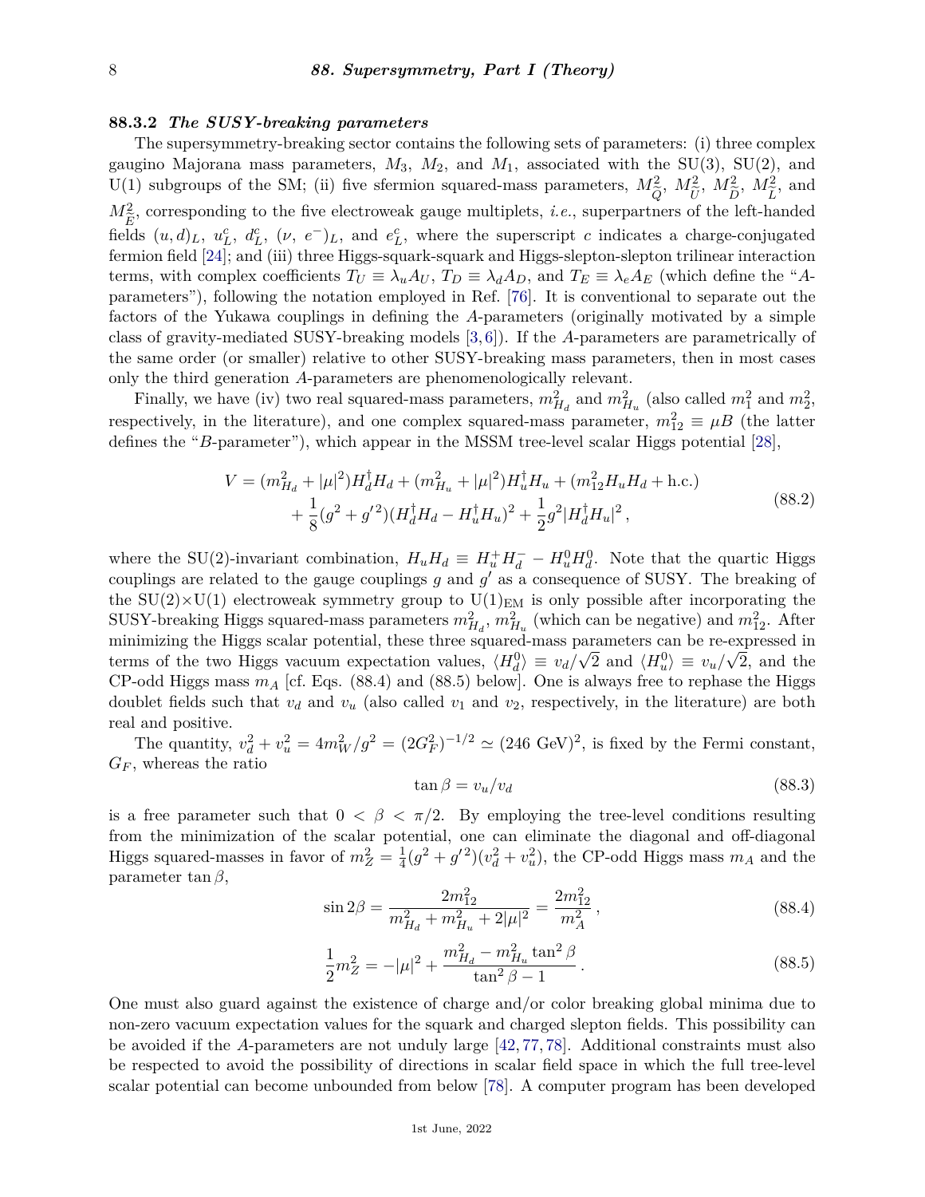### 88.3.2 *The SUSY-breaking parameters*

The supersymmetry-breaking sector contains the following sets of parameters: (i) three complex gaugino Majorana mass parameters, $M_3$, $M_2$, and $M_1$, associated with the SU(3), SU(2), and U(1) subgroups of the SM; (ii) five sfermion squared-mass parameters, $M^2_{\widetilde{Q}}$, $M^2_{\widetilde{U}}$, $M^2_{\widetilde{D}}$, $M^2_{\widetilde{L}}$, and $M^2_{\widetilde{E}}$, corresponding to the five electroweak gauge multiplets, *i.e.*, superpartners of the left-handed fields $(u,d)_L$, $u^c_L$, $d^c_L$, $(\nu,\ e^-)_L$, and $e^c_L$, where the superscript $c$ indicates a charge-conjugated fermion field [24]; and (iii) three Higgs-squark-squark and Higgs-slepton-slepton trilinear interaction terms, with complex coefficients $T_U \equiv \lambda_u A_U$, $T_D \equiv \lambda_d A_D$, and $T_E \equiv \lambda_e A_E$ (which define the "$A$-parameters"), following the notation employed in Ref. [76]. It is conventional to separate out the factors of the Yukawa couplings in defining the $A$-parameters (originally motivated by a simple class of gravity-mediated SUSY-breaking models [3,6]). If the $A$-parameters are parametrically of the same order (or smaller) relative to other SUSY-breaking mass parameters, then in most cases only the third generation $A$-parameters are phenomenologically relevant.

Finally, we have (iv) two real squared-mass parameters, $m^2_{H_d}$ and $m^2_{H_u}$ (also called $m^2_1$ and $m^2_2$, respectively, in the literature), and one complex squared-mass parameter, $m^2_{12} \equiv \mu B$ (the latter defines the "$B$-parameter"), which appear in the MSSM tree-level scalar Higgs potential [28],

$$
\begin{aligned}
V = (m^2_{H_d} + |\mu|^2) H^\dagger_d H_d + (m^2_{H_u} + |\mu|^2) H^\dagger_u H_u + (m^2_{12} H_u H_d + \text{h.c.}) \\
+ \frac{1}{8}(g^2 + g'^2)(H^\dagger_d H_d - H^\dagger_u H_u)^2 + \frac{1}{2} g^2 |H^\dagger_d H_u|^2 \,,
\end{aligned}
\tag{88.2}
$$

where the SU(2)-invariant combination, $H_u H_d \equiv H^+_u H^-_d - H^0_u H^0_d$. Note that the quartic Higgs couplings are related to the gauge couplings $g$ and $g'$ as a consequence of SUSY. The breaking of the SU(2)$\times$U(1) electroweak symmetry group to U(1)$_{\rm EM}$ is only possible after incorporating the SUSY-breaking Higgs squared-mass parameters $m^2_{H_d}$, $m^2_{H_u}$ (which can be negative) and $m^2_{12}$. After minimizing the Higgs scalar potential, these three squared-mass parameters can be re-expressed in terms of the two Higgs vacuum expectation values, $\langle H^0_d \rangle \equiv v_d/\sqrt{2}$ and $\langle H^0_u \rangle \equiv v_u/\sqrt{2}$, and the CP-odd Higgs mass $m_A$ [cf. Eqs. (88.4) and (88.5) below]. One is always free to rephase the Higgs doublet fields such that $v_d$ and $v_u$ (also called $v_1$ and $v_2$, respectively, in the literature) are both real and positive.

The quantity, $v^2_d + v^2_u = 4m^2_W/g^2 = (2G^2_F)^{-1/2} \simeq (246\ \text{GeV})^2$, is fixed by the Fermi constant, $G_F$, whereas the ratio

$$
\tan\beta = v_u/v_d \tag{88.3}
$$

is a free parameter such that $0 < \beta < \pi/2$. By employing the tree-level conditions resulting from the minimization of the scalar potential, one can eliminate the diagonal and off-diagonal Higgs squared-masses in favor of $m^2_Z = \frac{1}{4}(g^2 + g'^2)(v^2_d + v^2_u)$, the CP-odd Higgs mass $m_A$ and the parameter $\tan\beta$,

$$
\sin 2\beta = \frac{2m^2_{12}}{m^2_{H_d} + m^2_{H_u} + 2|\mu|^2} = \frac{2m^2_{12}}{m^2_A} \,, \tag{88.4}
$$

$$
\frac{1}{2} m^2_Z = -|\mu|^2 + \frac{m^2_{H_d} - m^2_{H_u} \tan^2\beta}{\tan^2\beta - 1} \,. \tag{88.5}
$$

One must also guard against the existence of charge and/or color breaking global minima due to non-zero vacuum expectation values for the squark and charged slepton fields. This possibility can be avoided if the $A$-parameters are not unduly large [42,77,78]. Additional constraints must also be respected to avoid the possibility of directions in scalar field space in which the full tree-level scalar potential can become unbounded from below [78]. A computer program has been developed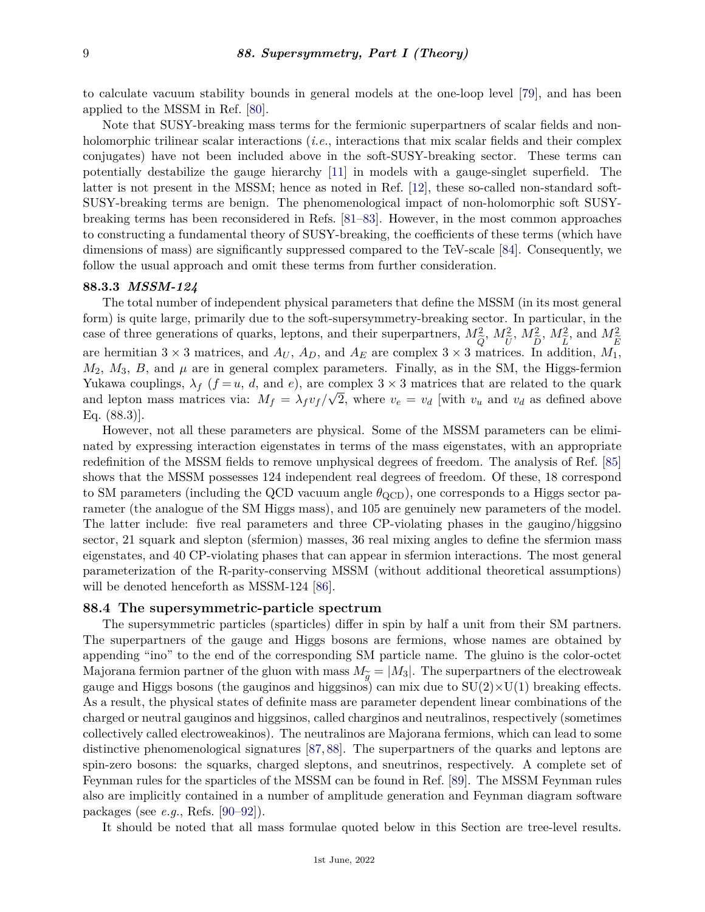to calculate vacuum stability bounds in general models at the one-loop level [79], and has been applied to the MSSM in Ref. [80].

Note that SUSY-breaking mass terms for the fermionic superpartners of scalar fields and non-holomorphic trilinear scalar interactions (*i.e.*, interactions that mix scalar fields and their complex conjugates) have not been included above in the soft-SUSY-breaking sector. These terms can potentially destabilize the gauge hierarchy [11] in models with a gauge-singlet superfield. The latter is not present in the MSSM; hence as noted in Ref. [12], these so-called non-standard soft-SUSY-breaking terms are benign. The phenomenological impact of non-holomorphic soft SUSY-breaking terms has been reconsidered in Refs. [81–83]. However, in the most common approaches to constructing a fundamental theory of SUSY-breaking, the coefficients of these terms (which have dimensions of mass) are significantly suppressed compared to the TeV-scale [84]. Consequently, we follow the usual approach and omit these terms from further consideration.

### 88.3.3 *MSSM-124*

The total number of independent physical parameters that define the MSSM (in its most general form) is quite large, primarily due to the soft-supersymmetry-breaking sector. In particular, in the case of three generations of quarks, leptons, and their superpartners, $M^2_{\widetilde{Q}}$, $M^2_{\widetilde{U}}$, $M^2_{\widetilde{D}}$, $M^2_{\widetilde{L}}$, and $M^2_{\widetilde{E}}$ are hermitian $3 \times 3$ matrices, and $A_U$, $A_D$, and $A_E$ are complex $3 \times 3$ matrices. In addition, $M_1$, $M_2$, $M_3$, $B$, and $\mu$ are in general complex parameters. Finally, as in the SM, the Higgs-fermion Yukawa couplings, $\lambda_f$ ($f = u$, $d$, and $e$), are complex $3 \times 3$ matrices that are related to the quark and lepton mass matrices via: $M_f = \lambda_f v_f/\sqrt{2}$, where $v_e = v_d$ [with $v_u$ and $v_d$ as defined above Eq. (88.3)].

However, not all these parameters are physical. Some of the MSSM parameters can be eliminated by expressing interaction eigenstates in terms of the mass eigenstates, with an appropriate redefinition of the MSSM fields to remove unphysical degrees of freedom. The analysis of Ref. [85] shows that the MSSM possesses 124 independent real degrees of freedom. Of these, 18 correspond to SM parameters (including the QCD vacuum angle $\theta_{\rm QCD}$), one corresponds to a Higgs sector parameter (the analogue of the SM Higgs mass), and 105 are genuinely new parameters of the model. The latter include: five real parameters and three CP-violating phases in the gaugino/higgsino sector, 21 squark and slepton (sfermion) masses, 36 real mixing angles to define the sfermion mass eigenstates, and 40 CP-violating phases that can appear in sfermion interactions. The most general parameterization of the R-parity-conserving MSSM (without additional theoretical assumptions) will be denoted henceforth as MSSM-124 [86].

## 88.4 The supersymmetric-particle spectrum

The supersymmetric particles (sparticles) differ in spin by half a unit from their SM partners. The superpartners of the gauge and Higgs bosons are fermions, whose names are obtained by appending "ino" to the end of the corresponding SM particle name. The gluino is the color-octet Majorana fermion partner of the gluon with mass $M_{\widetilde{g}} = |M_3|$. The superpartners of the electroweak gauge and Higgs bosons (the gauginos and higgsinos) can mix due to SU(2)×U(1) breaking effects. As a result, the physical states of definite mass are parameter dependent linear combinations of the charged or neutral gauginos and higgsinos, called charginos and neutralinos, respectively (sometimes collectively called electroweakinos). The neutralinos are Majorana fermions, which can lead to some distinctive phenomenological signatures [87, 88]. The superpartners of the quarks and leptons are spin-zero bosons: the squarks, charged sleptons, and sneutrinos, respectively. A complete set of Feynman rules for the sparticles of the MSSM can be found in Ref. [89]. The MSSM Feynman rules also are implicitly contained in a number of amplitude generation and Feynman diagram software packages (see *e.g.*, Refs. [90–92]).

It should be noted that all mass formulae quoted below in this Section are tree-level results.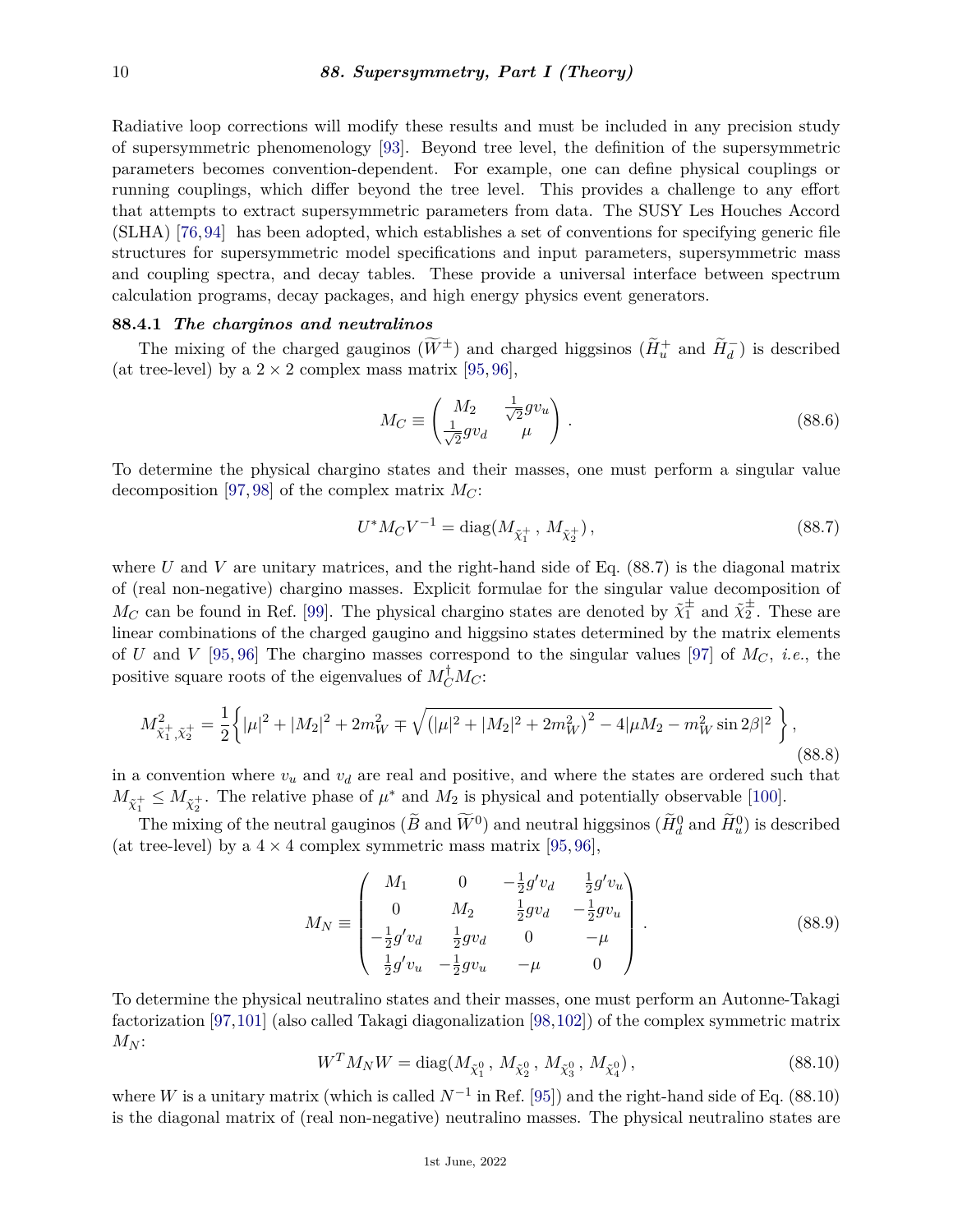Radiative loop corrections will modify these results and must be included in any precision study of supersymmetric phenomenology [93]. Beyond tree level, the definition of the supersymmetric parameters becomes convention-dependent. For example, one can define physical couplings or running couplings, which differ beyond the tree level. This provides a challenge to any effort that attempts to extract supersymmetric parameters from data. The SUSY Les Houches Accord (SLHA) [76,94] has been adopted, which establishes a set of conventions for specifying generic file structures for supersymmetric model specifications and input parameters, supersymmetric mass and coupling spectra, and decay tables. These provide a universal interface between spectrum calculation programs, decay packages, and high energy physics event generators.

### 88.4.1 *The charginos and neutralinos*

The mixing of the charged gauginos ($\widetilde{W}^{\pm}$) and charged higgsinos ($\widetilde{H}_u^+$ and $\widetilde{H}_d^-$) is described (at tree-level) by a $2 \times 2$ complex mass matrix [95,96],

$$M_C \equiv \begin{pmatrix} M_2 & \frac{1}{\sqrt{2}} g v_u \\ \frac{1}{\sqrt{2}} g v_d & \mu \end{pmatrix} . \tag{88.6}$$

To determine the physical chargino states and their masses, one must perform a singular value decomposition [97,98] of the complex matrix $M_C$:

$$U^* M_C V^{-1} = \mathrm{diag}(M_{\tilde{\chi}_1^+}\,,\, M_{\tilde{\chi}_2^+})\,, \tag{88.7}$$

where $U$ and $V$ are unitary matrices, and the right-hand side of Eq. (88.7) is the diagonal matrix of (real non-negative) chargino masses. Explicit formulae for the singular value decomposition of $M_C$ can be found in Ref. [99]. The physical chargino states are denoted by $\tilde{\chi}_1^{\pm}$ and $\tilde{\chi}_2^{\pm}$. These are linear combinations of the charged gaugino and higgsino states determined by the matrix elements of $U$ and $V$ [95,96] The chargino masses correspond to the singular values [97] of $M_C$, *i.e.*, the positive square roots of the eigenvalues of $M_C^\dagger M_C$:

$$M^2_{\tilde{\chi}_1^+,\tilde{\chi}_2^+} = \frac{1}{2}\left\{ |\mu|^2 + |M_2|^2 + 2m_W^2 \mp \sqrt{\left(|\mu|^2 + |M_2|^2 + 2m_W^2\right)^2 - 4|\mu M_2 - m_W^2 \sin 2\beta|^2}\ \right\}, \tag{88.8}$$

in a convention where $v_u$ and $v_d$ are real and positive, and where the states are ordered such that $M_{\tilde{\chi}_1^+} \leq M_{\tilde{\chi}_2^+}$. The relative phase of $\mu^*$ and $M_2$ is physical and potentially observable [100].

The mixing of the neutral gauginos ($\widetilde{B}$ and $\widetilde{W}^0$) and neutral higgsinos ($\widetilde{H}_d^0$ and $\widetilde{H}_u^0$) is described (at tree-level) by a $4 \times 4$ complex symmetric mass matrix [95,96],

$$M_N \equiv \begin{pmatrix} M_1 & 0 & -\frac{1}{2} g' v_d & \frac{1}{2} g' v_u \\ 0 & M_2 & \frac{1}{2} g v_d & -\frac{1}{2} g v_u \\ -\frac{1}{2} g' v_d & \frac{1}{2} g v_d & 0 & -\mu \\ \frac{1}{2} g' v_u & -\frac{1}{2} g v_u & -\mu & 0 \end{pmatrix} . \tag{88.9}$$

To determine the physical neutralino states and their masses, one must perform an Autonne-Takagi factorization [97,101] (also called Takagi diagonalization [98,102]) of the complex symmetric matrix $M_N$:

$$W^T M_N W = \mathrm{diag}(M_{\tilde{\chi}_1^0}\,,\, M_{\tilde{\chi}_2^0}\,,\, M_{\tilde{\chi}_3^0}\,,\, M_{\tilde{\chi}_4^0})\,, \tag{88.10}$$

where $W$ is a unitary matrix (which is called $N^{-1}$ in Ref. [95]) and the right-hand side of Eq. (88.10) is the diagonal matrix of (real non-negative) neutralino masses. The physical neutralino states are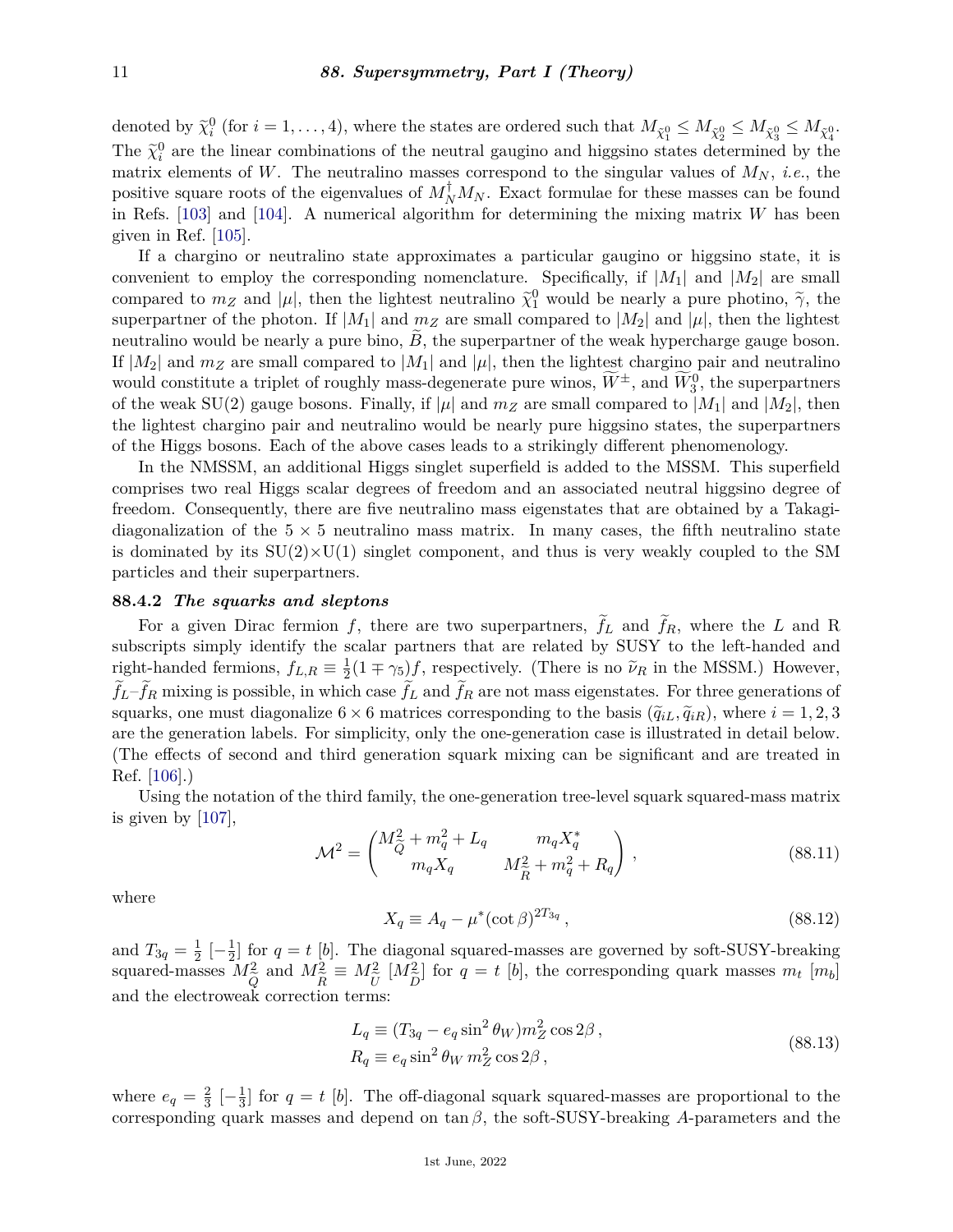denoted by $\widetilde{\chi}_i^0$ (for $i = 1, \ldots, 4$), where the states are ordered such that $M_{\widetilde{\chi}_1^0} \leq M_{\widetilde{\chi}_2^0} \leq M_{\widetilde{\chi}_3^0} \leq M_{\widetilde{\chi}_4^0}$. The $\widetilde{\chi}_i^0$ are the linear combinations of the neutral gaugino and higgsino states determined by the matrix elements of $W$. The neutralino masses correspond to the singular values of $M_N$, *i.e.*, the positive square roots of the eigenvalues of $M_N^\dagger M_N$. Exact formulae for these masses can be found in Refs. [103] and [104]. A numerical algorithm for determining the mixing matrix $W$ has been given in Ref. [105].

If a chargino or neutralino state approximates a particular gaugino or higgsino state, it is convenient to employ the corresponding nomenclature. Specifically, if $|M_1|$ and $|M_2|$ are small compared to $m_Z$ and $|\mu|$, then the lightest neutralino $\widetilde{\chi}_1^0$ would be nearly a pure photino, $\widetilde{\gamma}$, the superpartner of the photon. If $|M_1|$ and $m_Z$ are small compared to $|M_2|$ and $|\mu|$, then the lightest neutralino would be nearly a pure bino, $\widetilde{B}$, the superpartner of the weak hypercharge gauge boson. If $|M_2|$ and $m_Z$ are small compared to $|M_1|$ and $|\mu|$, then the lightest chargino pair and neutralino would constitute a triplet of roughly mass-degenerate pure winos, $\widetilde{W}^{\pm}$, and $\widetilde{W}_3^0$, the superpartners of the weak SU(2) gauge bosons. Finally, if $|\mu|$ and $m_Z$ are small compared to $|M_1|$ and $|M_2|$, then the lightest chargino pair and neutralino would be nearly pure higgsino states, the superpartners of the Higgs bosons. Each of the above cases leads to a strikingly different phenomenology.

In the NMSSM, an additional Higgs singlet superfield is added to the MSSM. This superfield comprises two real Higgs scalar degrees of freedom and an associated neutral higgsino degree of freedom. Consequently, there are five neutralino mass eigenstates that are obtained by a Takagi-diagonalization of the $5 \times 5$ neutralino mass matrix. In many cases, the fifth neutralino state is dominated by its SU(2)×U(1) singlet component, and thus is very weakly coupled to the SM particles and their superpartners.

### 88.4.2 *The squarks and sleptons*

For a given Dirac fermion $f$, there are two superpartners, $\widetilde{f}_L$ and $\widetilde{f}_R$, where the $L$ and R subscripts simply identify the scalar partners that are related by SUSY to the left-handed and right-handed fermions, $f_{L,R} \equiv \frac{1}{2}(1 \mp \gamma_5)f$, respectively. (There is no $\widetilde{\nu}_R$ in the MSSM.) However, $\widetilde{f}_L$–$\widetilde{f}_R$ mixing is possible, in which case $\widetilde{f}_L$ and $\widetilde{f}_R$ are not mass eigenstates. For three generations of squarks, one must diagonalize $6 \times 6$ matrices corresponding to the basis $(\widetilde{q}_{iL}, \widetilde{q}_{iR})$, where $i = 1, 2, 3$ are the generation labels. For simplicity, only the one-generation case is illustrated in detail below. (The effects of second and third generation squark mixing can be significant and are treated in Ref. [106].)

Using the notation of the third family, the one-generation tree-level squark squared-mass matrix is given by [107],

$$\mathcal{M}^2 = \begin{pmatrix} M_{\widetilde{Q}}^2 + m_q^2 + L_q & m_q X_q^* \\ m_q X_q & M_{\widetilde{R}}^2 + m_q^2 + R_q \end{pmatrix}, \tag{88.11}$$

where

$$X_q \equiv A_q - \mu^* (\cot\beta)^{2T_{3q}}, \tag{88.12}$$

and $T_{3q} = \frac{1}{2}$ $[-\frac{1}{2}]$ for $q = t$ $[b]$. The diagonal squared-masses are governed by soft-SUSY-breaking squared-masses $M_{\widetilde{Q}}^2$ and $M_{\widetilde{R}}^2 \equiv M_{\widetilde{U}}^2$ $[M_{\widetilde{D}}^2]$ for $q = t$ $[b]$, the corresponding quark masses $m_t$ $[m_b]$ and the electroweak correction terms:

$$\begin{aligned} L_q &\equiv (T_{3q} - e_q \sin^2\theta_W) m_Z^2 \cos 2\beta \,, \\ R_q &\equiv e_q \sin^2\theta_W \, m_Z^2 \cos 2\beta \,, \end{aligned} \tag{88.13}$$

where $e_q = \frac{2}{3}$ $[-\frac{1}{3}]$ for $q = t$ $[b]$. The off-diagonal squark squared-masses are proportional to the corresponding quark masses and depend on $\tan\beta$, the soft-SUSY-breaking $A$-parameters and the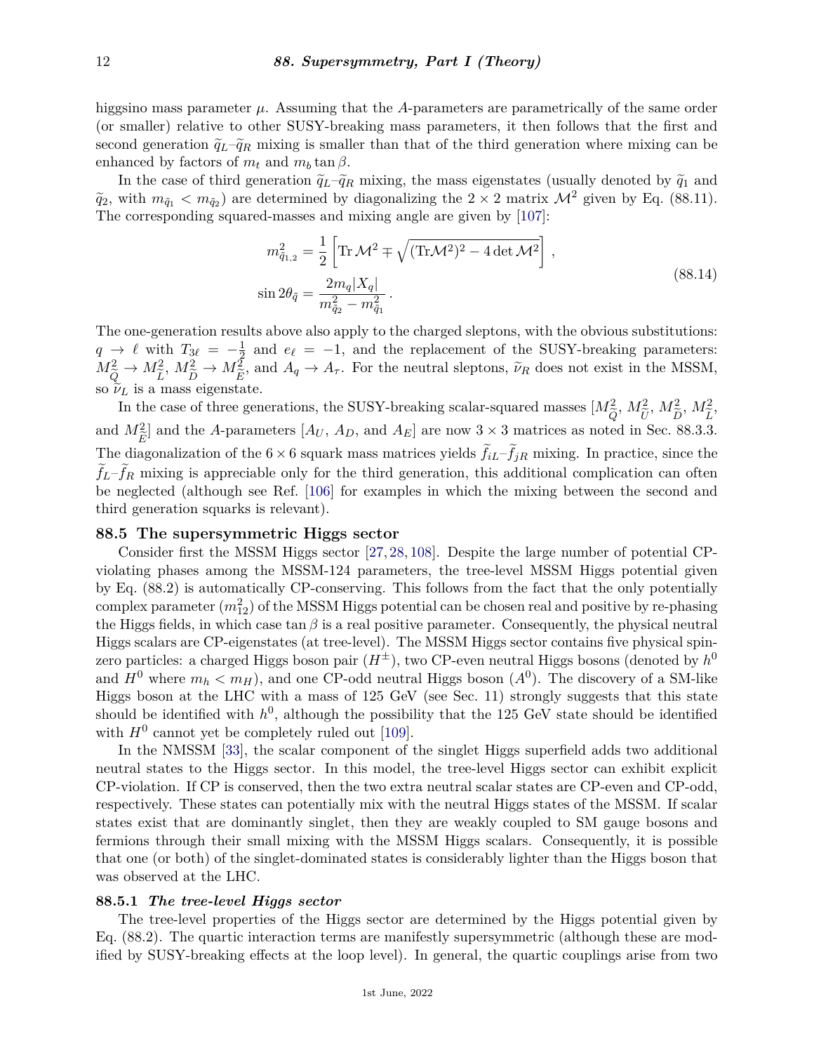higgsino mass parameter $\mu$. Assuming that the $A$-parameters are parametrically of the same order (or smaller) relative to other SUSY-breaking mass parameters, it then follows that the first and second generation $\widetilde{q}_L$–$\widetilde{q}_R$ mixing is smaller than that of the third generation where mixing can be enhanced by factors of $m_t$ and $m_b \tan\beta$.

In the case of third generation $\widetilde{q}_L$–$\widetilde{q}_R$ mixing, the mass eigenstates (usually denoted by $\widetilde{q}_1$ and $\widetilde{q}_2$, with $m_{\widetilde{q}_1} < m_{\widetilde{q}_2}$) are determined by diagonalizing the $2 \times 2$ matrix $\mathcal{M}^2$ given by Eq. (88.11). The corresponding squared-masses and mixing angle are given by [107]:

$$
\begin{aligned}
m^2_{\widetilde{q}_{1,2}} &= \frac{1}{2}\left[\mathrm{Tr}\,\mathcal{M}^2 \mp \sqrt{(\mathrm{Tr}\mathcal{M}^2)^2 - 4\det\mathcal{M}^2}\right] , \\
\sin 2\theta_{\widetilde{q}} &= \frac{2m_q |X_q|}{m^2_{\widetilde{q}_2} - m^2_{\widetilde{q}_1}} .
\end{aligned}
\tag{88.14}
$$

The one-generation results above also apply to the charged sleptons, with the obvious substitutions: $q \to \ell$ with $T_{3\ell} = -\frac{1}{2}$ and $e_\ell = -1$, and the replacement of the SUSY-breaking parameters: $M^2_{\widetilde{Q}} \to M^2_{\widetilde{L}}$, $M^2_{\widetilde{D}} \to M^2_{\widetilde{E}}$, and $A_q \to A_\tau$. For the neutral sleptons, $\widetilde{\nu}_R$ does not exist in the MSSM, so $\widetilde{\nu}_L$ is a mass eigenstate.

In the case of three generations, the SUSY-breaking scalar-squared masses [$M^2_{\widetilde{Q}}$, $M^2_{\widetilde{U}}$, $M^2_{\widetilde{D}}$, $M^2_{\widetilde{L}}$, and $M^2_{\widetilde{E}}$] and the $A$-parameters [$A_U$, $A_D$, and $A_E$] are now $3 \times 3$ matrices as noted in Sec. 88.3.3. The diagonalization of the $6 \times 6$ squark mass matrices yields $\widetilde{f}_{iL}$–$\widetilde{f}_{jR}$ mixing. In practice, since the $\widetilde{f}_L$–$\widetilde{f}_R$ mixing is appreciable only for the third generation, this additional complication can often be neglected (although see Ref. [106] for examples in which the mixing between the second and third generation squarks is relevant).

## 88.5 The supersymmetric Higgs sector

Consider first the MSSM Higgs sector [27, 28, 108]. Despite the large number of potential CP-violating phases among the MSSM-124 parameters, the tree-level MSSM Higgs potential given by Eq. (88.2) is automatically CP-conserving. This follows from the fact that the only potentially complex parameter ($m^2_{12}$) of the MSSM Higgs potential can be chosen real and positive by re-phasing the Higgs fields, in which case $\tan\beta$ is a real positive parameter. Consequently, the physical neutral Higgs scalars are CP-eigenstates (at tree-level). The MSSM Higgs sector contains five physical spin-zero particles: a charged Higgs boson pair ($H^\pm$), two CP-even neutral Higgs bosons (denoted by $h^0$ and $H^0$ where $m_h < m_H$), and one CP-odd neutral Higgs boson ($A^0$). The discovery of a SM-like Higgs boson at the LHC with a mass of 125 GeV (see Sec. 11) strongly suggests that this state should be identified with $h^0$, although the possibility that the 125 GeV state should be identified with $H^0$ cannot yet be completely ruled out [109].

In the NMSSM [33], the scalar component of the singlet Higgs superfield adds two additional neutral states to the Higgs sector. In this model, the tree-level Higgs sector can exhibit explicit CP-violation. If CP is conserved, then the two extra neutral scalar states are CP-even and CP-odd, respectively. These states can potentially mix with the neutral Higgs states of the MSSM. If scalar states exist that are dominantly singlet, then they are weakly coupled to SM gauge bosons and fermions through their small mixing with the MSSM Higgs scalars. Consequently, it is possible that one (or both) of the singlet-dominated states is considerably lighter than the Higgs boson that was observed at the LHC.

### 88.5.1 *The tree-level Higgs sector*

The tree-level properties of the Higgs sector are determined by the Higgs potential given by Eq. (88.2). The quartic interaction terms are manifestly supersymmetric (although these are modified by SUSY-breaking effects at the loop level). In general, the quartic couplings arise from two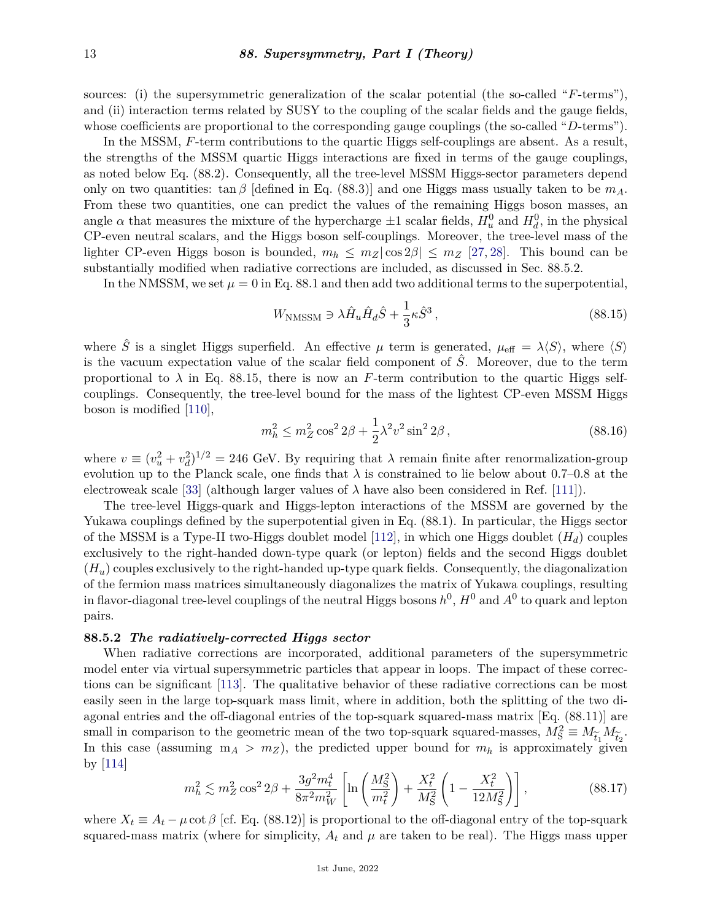sources: (i) the supersymmetric generalization of the scalar potential (the so-called "$F$-terms"), and (ii) interaction terms related by SUSY to the coupling of the scalar fields and the gauge fields, whose coefficients are proportional to the corresponding gauge couplings (the so-called "$D$-terms").

In the MSSM, $F$-term contributions to the quartic Higgs self-couplings are absent. As a result, the strengths of the MSSM quartic Higgs interactions are fixed in terms of the gauge couplings, as noted below Eq. (88.2). Consequently, all the tree-level MSSM Higgs-sector parameters depend only on two quantities: $\tan\beta$ [defined in Eq. (88.3)] and one Higgs mass usually taken to be $m_A$. From these two quantities, one can predict the values of the remaining Higgs boson masses, an angle $\alpha$ that measures the mixture of the hypercharge $\pm 1$ scalar fields, $H_u^0$ and $H_d^0$, in the physical CP-even neutral scalars, and the Higgs boson self-couplings. Moreover, the tree-level mass of the lighter CP-even Higgs boson is bounded, $m_h \leq m_Z |\cos 2\beta| \leq m_Z$ [27, 28]. This bound can be substantially modified when radiative corrections are included, as discussed in Sec. 88.5.2.

In the NMSSM, we set $\mu = 0$ in Eq. 88.1 and then add two additional terms to the superpotential,

$$W_{\rm NMSSM} \ni \lambda \hat{H}_u \hat{H}_d \hat{S} + \frac{1}{3}\kappa \hat{S}^3 \,, \tag{88.15}$$

where $\hat{S}$ is a singlet Higgs superfield. An effective $\mu$ term is generated, $\mu_{\rm eff} = \lambda \langle S \rangle$, where $\langle S \rangle$ is the vacuum expectation value of the scalar field component of $\hat{S}$. Moreover, due to the term proportional to $\lambda$ in Eq. 88.15, there is now an $F$-term contribution to the quartic Higgs self-couplings. Consequently, the tree-level bound for the mass of the lightest CP-even MSSM Higgs boson is modified [110],

$$m_h^2 \leq m_Z^2 \cos^2 2\beta + \frac{1}{2}\lambda^2 v^2 \sin^2 2\beta \,, \tag{88.16}$$

where $v \equiv (v_u^2 + v_d^2)^{1/2} = 246$ GeV. By requiring that $\lambda$ remain finite after renormalization-group evolution up to the Planck scale, one finds that $\lambda$ is constrained to lie below about 0.7–0.8 at the electroweak scale [33] (although larger values of $\lambda$ have also been considered in Ref. [111]).

The tree-level Higgs-quark and Higgs-lepton interactions of the MSSM are governed by the Yukawa couplings defined by the superpotential given in Eq. (88.1). In particular, the Higgs sector of the MSSM is a Type-II two-Higgs doublet model [112], in which one Higgs doublet ($H_d$) couples exclusively to the right-handed down-type quark (or lepton) fields and the second Higgs doublet ($H_u$) couples exclusively to the right-handed up-type quark fields. Consequently, the diagonalization of the fermion mass matrices simultaneously diagonalizes the matrix of Yukawa couplings, resulting in flavor-diagonal tree-level couplings of the neutral Higgs bosons $h^0$, $H^0$ and $A^0$ to quark and lepton pairs.

### 88.5.2 *The radiatively-corrected Higgs sector*

When radiative corrections are incorporated, additional parameters of the supersymmetric model enter via virtual supersymmetric particles that appear in loops. The impact of these corrections can be significant [113]. The qualitative behavior of these radiative corrections can be most easily seen in the large top-squark mass limit, where in addition, both the splitting of the two diagonal entries and the off-diagonal entries of the top-squark squared-mass matrix [Eq. (88.11)] are small in comparison to the geometric mean of the two top-squark squared-masses, $M_S^2 \equiv M_{\widetilde{t}_1} M_{\widetilde{t}_2}$. In this case (assuming $m_A > m_Z$), the predicted upper bound for $m_h$ is approximately given by [114]

$$m_h^2 \lesssim m_Z^2 \cos^2 2\beta + \frac{3g^2 m_t^4}{8\pi^2 m_W^2}\left[\ln\left(\frac{M_S^2}{m_t^2}\right) + \frac{X_t^2}{M_S^2}\left(1 - \frac{X_t^2}{12 M_S^2}\right)\right], \tag{88.17}$$

where $X_t \equiv A_t - \mu \cot\beta$ [cf. Eq. (88.12)] is proportional to the off-diagonal entry of the top-squark squared-mass matrix (where for simplicity, $A_t$ and $\mu$ are taken to be real). The Higgs mass upper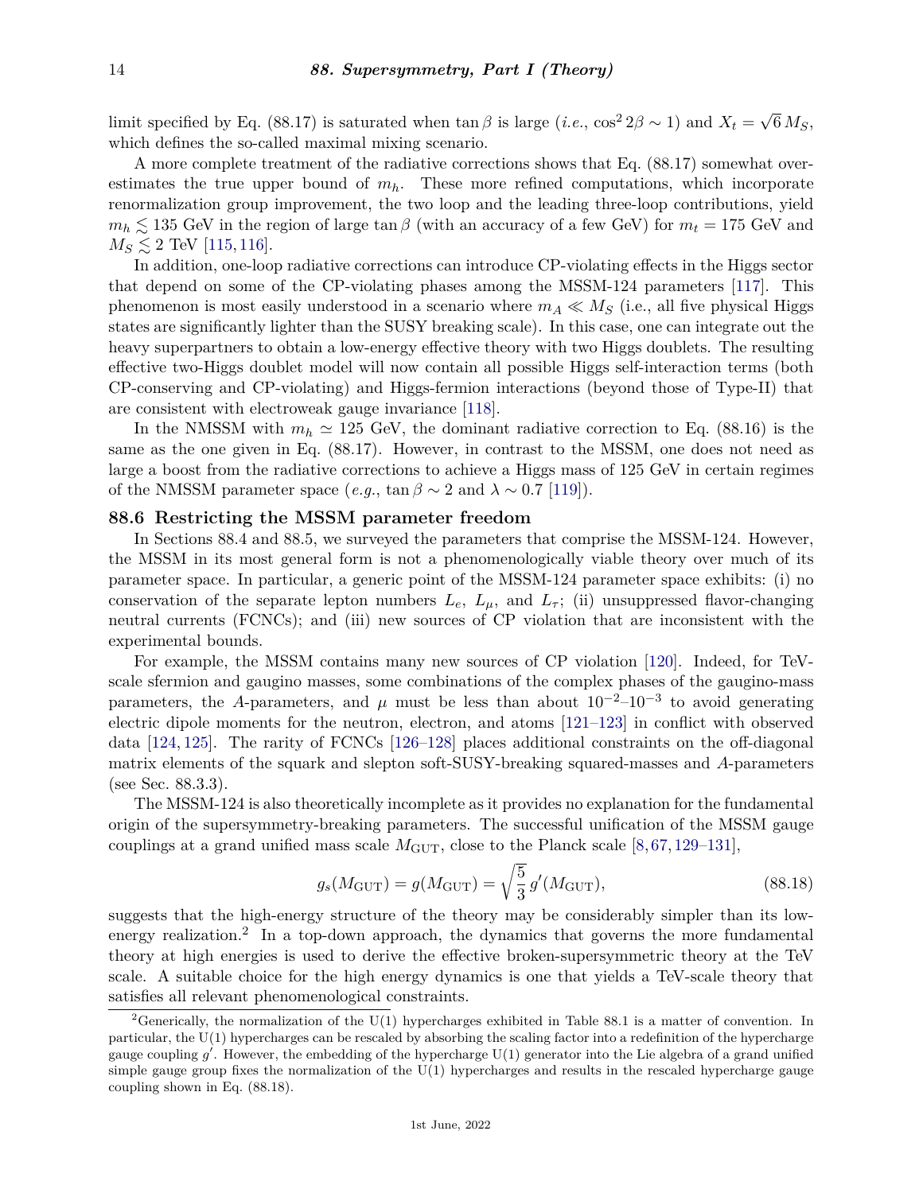limit specified by Eq. (88.17) is saturated when $\tan\beta$ is large (*i.e.*, $\cos^2 2\beta \sim 1$) and $X_t = \sqrt{6}\, M_S$, which defines the so-called maximal mixing scenario.

A more complete treatment of the radiative corrections shows that Eq. (88.17) somewhat overestimates the true upper bound of $m_h$. These more refined computations, which incorporate renormalization group improvement, the two loop and the leading three-loop contributions, yield $m_h \lesssim 135$ GeV in the region of large $\tan\beta$ (with an accuracy of a few GeV) for $m_t = 175$ GeV and $M_S \lesssim 2$ TeV [115, 116].

In addition, one-loop radiative corrections can introduce CP-violating effects in the Higgs sector that depend on some of the CP-violating phases among the MSSM-124 parameters [117]. This phenomenon is most easily understood in a scenario where $m_A \ll M_S$ (i.e., all five physical Higgs states are significantly lighter than the SUSY breaking scale). In this case, one can integrate out the heavy superpartners to obtain a low-energy effective theory with two Higgs doublets. The resulting effective two-Higgs doublet model will now contain all possible Higgs self-interaction terms (both CP-conserving and CP-violating) and Higgs-fermion interactions (beyond those of Type-II) that are consistent with electroweak gauge invariance [118].

In the NMSSM with $m_h \simeq 125$ GeV, the dominant radiative correction to Eq. (88.16) is the same as the one given in Eq. (88.17). However, in contrast to the MSSM, one does not need as large a boost from the radiative corrections to achieve a Higgs mass of 125 GeV in certain regimes of the NMSSM parameter space (*e.g.*, $\tan\beta \sim 2$ and $\lambda \sim 0.7$ [119]).

## 88.6 Restricting the MSSM parameter freedom

In Sections 88.4 and 88.5, we surveyed the parameters that comprise the MSSM-124. However, the MSSM in its most general form is not a phenomenologically viable theory over much of its parameter space. In particular, a generic point of the MSSM-124 parameter space exhibits: (i) no conservation of the separate lepton numbers $L_e$, $L_\mu$, and $L_\tau$; (ii) unsuppressed flavor-changing neutral currents (FCNCs); and (iii) new sources of CP violation that are inconsistent with the experimental bounds.

For example, the MSSM contains many new sources of CP violation [120]. Indeed, for TeV-scale sfermion and gaugino masses, some combinations of the complex phases of the gaugino-mass parameters, the $A$-parameters, and $\mu$ must be less than about $10^{-2}$–$10^{-3}$ to avoid generating electric dipole moments for the neutron, electron, and atoms [121–123] in conflict with observed data [124, 125]. The rarity of FCNCs [126–128] places additional constraints on the off-diagonal matrix elements of the squark and slepton soft-SUSY-breaking squared-masses and $A$-parameters (see Sec. 88.3.3).

The MSSM-124 is also theoretically incomplete as it provides no explanation for the fundamental origin of the supersymmetry-breaking parameters. The successful unification of the MSSM gauge couplings at a grand unified mass scale $M_{\rm GUT}$, close to the Planck scale [8, 67, 129–131],

$$g_s(M_{\rm GUT}) = g(M_{\rm GUT}) = \sqrt{\frac{5}{3}}\, g'(M_{\rm GUT}), \tag{88.18}$$

suggests that the high-energy structure of the theory may be considerably simpler than its low-energy realization.[2] In a top-down approach, the dynamics that governs the more fundamental theory at high energies is used to derive the effective broken-supersymmetric theory at the TeV scale. A suitable choice for the high energy dynamics is one that yields a TeV-scale theory that satisfies all relevant phenomenological constraints.

[2]Generically, the normalization of the U(1) hypercharges exhibited in Table 88.1 is a matter of convention. In particular, the U(1) hypercharges can be rescaled by absorbing the scaling factor into a redefinition of the hypercharge gauge coupling $g'$. However, the embedding of the hypercharge U(1) generator into the Lie algebra of a grand unified simple gauge group fixes the normalization of the U(1) hypercharges and results in the rescaled hypercharge gauge coupling shown in Eq. (88.18).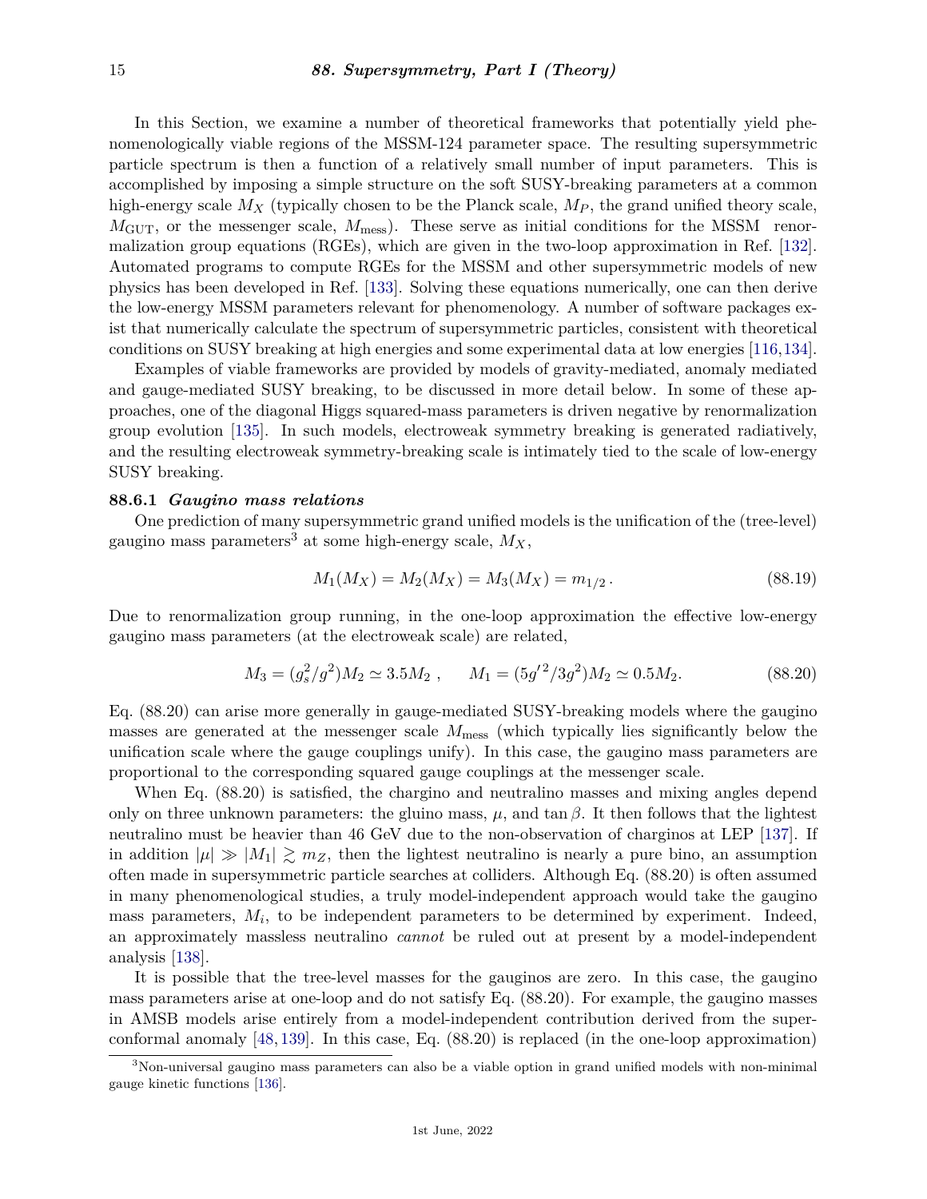In this Section, we examine a number of theoretical frameworks that potentially yield phenomenologically viable regions of the MSSM-124 parameter space. The resulting supersymmetric particle spectrum is then a function of a relatively small number of input parameters. This is accomplished by imposing a simple structure on the soft SUSY-breaking parameters at a common high-energy scale $M_X$ (typically chosen to be the Planck scale, $M_P$, the grand unified theory scale, $M_{\rm GUT}$, or the messenger scale, $M_{\rm mess}$). These serve as initial conditions for the MSSM renormalization group equations (RGEs), which are given in the two-loop approximation in Ref. [132]. Automated programs to compute RGEs for the MSSM and other supersymmetric models of new physics has been developed in Ref. [133]. Solving these equations numerically, one can then derive the low-energy MSSM parameters relevant for phenomenology. A number of software packages exist that numerically calculate the spectrum of supersymmetric particles, consistent with theoretical conditions on SUSY breaking at high energies and some experimental data at low energies [116,134].

Examples of viable frameworks are provided by models of gravity-mediated, anomaly mediated and gauge-mediated SUSY breaking, to be discussed in more detail below. In some of these approaches, one of the diagonal Higgs squared-mass parameters is driven negative by renormalization group evolution [135]. In such models, electroweak symmetry breaking is generated radiatively, and the resulting electroweak symmetry-breaking scale is intimately tied to the scale of low-energy SUSY breaking.

### 88.6.1 *Gaugino mass relations*

One prediction of many supersymmetric grand unified models is the unification of the (tree-level) gaugino mass parameters[3] at some high-energy scale, $M_X$,

$$M_1(M_X) = M_2(M_X) = M_3(M_X) = m_{1/2}\,. \tag{88.19}$$

Due to renormalization group running, in the one-loop approximation the effective low-energy gaugino mass parameters (at the electroweak scale) are related,

$$M_3 = (g_s^2/g^2)M_2 \simeq 3.5 M_2\ , \qquad M_1 = (5g'^2/3g^2)M_2 \simeq 0.5 M_2. \tag{88.20}$$

Eq. (88.20) can arise more generally in gauge-mediated SUSY-breaking models where the gaugino masses are generated at the messenger scale $M_{\rm mess}$ (which typically lies significantly below the unification scale where the gauge couplings unify). In this case, the gaugino mass parameters are proportional to the corresponding squared gauge couplings at the messenger scale.

When Eq. (88.20) is satisfied, the chargino and neutralino masses and mixing angles depend only on three unknown parameters: the gluino mass, $\mu$, and $\tan\beta$. It then follows that the lightest neutralino must be heavier than 46 GeV due to the non-observation of charginos at LEP [137]. If in addition $|\mu| \gg |M_1| \gtrsim m_Z$, then the lightest neutralino is nearly a pure bino, an assumption often made in supersymmetric particle searches at colliders. Although Eq. (88.20) is often assumed in many phenomenological studies, a truly model-independent approach would take the gaugino mass parameters, $M_i$, to be independent parameters to be determined by experiment. Indeed, an approximately massless neutralino *cannot* be ruled out at present by a model-independent analysis [138].

It is possible that the tree-level masses for the gauginos are zero. In this case, the gaugino mass parameters arise at one-loop and do not satisfy Eq. (88.20). For example, the gaugino masses in AMSB models arise entirely from a model-independent contribution derived from the superconformal anomaly [48,139]. In this case, Eq. (88.20) is replaced (in the one-loop approximation)

[3] Non-universal gaugino mass parameters can also be a viable option in grand unified models with non-minimal gauge kinetic functions [136].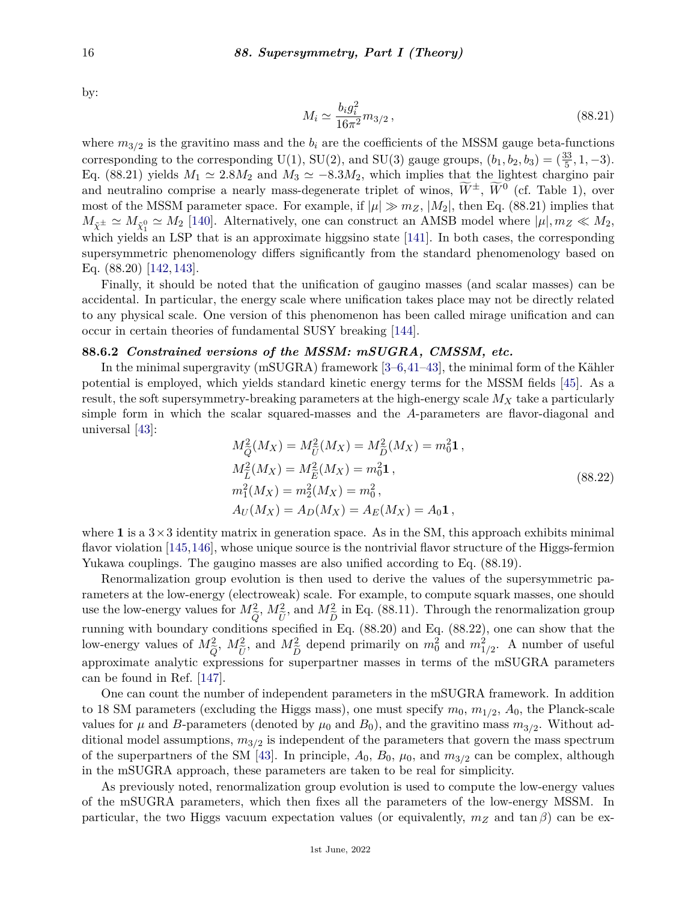by:

$$M_i \simeq \frac{b_i g_i^2}{16\pi^2} m_{3/2}\,, \tag{88.21}$$

where $m_{3/2}$ is the gravitino mass and the $b_i$ are the coefficients of the MSSM gauge beta-functions corresponding to the corresponding U(1), SU(2), and SU(3) gauge groups, $(b_1, b_2, b_3) = (\frac{33}{5}, 1, -3)$. Eq. (88.21) yields $M_1 \simeq 2.8 M_2$ and $M_3 \simeq -8.3 M_2$, which implies that the lightest chargino pair and neutralino comprise a nearly mass-degenerate triplet of winos, $\widetilde{W}^{\pm}$, $\widetilde{W}^0$ (cf. Table 1), over most of the MSSM parameter space. For example, if $|\mu| \gg m_Z, |M_2|$, then Eq. (88.21) implies that $M_{\tilde{\chi}^{\pm}} \simeq M_{\tilde{\chi}_1^0} \simeq M_2$ [140]. Alternatively, one can construct an AMSB model where $|\mu|, m_Z \ll M_2$, which yields an LSP that is an approximate higgsino state [141]. In both cases, the corresponding supersymmetric phenomenology differs significantly from the standard phenomenology based on Eq. (88.20) [142, 143].

Finally, it should be noted that the unification of gaugino masses (and scalar masses) can be accidental. In particular, the energy scale where unification takes place may not be directly related to any physical scale. One version of this phenomenon has been called mirage unification and can occur in certain theories of fundamental SUSY breaking [144].

### 88.6.2 *Constrained versions of the MSSM: mSUGRA, CMSSM, etc.*

In the minimal supergravity (mSUGRA) framework [3–6, 41–43], the minimal form of the Kähler potential is employed, which yields standard kinetic energy terms for the MSSM fields [45]. As a result, the soft supersymmetry-breaking parameters at the high-energy scale $M_X$ take a particularly simple form in which the scalar squared-masses and the $A$-parameters are flavor-diagonal and universal [43]:

$$\begin{aligned}
&M^2_{\widetilde{Q}}(M_X) = M^2_{\widetilde{U}}(M_X) = M^2_{\widetilde{D}}(M_X) = m_0^2 \mathbf{1}\,, \\
&M^2_{\widetilde{L}}(M_X) = M^2_{\widetilde{E}}(M_X) = m_0^2 \mathbf{1}\,, \\
&m_1^2(M_X) = m_2^2(M_X) = m_0^2\,, \\
&A_U(M_X) = A_D(M_X) = A_E(M_X) = A_0 \mathbf{1}\,,
\end{aligned} \tag{88.22}$$

where $\mathbf{1}$ is a $3\times 3$ identity matrix in generation space. As in the SM, this approach exhibits minimal flavor violation [145, 146], whose unique source is the nontrivial flavor structure of the Higgs-fermion Yukawa couplings. The gaugino masses are also unified according to Eq. (88.19).

Renormalization group evolution is then used to derive the values of the supersymmetric parameters at the low-energy (electroweak) scale. For example, to compute squark masses, one should use the low-energy values for $M^2_{\widetilde{Q}}$, $M^2_{\widetilde{U}}$, and $M^2_{\widetilde{D}}$ in Eq. (88.11). Through the renormalization group running with boundary conditions specified in Eq. (88.20) and Eq. (88.22), one can show that the low-energy values of $M^2_{\widetilde{Q}}$, $M^2_{\widetilde{U}}$, and $M^2_{\widetilde{D}}$ depend primarily on $m_0^2$ and $m^2_{1/2}$. A number of useful approximate analytic expressions for superpartner masses in terms of the mSUGRA parameters can be found in Ref. [147].

One can count the number of independent parameters in the mSUGRA framework. In addition to 18 SM parameters (excluding the Higgs mass), one must specify $m_0$, $m_{1/2}$, $A_0$, the Planck-scale values for $\mu$ and $B$-parameters (denoted by $\mu_0$ and $B_0$), and the gravitino mass $m_{3/2}$. Without additional model assumptions, $m_{3/2}$ is independent of the parameters that govern the mass spectrum of the superpartners of the SM [43]. In principle, $A_0$, $B_0$, $\mu_0$, and $m_{3/2}$ can be complex, although in the mSUGRA approach, these parameters are taken to be real for simplicity.

As previously noted, renormalization group evolution is used to compute the low-energy values of the mSUGRA parameters, which then fixes all the parameters of the low-energy MSSM. In particular, the two Higgs vacuum expectation values (or equivalently, $m_Z$ and $\tan\beta$) can be ex-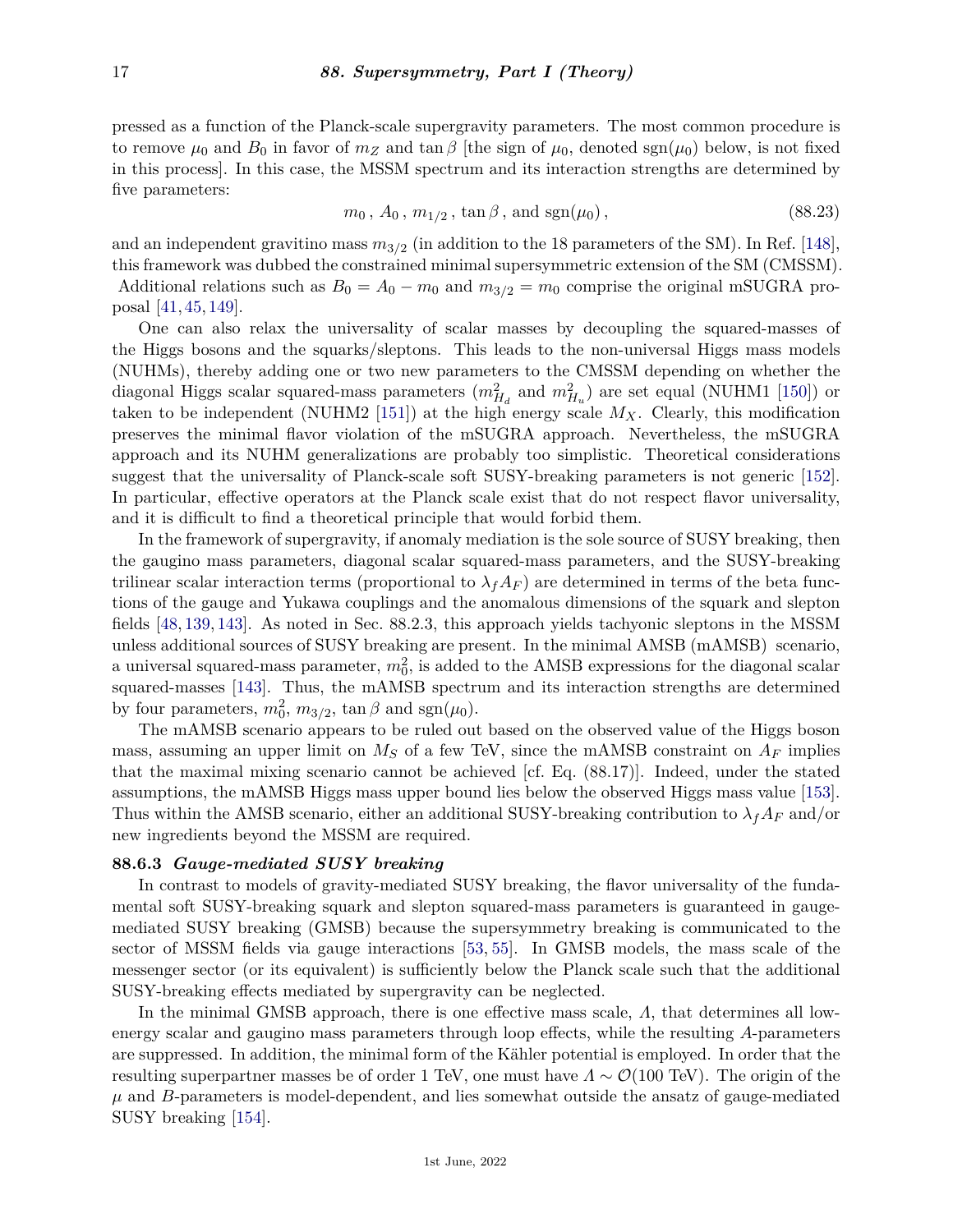pressed as a function of the Planck-scale supergravity parameters. The most common procedure is to remove $\mu_0$ and $B_0$ in favor of $m_Z$ and $\tan\beta$ [the sign of $\mu_0$, denoted $\text{sgn}(\mu_0)$ below, is not fixed in this process]. In this case, the MSSM spectrum and its interaction strengths are determined by five parameters:

$$m_0\,,\; A_0\,,\; m_{1/2}\,,\; \tan\beta\,,\; \text{and}\; \text{sgn}(\mu_0)\,, \tag{88.23}$$

and an independent gravitino mass $m_{3/2}$ (in addition to the 18 parameters of the SM). In Ref. [148], this framework was dubbed the constrained minimal supersymmetric extension of the SM (CMSSM). Additional relations such as $B_0 = A_0 - m_0$ and $m_{3/2} = m_0$ comprise the original mSUGRA proposal [41, 45, 149].

One can also relax the universality of scalar masses by decoupling the squared-masses of the Higgs bosons and the squarks/sleptons. This leads to the non-universal Higgs mass models (NUHMs), thereby adding one or two new parameters to the CMSSM depending on whether the diagonal Higgs scalar squared-mass parameters ($m^2_{H_d}$ and $m^2_{H_u}$) are set equal (NUHM1 [150]) or taken to be independent (NUHM2 [151]) at the high energy scale $M_X$. Clearly, this modification preserves the minimal flavor violation of the mSUGRA approach. Nevertheless, the mSUGRA approach and its NUHM generalizations are probably too simplistic. Theoretical considerations suggest that the universality of Planck-scale soft SUSY-breaking parameters is not generic [152]. In particular, effective operators at the Planck scale exist that do not respect flavor universality, and it is difficult to find a theoretical principle that would forbid them.

In the framework of supergravity, if anomaly mediation is the sole source of SUSY breaking, then the gaugino mass parameters, diagonal scalar squared-mass parameters, and the SUSY-breaking trilinear scalar interaction terms (proportional to $\lambda_f A_F$) are determined in terms of the beta functions of the gauge and Yukawa couplings and the anomalous dimensions of the squark and slepton fields [48, 139, 143]. As noted in Sec. 88.2.3, this approach yields tachyonic sleptons in the MSSM unless additional sources of SUSY breaking are present. In the minimal AMSB (mAMSB) scenario, a universal squared-mass parameter, $m_0^2$, is added to the AMSB expressions for the diagonal scalar squared-masses [143]. Thus, the mAMSB spectrum and its interaction strengths are determined by four parameters, $m_0^2$, $m_{3/2}$, $\tan\beta$ and $\text{sgn}(\mu_0)$.

The mAMSB scenario appears to be ruled out based on the observed value of the Higgs boson mass, assuming an upper limit on $M_S$ of a few TeV, since the mAMSB constraint on $A_F$ implies that the maximal mixing scenario cannot be achieved [cf. Eq. (88.17)]. Indeed, under the stated assumptions, the mAMSB Higgs mass upper bound lies below the observed Higgs mass value [153]. Thus within the AMSB scenario, either an additional SUSY-breaking contribution to $\lambda_f A_F$ and/or new ingredients beyond the MSSM are required.

### 88.6.3 *Gauge-mediated SUSY breaking*

In contrast to models of gravity-mediated SUSY breaking, the flavor universality of the fundamental soft SUSY-breaking squark and slepton squared-mass parameters is guaranteed in gauge-mediated SUSY breaking (GMSB) because the supersymmetry breaking is communicated to the sector of MSSM fields via gauge interactions [53, 55]. In GMSB models, the mass scale of the messenger sector (or its equivalent) is sufficiently below the Planck scale such that the additional SUSY-breaking effects mediated by supergravity can be neglected.

In the minimal GMSB approach, there is one effective mass scale, $\Lambda$, that determines all low-energy scalar and gaugino mass parameters through loop effects, while the resulting $A$-parameters are suppressed. In addition, the minimal form of the Kähler potential is employed. In order that the resulting superpartner masses be of order 1 TeV, one must have $\Lambda \sim \mathcal{O}(100\ \text{TeV})$. The origin of the $\mu$ and $B$-parameters is model-dependent, and lies somewhat outside the ansatz of gauge-mediated SUSY breaking [154].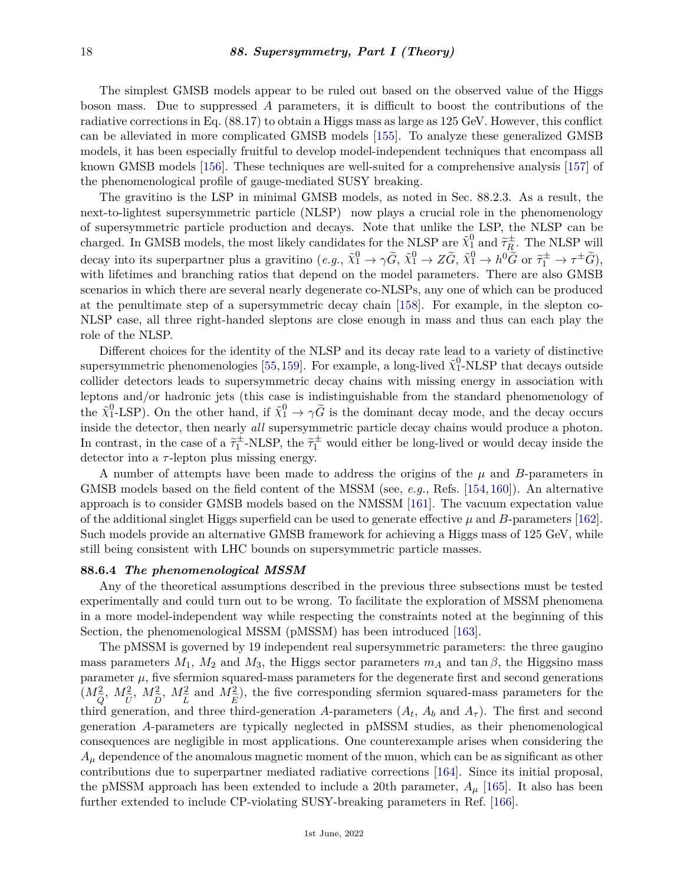The simplest GMSB models appear to be ruled out based on the observed value of the Higgs boson mass. Due to suppressed $A$ parameters, it is difficult to boost the contributions of the radiative corrections in Eq. (88.17) to obtain a Higgs mass as large as 125 GeV. However, this conflict can be alleviated in more complicated GMSB models [155]. To analyze these generalized GMSB models, it has been especially fruitful to develop model-independent techniques that encompass all known GMSB models [156]. These techniques are well-suited for a comprehensive analysis [157] of the phenomenological profile of gauge-mediated SUSY breaking.

The gravitino is the LSP in minimal GMSB models, as noted in Sec. 88.2.3. As a result, the next-to-lightest supersymmetric particle (NLSP) now plays a crucial role in the phenomenology of supersymmetric particle production and decays. Note that unlike the LSP, the NLSP can be charged. In GMSB models, the most likely candidates for the NLSP are $\tilde{\chi}_1^0$ and $\tilde{\tau}_R^\pm$. The NLSP will decay into its superpartner plus a gravitino (*e.g.*, $\tilde{\chi}_1^0 \to \gamma\widetilde{G}$, $\tilde{\chi}_1^0 \to Z\widetilde{G}$, $\tilde{\chi}_1^0 \to h^0\widetilde{G}$ or $\tilde{\tau}_1^\pm \to \tau^\pm\widetilde{G}$), with lifetimes and branching ratios that depend on the model parameters. There are also GMSB scenarios in which there are several nearly degenerate co-NLSPs, any one of which can be produced at the penultimate step of a supersymmetric decay chain [158]. For example, in the slepton co-NLSP case, all three right-handed sleptons are close enough in mass and thus can each play the role of the NLSP.

Different choices for the identity of the NLSP and its decay rate lead to a variety of distinctive supersymmetric phenomenologies [55,159]. For example, a long-lived $\tilde{\chi}_1^0$-NLSP that decays outside collider detectors leads to supersymmetric decay chains with missing energy in association with leptons and/or hadronic jets (this case is indistinguishable from the standard phenomenology of the $\tilde{\chi}_1^0$-LSP). On the other hand, if $\tilde{\chi}_1^0 \to \gamma\widetilde{G}$ is the dominant decay mode, and the decay occurs inside the detector, then nearly *all* supersymmetric particle decay chains would produce a photon. In contrast, in the case of a $\tilde{\tau}_1^\pm$-NLSP, the $\tilde{\tau}_1^\pm$ would either be long-lived or would decay inside the detector into a $\tau$-lepton plus missing energy.

A number of attempts have been made to address the origins of the $\mu$ and $B$-parameters in GMSB models based on the field content of the MSSM (see, *e.g.*, Refs. [154,160]). An alternative approach is to consider GMSB models based on the NMSSM [161]. The vacuum expectation value of the additional singlet Higgs superfield can be used to generate effective $\mu$ and $B$-parameters [162]. Such models provide an alternative GMSB framework for achieving a Higgs mass of 125 GeV, while still being consistent with LHC bounds on supersymmetric particle masses.

### 88.6.4 *The phenomenological MSSM*

Any of the theoretical assumptions described in the previous three subsections must be tested experimentally and could turn out to be wrong. To facilitate the exploration of MSSM phenomena in a more model-independent way while respecting the constraints noted at the beginning of this Section, the phenomenological MSSM (pMSSM) has been introduced [163].

The pMSSM is governed by 19 independent real supersymmetric parameters: the three gaugino mass parameters $M_1$, $M_2$ and $M_3$, the Higgs sector parameters $m_A$ and $\tan\beta$, the Higgsino mass parameter $\mu$, five sfermion squared-mass parameters for the degenerate first and second generations ($M^2_{\widetilde{Q}}$, $M^2_{\widetilde{U}}$, $M^2_{\widetilde{D}}$, $M^2_{\widetilde{L}}$ and $M^2_{\widetilde{E}}$), the five corresponding sfermion squared-mass parameters for the third generation, and three third-generation $A$-parameters ($A_t$, $A_b$ and $A_\tau$). The first and second generation $A$-parameters are typically neglected in pMSSM studies, as their phenomenological consequences are negligible in most applications. One counterexample arises when considering the $A_\mu$ dependence of the anomalous magnetic moment of the muon, which can be as significant as other contributions due to superpartner mediated radiative corrections [164]. Since its initial proposal, the pMSSM approach has been extended to include a 20th parameter, $A_\mu$ [165]. It also has been further extended to include CP-violating SUSY-breaking parameters in Ref. [166].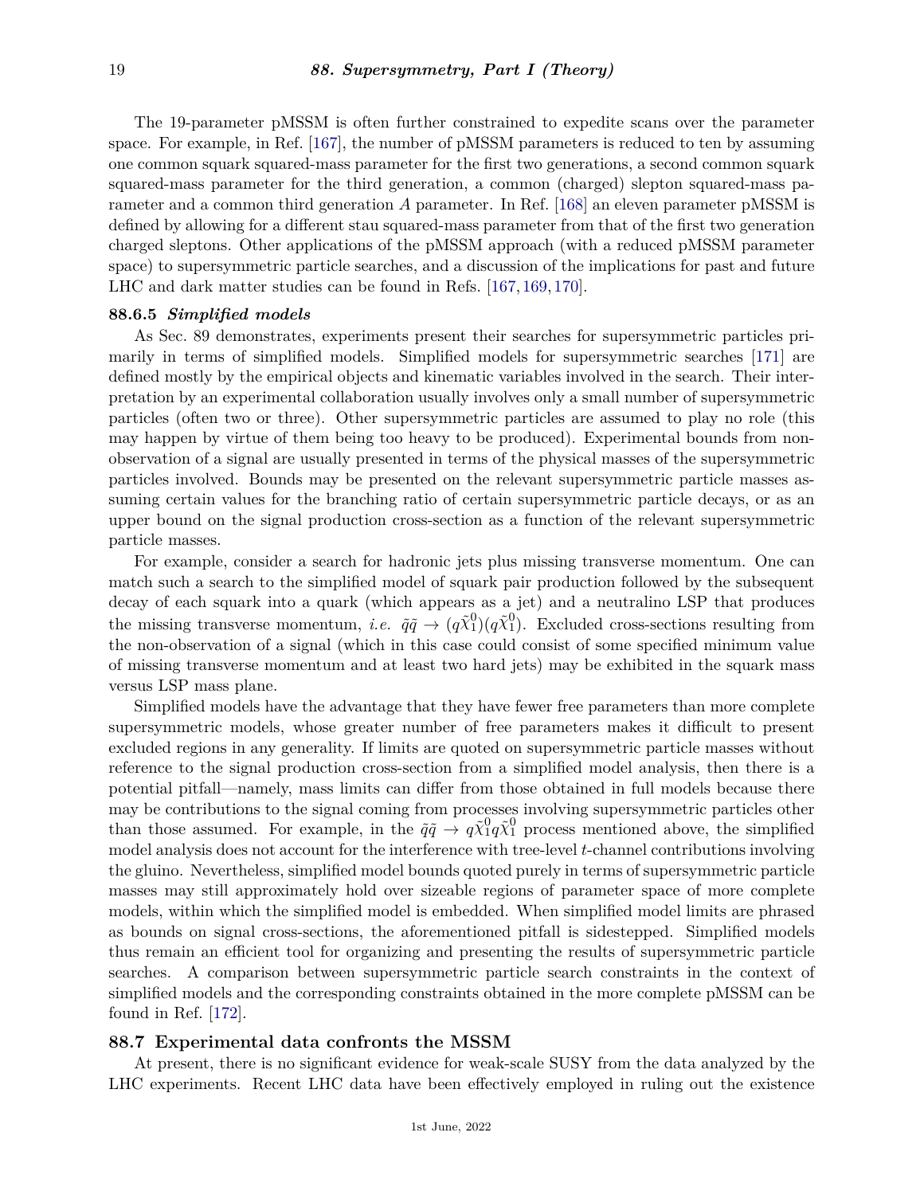The 19-parameter pMSSM is often further constrained to expedite scans over the parameter space. For example, in Ref. [167], the number of pMSSM parameters is reduced to ten by assuming one common squark squared-mass parameter for the first two generations, a second common squark squared-mass parameter for the third generation, a common (charged) slepton squared-mass parameter and a common third generation $A$ parameter. In Ref. [168] an eleven parameter pMSSM is defined by allowing for a different stau squared-mass parameter from that of the first two generation charged sleptons. Other applications of the pMSSM approach (with a reduced pMSSM parameter space) to supersymmetric particle searches, and a discussion of the implications for past and future LHC and dark matter studies can be found in Refs. [167, 169, 170].

### 88.6.5 *Simplified models*

As Sec. 89 demonstrates, experiments present their searches for supersymmetric particles primarily in terms of simplified models. Simplified models for supersymmetric searches [171] are defined mostly by the empirical objects and kinematic variables involved in the search. Their interpretation by an experimental collaboration usually involves only a small number of supersymmetric particles (often two or three). Other supersymmetric particles are assumed to play no role (this may happen by virtue of them being too heavy to be produced). Experimental bounds from non-observation of a signal are usually presented in terms of the physical masses of the supersymmetric particles involved. Bounds may be presented on the relevant supersymmetric particle masses assuming certain values for the branching ratio of certain supersymmetric particle decays, or as an upper bound on the signal production cross-section as a function of the relevant supersymmetric particle masses.

For example, consider a search for hadronic jets plus missing transverse momentum. One can match such a search to the simplified model of squark pair production followed by the subsequent decay of each squark into a quark (which appears as a jet) and a neutralino LSP that produces the missing transverse momentum, *i.e.* $\tilde{q}\tilde{q} \to (q\tilde{\chi}_1^0)(q\tilde{\chi}_1^0)$. Excluded cross-sections resulting from the non-observation of a signal (which in this case could consist of some specified minimum value of missing transverse momentum and at least two hard jets) may be exhibited in the squark mass versus LSP mass plane.

Simplified models have the advantage that they have fewer free parameters than more complete supersymmetric models, whose greater number of free parameters makes it difficult to present excluded regions in any generality. If limits are quoted on supersymmetric particle masses without reference to the signal production cross-section from a simplified model analysis, then there is a potential pitfall—namely, mass limits can differ from those obtained in full models because there may be contributions to the signal coming from processes involving supersymmetric particles other than those assumed. For example, in the $\tilde{q}\tilde{q} \to q\tilde{\chi}_1^0 q\tilde{\chi}_1^0$ process mentioned above, the simplified model analysis does not account for the interference with tree-level $t$-channel contributions involving the gluino. Nevertheless, simplified model bounds quoted purely in terms of supersymmetric particle masses may still approximately hold over sizeable regions of parameter space of more complete models, within which the simplified model is embedded. When simplified model limits are phrased as bounds on signal cross-sections, the aforementioned pitfall is sidestepped. Simplified models thus remain an efficient tool for organizing and presenting the results of supersymmetric particle searches. A comparison between supersymmetric particle search constraints in the context of simplified models and the corresponding constraints obtained in the more complete pMSSM can be found in Ref. [172].

## 88.7 Experimental data confronts the MSSM

At present, there is no significant evidence for weak-scale SUSY from the data analyzed by the LHC experiments. Recent LHC data have been effectively employed in ruling out the existence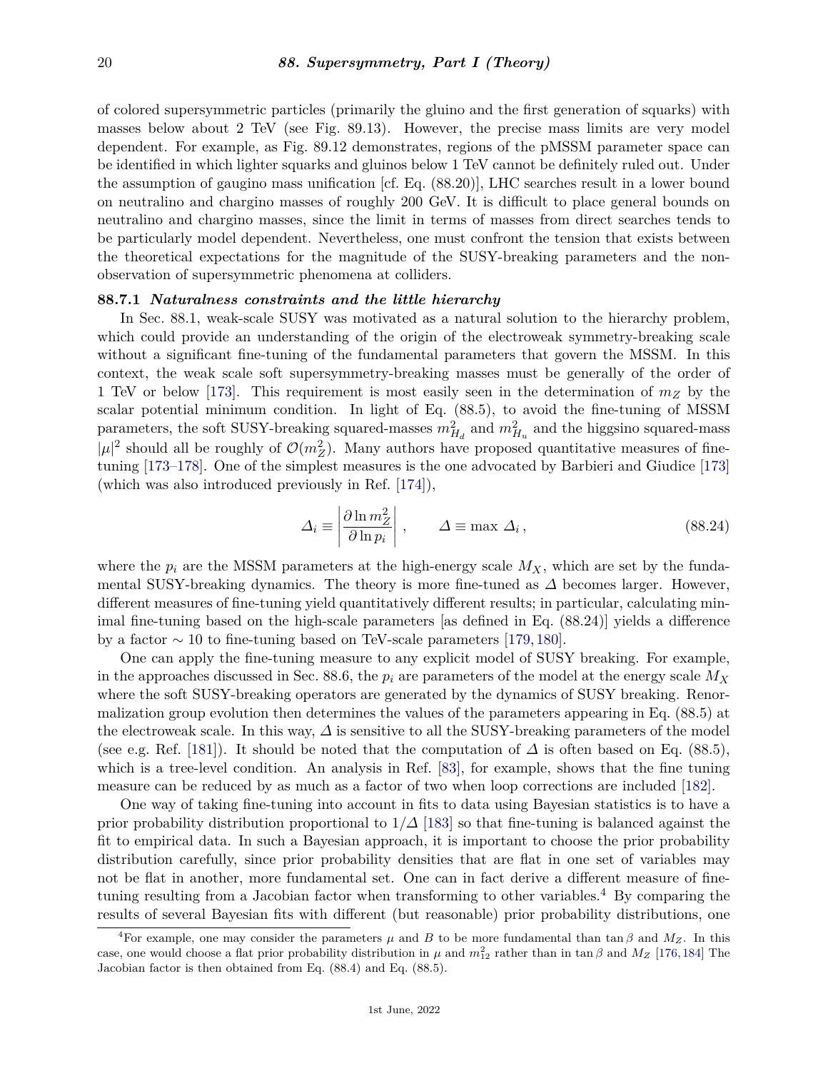of colored supersymmetric particles (primarily the gluino and the first generation of squarks) with masses below about 2 TeV (see Fig. 89.13). However, the precise mass limits are very model dependent. For example, as Fig. 89.12 demonstrates, regions of the pMSSM parameter space can be identified in which lighter squarks and gluinos below 1 TeV cannot be definitely ruled out. Under the assumption of gaugino mass unification [cf. Eq. (88.20)], LHC searches result in a lower bound on neutralino and chargino masses of roughly 200 GeV. It is difficult to place general bounds on neutralino and chargino masses, since the limit in terms of masses from direct searches tends to be particularly model dependent. Nevertheless, one must confront the tension that exists between the theoretical expectations for the magnitude of the SUSY-breaking parameters and the non-observation of supersymmetric phenomena at colliders.

### 88.7.1 *Naturalness constraints and the little hierarchy*

In Sec. 88.1, weak-scale SUSY was motivated as a natural solution to the hierarchy problem, which could provide an understanding of the origin of the electroweak symmetry-breaking scale without a significant fine-tuning of the fundamental parameters that govern the MSSM. In this context, the weak scale soft supersymmetry-breaking masses must be generally of the order of 1 TeV or below [173]. This requirement is most easily seen in the determination of $m_Z$ by the scalar potential minimum condition. In light of Eq. (88.5), to avoid the fine-tuning of MSSM parameters, the soft SUSY-breaking squared-masses $m^2_{H_d}$ and $m^2_{H_u}$ and the higgsino squared-mass $|\mu|^2$ should all be roughly of $\mathcal{O}(m_Z^2)$. Many authors have proposed quantitative measures of fine-tuning [173–178]. One of the simplest measures is the one advocated by Barbieri and Giudice [173] (which was also introduced previously in Ref. [174]),

$$\Delta_i \equiv \left|\frac{\partial \ln m_Z^2}{\partial \ln p_i}\right| , \qquad \Delta \equiv \max\, \Delta_i \, , \tag{88.24}$$

where the $p_i$ are the MSSM parameters at the high-energy scale $M_X$, which are set by the fundamental SUSY-breaking dynamics. The theory is more fine-tuned as $\Delta$ becomes larger. However, different measures of fine-tuning yield quantitatively different results; in particular, calculating minimal fine-tuning based on the high-scale parameters [as defined in Eq. (88.24)] yields a difference by a factor $\sim 10$ to fine-tuning based on TeV-scale parameters [179, 180].

One can apply the fine-tuning measure to any explicit model of SUSY breaking. For example, in the approaches discussed in Sec. 88.6, the $p_i$ are parameters of the model at the energy scale $M_X$ where the soft SUSY-breaking operators are generated by the dynamics of SUSY breaking. Renormalization group evolution then determines the values of the parameters appearing in Eq. (88.5) at the electroweak scale. In this way, $\Delta$ is sensitive to all the SUSY-breaking parameters of the model (see e.g. Ref. [181]). It should be noted that the computation of $\Delta$ is often based on Eq. (88.5), which is a tree-level condition. An analysis in Ref. [83], for example, shows that the fine tuning measure can be reduced by as much as a factor of two when loop corrections are included [182].

One way of taking fine-tuning into account in fits to data using Bayesian statistics is to have a prior probability distribution proportional to $1/\Delta$ [183] so that fine-tuning is balanced against the fit to empirical data. In such a Bayesian approach, it is important to choose the prior probability distribution carefully, since prior probability densities that are flat in one set of variables may not be flat in another, more fundamental set. One can in fact derive a different measure of fine-tuning resulting from a Jacobian factor when transforming to other variables.[4] By comparing the results of several Bayesian fits with different (but reasonable) prior probability distributions, one

[4] For example, one may consider the parameters $\mu$ and $B$ to be more fundamental than $\tan\beta$ and $M_Z$. In this case, one would choose a flat prior probability distribution in $\mu$ and $m^2_{12}$ rather than in $\tan\beta$ and $M_Z$ [176, 184] The Jacobian factor is then obtained from Eq. (88.4) and Eq. (88.5).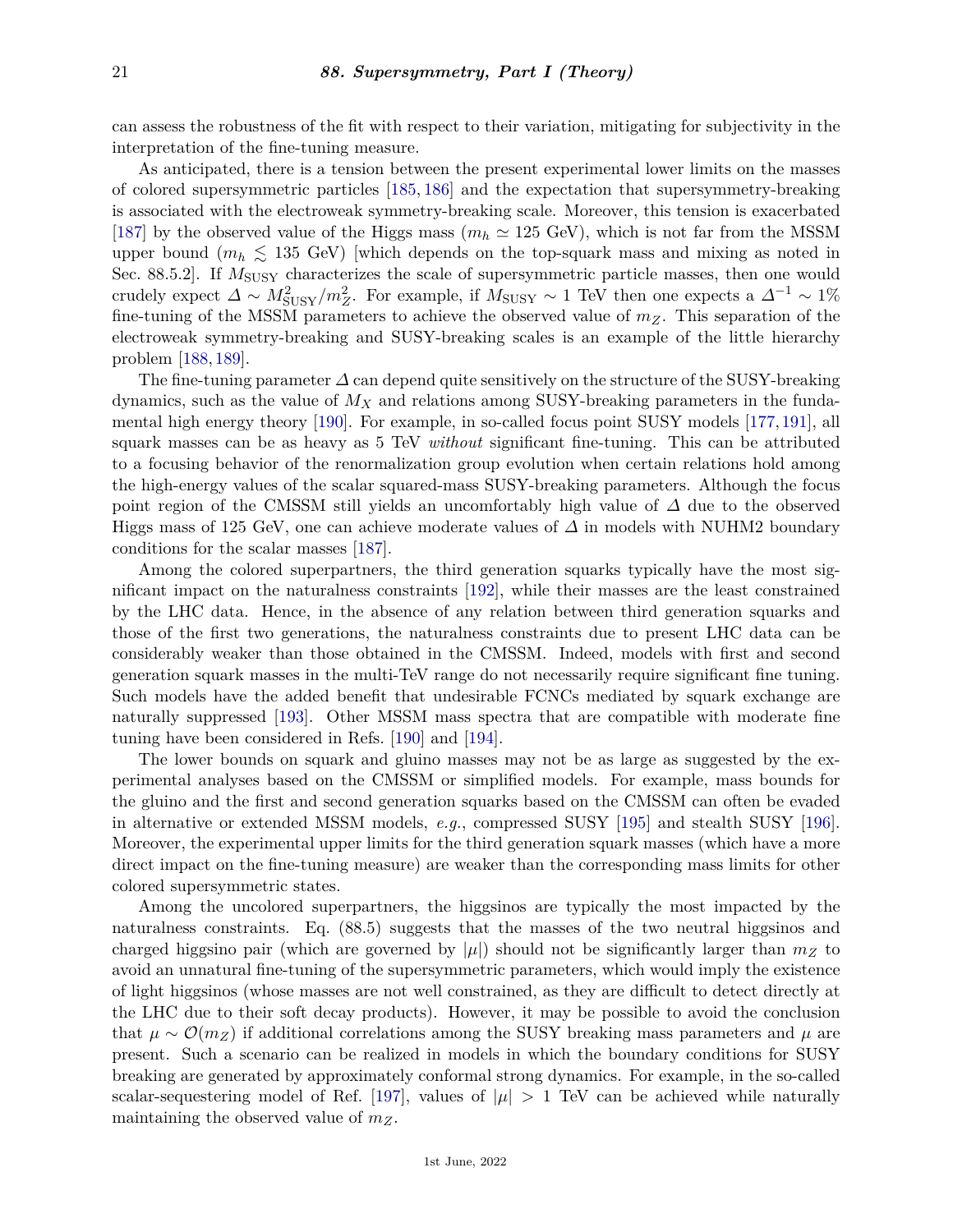can assess the robustness of the fit with respect to their variation, mitigating for subjectivity in the interpretation of the fine-tuning measure.

As anticipated, there is a tension between the present experimental lower limits on the masses of colored supersymmetric particles [185, 186] and the expectation that supersymmetry-breaking is associated with the electroweak symmetry-breaking scale. Moreover, this tension is exacerbated [187] by the observed value of the Higgs mass ($m_h \simeq 125$ GeV), which is not far from the MSSM upper bound ($m_h \lesssim 135$ GeV) [which depends on the top-squark mass and mixing as noted in Sec. 88.5.2]. If $M_{\rm SUSY}$ characterizes the scale of supersymmetric particle masses, then one would crudely expect $\Delta \sim M^2_{\rm SUSY}/m^2_Z$. For example, if $M_{\rm SUSY} \sim 1$ TeV then one expects a $\Delta^{-1} \sim 1\%$ fine-tuning of the MSSM parameters to achieve the observed value of $m_Z$. This separation of the electroweak symmetry-breaking and SUSY-breaking scales is an example of the little hierarchy problem [188, 189].

The fine-tuning parameter $\Delta$ can depend quite sensitively on the structure of the SUSY-breaking dynamics, such as the value of $M_X$ and relations among SUSY-breaking parameters in the fundamental high energy theory [190]. For example, in so-called focus point SUSY models [177, 191], all squark masses can be as heavy as 5 TeV *without* significant fine-tuning. This can be attributed to a focusing behavior of the renormalization group evolution when certain relations hold among the high-energy values of the scalar squared-mass SUSY-breaking parameters. Although the focus point region of the CMSSM still yields an uncomfortably high value of $\Delta$ due to the observed Higgs mass of 125 GeV, one can achieve moderate values of $\Delta$ in models with NUHM2 boundary conditions for the scalar masses [187].

Among the colored superpartners, the third generation squarks typically have the most significant impact on the naturalness constraints [192], while their masses are the least constrained by the LHC data. Hence, in the absence of any relation between third generation squarks and those of the first two generations, the naturalness constraints due to present LHC data can be considerably weaker than those obtained in the CMSSM. Indeed, models with first and second generation squark masses in the multi-TeV range do not necessarily require significant fine tuning. Such models have the added benefit that undesirable FCNCs mediated by squark exchange are naturally suppressed [193]. Other MSSM mass spectra that are compatible with moderate fine tuning have been considered in Refs. [190] and [194].

The lower bounds on squark and gluino masses may not be as large as suggested by the experimental analyses based on the CMSSM or simplified models. For example, mass bounds for the gluino and the first and second generation squarks based on the CMSSM can often be evaded in alternative or extended MSSM models, *e.g.*, compressed SUSY [195] and stealth SUSY [196]. Moreover, the experimental upper limits for the third generation squark masses (which have a more direct impact on the fine-tuning measure) are weaker than the corresponding mass limits for other colored supersymmetric states.

Among the uncolored superpartners, the higgsinos are typically the most impacted by the naturalness constraints. Eq. (88.5) suggests that the masses of the two neutral higgsinos and charged higgsino pair (which are governed by $|\mu|$) should not be significantly larger than $m_Z$ to avoid an unnatural fine-tuning of the supersymmetric parameters, which would imply the existence of light higgsinos (whose masses are not well constrained, as they are difficult to detect directly at the LHC due to their soft decay products). However, it may be possible to avoid the conclusion that $\mu \sim \mathcal{O}(m_Z)$ if additional correlations among the SUSY breaking mass parameters and $\mu$ are present. Such a scenario can be realized in models in which the boundary conditions for SUSY breaking are generated by approximately conformal strong dynamics. For example, in the so-called scalar-sequestering model of Ref. [197], values of $|\mu| > 1$ TeV can be achieved while naturally maintaining the observed value of $m_Z$.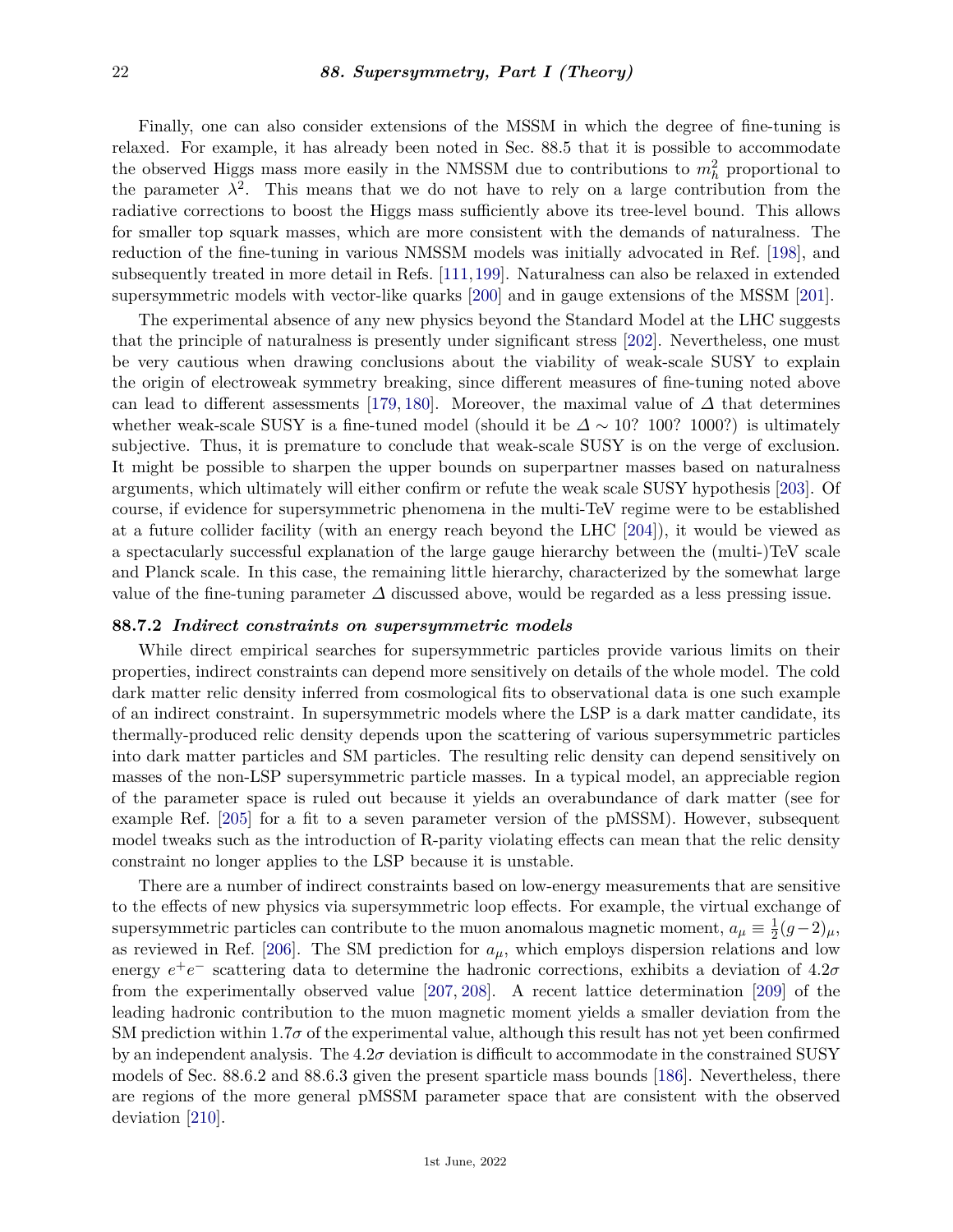Finally, one can also consider extensions of the MSSM in which the degree of fine-tuning is relaxed. For example, it has already been noted in Sec. 88.5 that it is possible to accommodate the observed Higgs mass more easily in the NMSSM due to contributions to $m_h^2$ proportional to the parameter $\lambda^2$. This means that we do not have to rely on a large contribution from the radiative corrections to boost the Higgs mass sufficiently above its tree-level bound. This allows for smaller top squark masses, which are more consistent with the demands of naturalness. The reduction of the fine-tuning in various NMSSM models was initially advocated in Ref. [198], and subsequently treated in more detail in Refs. [111, 199]. Naturalness can also be relaxed in extended supersymmetric models with vector-like quarks [200] and in gauge extensions of the MSSM [201].

The experimental absence of any new physics beyond the Standard Model at the LHC suggests that the principle of naturalness is presently under significant stress [202]. Nevertheless, one must be very cautious when drawing conclusions about the viability of weak-scale SUSY to explain the origin of electroweak symmetry breaking, since different measures of fine-tuning noted above can lead to different assessments [179, 180]. Moreover, the maximal value of $\Delta$ that determines whether weak-scale SUSY is a fine-tuned model (should it be $\Delta \sim 10$? 100? 1000?) is ultimately subjective. Thus, it is premature to conclude that weak-scale SUSY is on the verge of exclusion. It might be possible to sharpen the upper bounds on superpartner masses based on naturalness arguments, which ultimately will either confirm or refute the weak scale SUSY hypothesis [203]. Of course, if evidence for supersymmetric phenomena in the multi-TeV regime were to be established at a future collider facility (with an energy reach beyond the LHC [204]), it would be viewed as a spectacularly successful explanation of the large gauge hierarchy between the (multi-)TeV scale and Planck scale. In this case, the remaining little hierarchy, characterized by the somewhat large value of the fine-tuning parameter $\Delta$ discussed above, would be regarded as a less pressing issue.

### 88.7.2 *Indirect constraints on supersymmetric models*

While direct empirical searches for supersymmetric particles provide various limits on their properties, indirect constraints can depend more sensitively on details of the whole model. The cold dark matter relic density inferred from cosmological fits to observational data is one such example of an indirect constraint. In supersymmetric models where the LSP is a dark matter candidate, its thermally-produced relic density depends upon the scattering of various supersymmetric particles into dark matter particles and SM particles. The resulting relic density can depend sensitively on masses of the non-LSP supersymmetric particle masses. In a typical model, an appreciable region of the parameter space is ruled out because it yields an overabundance of dark matter (see for example Ref. [205] for a fit to a seven parameter version of the pMSSM). However, subsequent model tweaks such as the introduction of R-parity violating effects can mean that the relic density constraint no longer applies to the LSP because it is unstable.

There are a number of indirect constraints based on low-energy measurements that are sensitive to the effects of new physics via supersymmetric loop effects. For example, the virtual exchange of supersymmetric particles can contribute to the muon anomalous magnetic moment, $a_\mu \equiv \frac{1}{2}(g-2)_\mu$, as reviewed in Ref. [206]. The SM prediction for $a_\mu$, which employs dispersion relations and low energy $e^+e^-$ scattering data to determine the hadronic corrections, exhibits a deviation of $4.2\sigma$ from the experimentally observed value [207, 208]. A recent lattice determination [209] of the leading hadronic contribution to the muon magnetic moment yields a smaller deviation from the SM prediction within $1.7\sigma$ of the experimental value, although this result has not yet been confirmed by an independent analysis. The $4.2\sigma$ deviation is difficult to accommodate in the constrained SUSY models of Sec. 88.6.2 and 88.6.3 given the present sparticle mass bounds [186]. Nevertheless, there are regions of the more general pMSSM parameter space that are consistent with the observed deviation [210].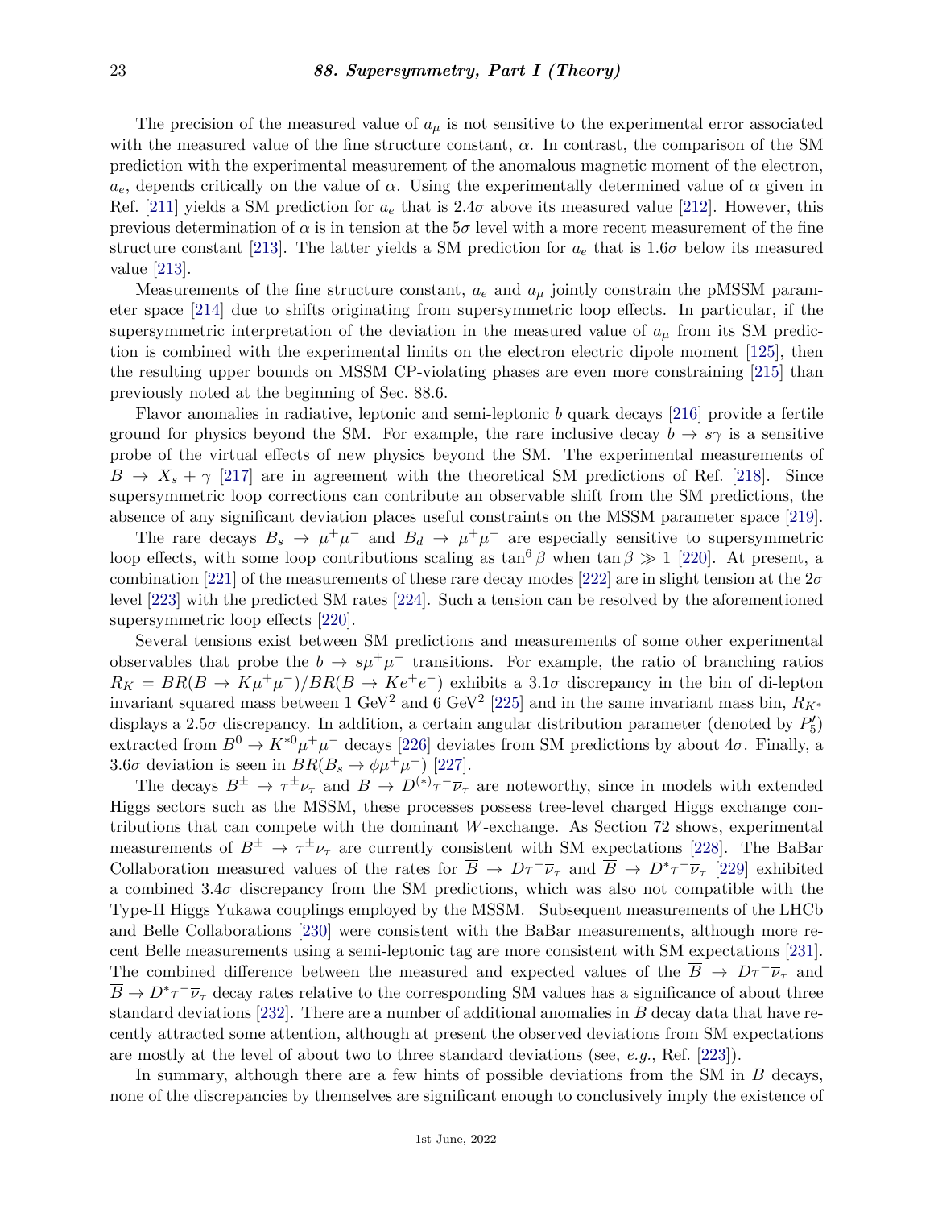The precision of the measured value of $a_\mu$ is not sensitive to the experimental error associated with the measured value of the fine structure constant, $\alpha$. In contrast, the comparison of the SM prediction with the experimental measurement of the anomalous magnetic moment of the electron, $a_e$, depends critically on the value of $\alpha$. Using the experimentally determined value of $\alpha$ given in Ref. [211] yields a SM prediction for $a_e$ that is $2.4\sigma$ above its measured value [212]. However, this previous determination of $\alpha$ is in tension at the $5\sigma$ level with a more recent measurement of the fine structure constant [213]. The latter yields a SM prediction for $a_e$ that is $1.6\sigma$ below its measured value [213].

Measurements of the fine structure constant, $a_e$ and $a_\mu$ jointly constrain the pMSSM parameter space [214] due to shifts originating from supersymmetric loop effects. In particular, if the supersymmetric interpretation of the deviation in the measured value of $a_\mu$ from its SM prediction is combined with the experimental limits on the electron electric dipole moment [125], then the resulting upper bounds on MSSM CP-violating phases are even more constraining [215] than previously noted at the beginning of Sec. 88.6.

Flavor anomalies in radiative, leptonic and semi-leptonic $b$ quark decays [216] provide a fertile ground for physics beyond the SM. For example, the rare inclusive decay $b \to s\gamma$ is a sensitive probe of the virtual effects of new physics beyond the SM. The experimental measurements of $B \to X_s + \gamma$ [217] are in agreement with the theoretical SM predictions of Ref. [218]. Since supersymmetric loop corrections can contribute an observable shift from the SM predictions, the absence of any significant deviation places useful constraints on the MSSM parameter space [219].

The rare decays $B_s \to \mu^+\mu^-$ and $B_d \to \mu^+\mu^-$ are especially sensitive to supersymmetric loop effects, with some loop contributions scaling as $\tan^6\beta$ when $\tan\beta \gg 1$ [220]. At present, a combination [221] of the measurements of these rare decay modes [222] are in slight tension at the $2\sigma$ level [223] with the predicted SM rates [224]. Such a tension can be resolved by the aforementioned supersymmetric loop effects [220].

Several tensions exist between SM predictions and measurements of some other experimental observables that probe the $b \to s\mu^+\mu^-$ transitions. For example, the ratio of branching ratios $R_K = BR(B \to K\mu^+\mu^-)/BR(B \to Ke^+e^-)$ exhibits a $3.1\sigma$ discrepancy in the bin of di-lepton invariant squared mass between 1 GeV$^2$ and 6 GeV$^2$ [225] and in the same invariant mass bin, $R_{K^*}$ displays a $2.5\sigma$ discrepancy. In addition, a certain angular distribution parameter (denoted by $P_5'$) extracted from $B^0 \to K^{*0}\mu^+\mu^-$ decays [226] deviates from SM predictions by about $4\sigma$. Finally, a $3.6\sigma$ deviation is seen in $BR(B_s \to \phi\mu^+\mu^-)$ [227].

The decays $B^\pm \to \tau^\pm\nu_\tau$ and $B \to D^{(*)}\tau^-\overline{\nu}_\tau$ are noteworthy, since in models with extended Higgs sectors such as the MSSM, these processes possess tree-level charged Higgs exchange contributions that can compete with the dominant $W$-exchange. As Section 72 shows, experimental measurements of $B^\pm \to \tau^\pm\nu_\tau$ are currently consistent with SM expectations [228]. The BaBar Collaboration measured values of the rates for $\overline{B} \to D\tau^-\overline{\nu}_\tau$ and $\overline{B} \to D^*\tau^-\overline{\nu}_\tau$ [229] exhibited a combined $3.4\sigma$ discrepancy from the SM predictions, which was also not compatible with the Type-II Higgs Yukawa couplings employed by the MSSM. Subsequent measurements of the LHCb and Belle Collaborations [230] were consistent with the BaBar measurements, although more recent Belle measurements using a semi-leptonic tag are more consistent with SM expectations [231]. The combined difference between the measured and expected values of the $\overline{B} \to D\tau^-\overline{\nu}_\tau$ and $\overline{B} \to D^*\tau^-\overline{\nu}_\tau$ decay rates relative to the corresponding SM values has a significance of about three standard deviations [232]. There are a number of additional anomalies in $B$ decay data that have recently attracted some attention, although at present the observed deviations from SM expectations are mostly at the level of about two to three standard deviations (see, *e.g.*, Ref. [223]).

In summary, although there are a few hints of possible deviations from the SM in $B$ decays, none of the discrepancies by themselves are significant enough to conclusively imply the existence of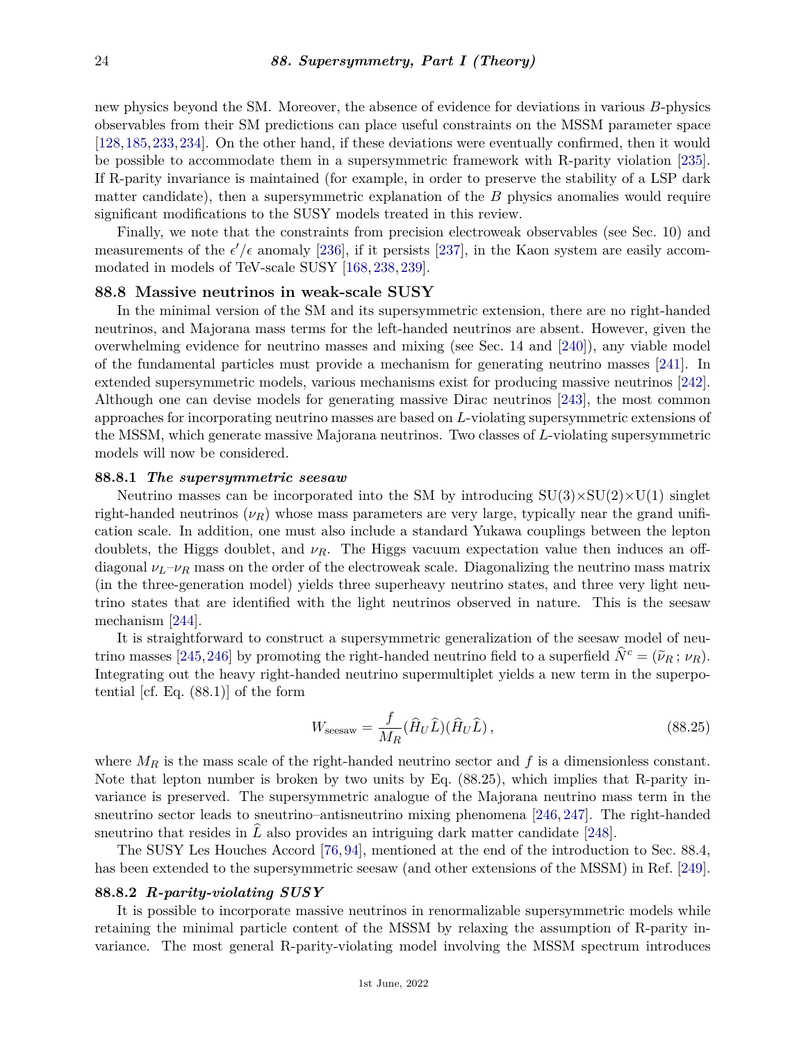new physics beyond the SM. Moreover, the absence of evidence for deviations in various $B$-physics observables from their SM predictions can place useful constraints on the MSSM parameter space [128, 185, 233, 234]. On the other hand, if these deviations were eventually confirmed, then it would be possible to accommodate them in a supersymmetric framework with R-parity violation [235]. If R-parity invariance is maintained (for example, in order to preserve the stability of a LSP dark matter candidate), then a supersymmetric explanation of the $B$ physics anomalies would require significant modifications to the SUSY models treated in this review.

Finally, we note that the constraints from precision electroweak observables (see Sec. 10) and measurements of the $\epsilon'/\epsilon$ anomaly [236], if it persists [237], in the Kaon system are easily accommodated in models of TeV-scale SUSY [168, 238, 239].

## 88.8 Massive neutrinos in weak-scale SUSY

In the minimal version of the SM and its supersymmetric extension, there are no right-handed neutrinos, and Majorana mass terms for the left-handed neutrinos are absent. However, given the overwhelming evidence for neutrino masses and mixing (see Sec. 14 and [240]), any viable model of the fundamental particles must provide a mechanism for generating neutrino masses [241]. In extended supersymmetric models, various mechanisms exist for producing massive neutrinos [242]. Although one can devise models for generating massive Dirac neutrinos [243], the most common approaches for incorporating neutrino masses are based on $L$-violating supersymmetric extensions of the MSSM, which generate massive Majorana neutrinos. Two classes of $L$-violating supersymmetric models will now be considered.

### 88.8.1 *The supersymmetric seesaw*

Neutrino masses can be incorporated into the SM by introducing SU(3)×SU(2)×U(1) singlet right-handed neutrinos ($\nu_R$) whose mass parameters are very large, typically near the grand unification scale. In addition, one must also include a standard Yukawa couplings between the lepton doublets, the Higgs doublet, and $\nu_R$. The Higgs vacuum expectation value then induces an off-diagonal $\nu_L$–$\nu_R$ mass on the order of the electroweak scale. Diagonalizing the neutrino mass matrix (in the three-generation model) yields three superheavy neutrino states, and three very light neutrino states that are identified with the light neutrinos observed in nature. This is the seesaw mechanism [244].

It is straightforward to construct a supersymmetric generalization of the seesaw model of neutrino masses [245, 246] by promoting the right-handed neutrino field to a superfield $\widehat{N}^c = (\widetilde{\nu}_R\,;\,\nu_R)$. Integrating out the heavy right-handed neutrino supermultiplet yields a new term in the superpotential [cf. Eq. (88.1)] of the form

$$W_{\rm seesaw} = \frac{f}{M_R}(\widehat{H}_U\widehat{L})(\widehat{H}_U\widehat{L})\,, \tag{88.25}$$

where $M_R$ is the mass scale of the right-handed neutrino sector and $f$ is a dimensionless constant. Note that lepton number is broken by two units by Eq. (88.25), which implies that R-parity invariance is preserved. The supersymmetric analogue of the Majorana neutrino mass term in the sneutrino sector leads to sneutrino–antisneutrino mixing phenomena [246, 247]. The right-handed sneutrino that resides in $\widehat{L}$ also provides an intriguing dark matter candidate [248].

The SUSY Les Houches Accord [76, 94], mentioned at the end of the introduction to Sec. 88.4, has been extended to the supersymmetric seesaw (and other extensions of the MSSM) in Ref. [249].

### 88.8.2 *R-parity-violating SUSY*

It is possible to incorporate massive neutrinos in renormalizable supersymmetric models while retaining the minimal particle content of the MSSM by relaxing the assumption of R-parity invariance. The most general R-parity-violating model involving the MSSM spectrum introduces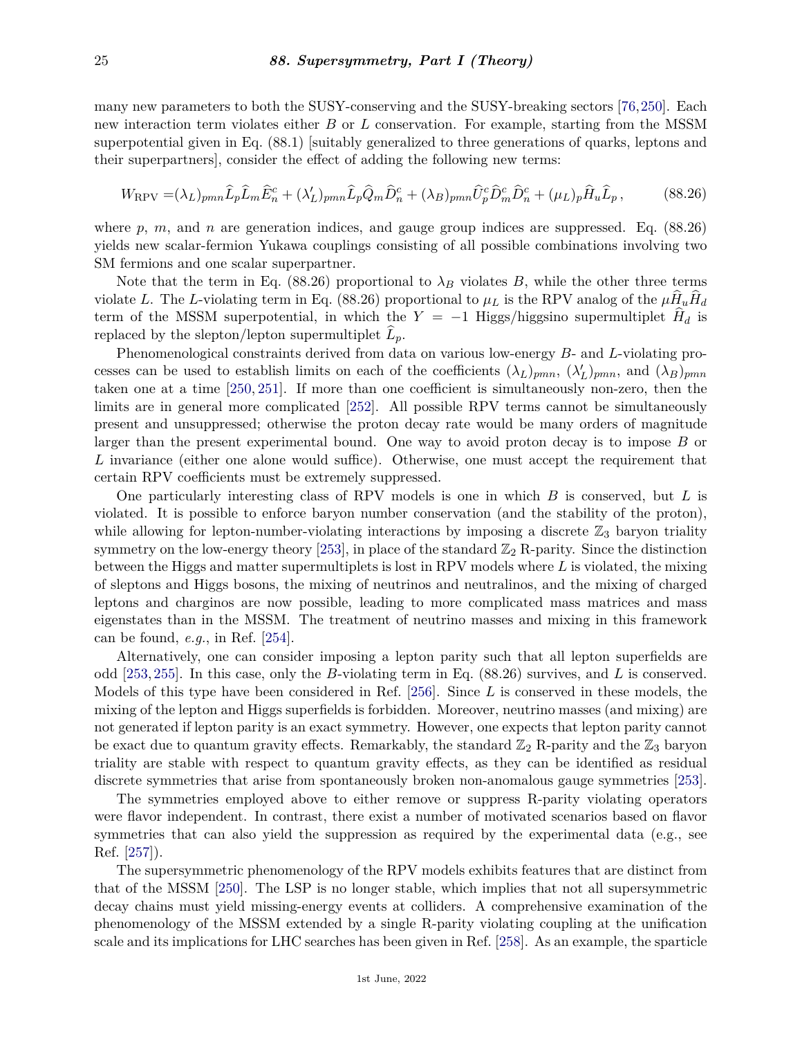many new parameters to both the SUSY-conserving and the SUSY-breaking sectors [76,250]. Each new interaction term violates either $B$ or $L$ conservation. For example, starting from the MSSM superpotential given in Eq. (88.1) [suitably generalized to three generations of quarks, leptons and their superpartners], consider the effect of adding the following new terms:

$$W_{\rm RPV} = (\lambda_L)_{pmn}\widehat{L}_p\widehat{L}_m\widehat{E}^c_n + (\lambda'_L)_{pmn}\widehat{L}_p\widehat{Q}_m\widehat{D}^c_n + (\lambda_B)_{pmn}\widehat{U}^c_p\widehat{D}^c_m\widehat{D}^c_n + (\mu_L)_p\widehat{H}_u\widehat{L}_p\,, \tag{88.26}$$

where $p$, $m$, and $n$ are generation indices, and gauge group indices are suppressed. Eq. (88.26) yields new scalar-fermion Yukawa couplings consisting of all possible combinations involving two SM fermions and one scalar superpartner.

Note that the term in Eq. (88.26) proportional to $\lambda_B$ violates $B$, while the other three terms violate $L$. The $L$-violating term in Eq. (88.26) proportional to $\mu_L$ is the RPV analog of the $\mu\widehat{H}_u\widehat{H}_d$ term of the MSSM superpotential, in which the $Y = -1$ Higgs/higgsino supermultiplet $\widehat{H}_d$ is replaced by the slepton/lepton supermultiplet $\widehat{L}_p$.

Phenomenological constraints derived from data on various low-energy $B$- and $L$-violating processes can be used to establish limits on each of the coefficients $(\lambda_L)_{pmn}$, $(\lambda'_L)_{pmn}$, and $(\lambda_B)_{pmn}$ taken one at a time [250,251]. If more than one coefficient is simultaneously non-zero, then the limits are in general more complicated [252]. All possible RPV terms cannot be simultaneously present and unsuppressed; otherwise the proton decay rate would be many orders of magnitude larger than the present experimental bound. One way to avoid proton decay is to impose $B$ or $L$ invariance (either one alone would suffice). Otherwise, one must accept the requirement that certain RPV coefficients must be extremely suppressed.

One particularly interesting class of RPV models is one in which $B$ is conserved, but $L$ is violated. It is possible to enforce baryon number conservation (and the stability of the proton), while allowing for lepton-number-violating interactions by imposing a discrete $\mathbb{Z}_3$ baryon triality symmetry on the low-energy theory [253], in place of the standard $\mathbb{Z}_2$ R-parity. Since the distinction between the Higgs and matter supermultiplets is lost in RPV models where $L$ is violated, the mixing of sleptons and Higgs bosons, the mixing of neutrinos and neutralinos, and the mixing of charged leptons and charginos are now possible, leading to more complicated mass matrices and mass eigenstates than in the MSSM. The treatment of neutrino masses and mixing in this framework can be found, *e.g.*, in Ref. [254].

Alternatively, one can consider imposing a lepton parity such that all lepton superfields are odd [253,255]. In this case, only the $B$-violating term in Eq. (88.26) survives, and $L$ is conserved. Models of this type have been considered in Ref. [256]. Since $L$ is conserved in these models, the mixing of the lepton and Higgs superfields is forbidden. Moreover, neutrino masses (and mixing) are not generated if lepton parity is an exact symmetry. However, one expects that lepton parity cannot be exact due to quantum gravity effects. Remarkably, the standard $\mathbb{Z}_2$ R-parity and the $\mathbb{Z}_3$ baryon triality are stable with respect to quantum gravity effects, as they can be identified as residual discrete symmetries that arise from spontaneously broken non-anomalous gauge symmetries [253].

The symmetries employed above to either remove or suppress R-parity violating operators were flavor independent. In contrast, there exist a number of motivated scenarios based on flavor symmetries that can also yield the suppression as required by the experimental data (e.g., see Ref. [257]).

The supersymmetric phenomenology of the RPV models exhibits features that are distinct from that of the MSSM [250]. The LSP is no longer stable, which implies that not all supersymmetric decay chains must yield missing-energy events at colliders. A comprehensive examination of the phenomenology of the MSSM extended by a single R-parity violating coupling at the unification scale and its implications for LHC searches has been given in Ref. [258]. As an example, the sparticle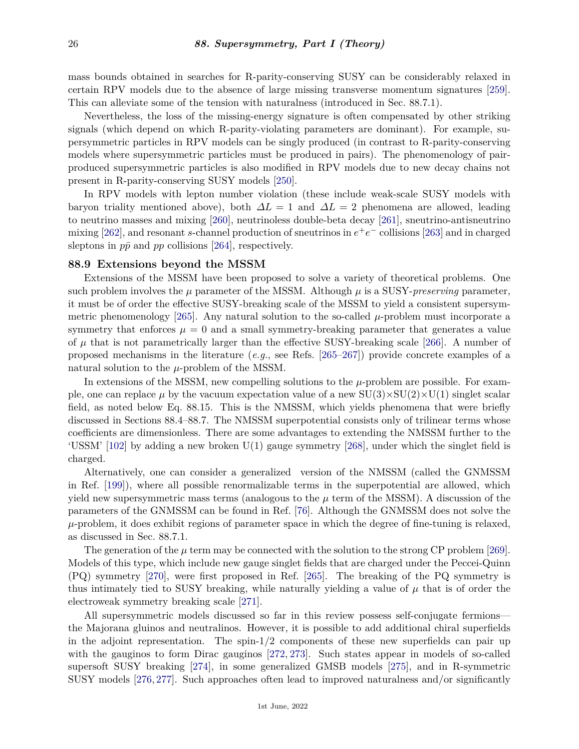mass bounds obtained in searches for R-parity-conserving SUSY can be considerably relaxed in certain RPV models due to the absence of large missing transverse momentum signatures [259]. This can alleviate some of the tension with naturalness (introduced in Sec. 88.7.1).

Nevertheless, the loss of the missing-energy signature is often compensated by other striking signals (which depend on which R-parity-violating parameters are dominant). For example, supersymmetric particles in RPV models can be singly produced (in contrast to R-parity-conserving models where supersymmetric particles must be produced in pairs). The phenomenology of pair-produced supersymmetric particles is also modified in RPV models due to new decay chains not present in R-parity-conserving SUSY models [250].

In RPV models with lepton number violation (these include weak-scale SUSY models with baryon triality mentioned above), both $\Delta L = 1$ and $\Delta L = 2$ phenomena are allowed, leading to neutrino masses and mixing [260], neutrinoless double-beta decay [261], sneutrino-antisneutrino mixing [262], and resonant $s$-channel production of sneutrinos in $e^+e^-$ collisions [263] and in charged sleptons in $p\bar{p}$ and $pp$ collisions [264], respectively.

## 88.9 Extensions beyond the MSSM

Extensions of the MSSM have been proposed to solve a variety of theoretical problems. One such problem involves the $\mu$ parameter of the MSSM. Although $\mu$ is a SUSY-*preserving* parameter, it must be of order the effective SUSY-breaking scale of the MSSM to yield a consistent supersymmetric phenomenology [265]. Any natural solution to the so-called $\mu$-problem must incorporate a symmetry that enforces $\mu = 0$ and a small symmetry-breaking parameter that generates a value of $\mu$ that is not parametrically larger than the effective SUSY-breaking scale [266]. A number of proposed mechanisms in the literature (*e.g.*, see Refs. [265–267]) provide concrete examples of a natural solution to the $\mu$-problem of the MSSM.

In extensions of the MSSM, new compelling solutions to the $\mu$-problem are possible. For example, one can replace $\mu$ by the vacuum expectation value of a new SU(3)×SU(2)×U(1) singlet scalar field, as noted below Eq. 88.15. This is the NMSSM, which yields phenomena that were briefly discussed in Sections 88.4–88.7. The NMSSM superpotential consists only of trilinear terms whose coefficients are dimensionless. There are some advantages to extending the NMSSM further to the 'USSM' [102] by adding a new broken U(1) gauge symmetry [268], under which the singlet field is charged.

Alternatively, one can consider a generalized version of the NMSSM (called the GNMSSM in Ref. [199]), where all possible renormalizable terms in the superpotential are allowed, which yield new supersymmetric mass terms (analogous to the $\mu$ term of the MSSM). A discussion of the parameters of the GNMSSM can be found in Ref. [76]. Although the GNMSSM does not solve the $\mu$-problem, it does exhibit regions of parameter space in which the degree of fine-tuning is relaxed, as discussed in Sec. 88.7.1.

The generation of the $\mu$ term may be connected with the solution to the strong CP problem [269]. Models of this type, which include new gauge singlet fields that are charged under the Peccei-Quinn (PQ) symmetry [270], were first proposed in Ref. [265]. The breaking of the PQ symmetry is thus intimately tied to SUSY breaking, while naturally yielding a value of $\mu$ that is of order the electroweak symmetry breaking scale [271].

All supersymmetric models discussed so far in this review possess self-conjugate fermions—the Majorana gluinos and neutralinos. However, it is possible to add additional chiral superfields in the adjoint representation. The spin-1/2 components of these new superfields can pair up with the gauginos to form Dirac gauginos [272, 273]. Such states appear in models of so-called supersoft SUSY breaking [274], in some generalized GMSB models [275], and in R-symmetric SUSY models [276, 277]. Such approaches often lead to improved naturalness and/or significantly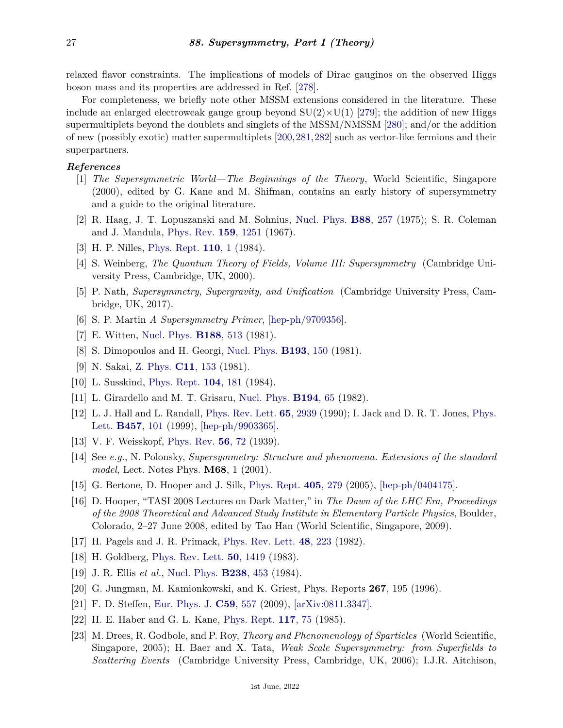relaxed flavor constraints. The implications of models of Dirac gauginos on the observed Higgs boson mass and its properties are addressed in Ref. [278].

For completeness, we briefly note other MSSM extensions considered in the literature. These include an enlarged electroweak gauge group beyond SU(2)×U(1) [279]; the addition of new Higgs supermultiplets beyond the doublets and singlets of the MSSM/NMSSM [280]; and/or the addition of new (possibly exotic) matter supermultiplets [200,281,282] such as vector-like fermions and their superpartners.

***References***

[1] *The Supersymmetric World—The Beginnings of the Theory*, World Scientific, Singapore (2000), edited by G. Kane and M. Shifman, contains an early history of supersymmetry and a guide to the original literature.

[2] R. Haag, J. T. Lopuszanski and M. Sohnius, Nucl. Phys. **B88**, 257 (1975); S. R. Coleman and J. Mandula, Phys. Rev. **159**, 1251 (1967).

[3] H. P. Nilles, Phys. Rept. **110**, 1 (1984).

[4] S. Weinberg, *The Quantum Theory of Fields, Volume III: Supersymmetry* (Cambridge University Press, Cambridge, UK, 2000).

[5] P. Nath, *Supersymmetry, Supergravity, and Unification* (Cambridge University Press, Cambridge, UK, 2017).

[6] S. P. Martin *A Supersymmetry Primer*, [hep-ph/9709356].

[7] E. Witten, Nucl. Phys. **B188**, 513 (1981).

[8] S. Dimopoulos and H. Georgi, Nucl. Phys. **B193**, 150 (1981).

[9] N. Sakai, Z. Phys. **C11**, 153 (1981).

[10] L. Susskind, Phys. Rept. **104**, 181 (1984).

[11] L. Girardello and M. T. Grisaru, Nucl. Phys. **B194**, 65 (1982).

[12] L. J. Hall and L. Randall, Phys. Rev. Lett. **65**, 2939 (1990); I. Jack and D. R. T. Jones, Phys. Lett. **B457**, 101 (1999), [hep-ph/9903365].

[13] V. F. Weisskopf, Phys. Rev. **56**, 72 (1939).

[14] See *e.g.*, N. Polonsky, *Supersymmetry: Structure and phenomena. Extensions of the standard model*, Lect. Notes Phys. **M68**, 1 (2001).

[15] G. Bertone, D. Hooper and J. Silk, Phys. Rept. **405**, 279 (2005), [hep-ph/0404175].

[16] D. Hooper, "TASI 2008 Lectures on Dark Matter," in *The Dawn of the LHC Era, Proceedings of the 2008 Theoretical and Advanced Study Institute in Elementary Particle Physics,* Boulder, Colorado, 2–27 June 2008, edited by Tao Han (World Scientific, Singapore, 2009).

[17] H. Pagels and J. R. Primack, Phys. Rev. Lett. **48**, 223 (1982).

[18] H. Goldberg, Phys. Rev. Lett. **50**, 1419 (1983).

[19] J. R. Ellis *et al.*, Nucl. Phys. **B238**, 453 (1984).

[20] G. Jungman, M. Kamionkowski, and K. Griest, Phys. Reports **267**, 195 (1996).

[21] F. D. Steffen, Eur. Phys. J. **C59**, 557 (2009), [arXiv:0811.3347].

[22] H. E. Haber and G. L. Kane, Phys. Rept. **117**, 75 (1985).

[23] M. Drees, R. Godbole, and P. Roy, *Theory and Phenomenology of Sparticles* (World Scientific, Singapore, 2005); H. Baer and X. Tata, *Weak Scale Supersymmetry: from Superfields to Scattering Events* (Cambridge University Press, Cambridge, UK, 2006); I.J.R. Aitchison,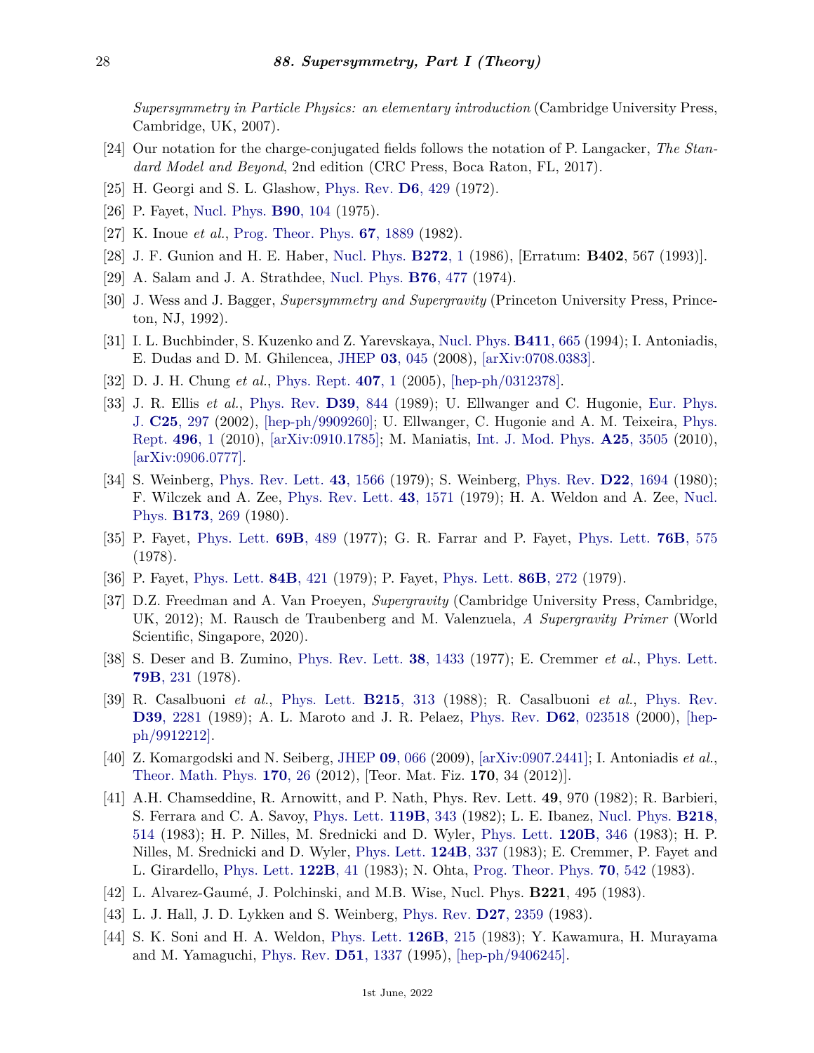*Supersymmetry in Particle Physics: an elementary introduction* (Cambridge University Press, Cambridge, UK, 2007).

[24] Our notation for the charge-conjugated fields follows the notation of P. Langacker, *The Standard Model and Beyond*, 2nd edition (CRC Press, Boca Raton, FL, 2017).

[25] H. Georgi and S. L. Glashow, Phys. Rev. **D6**, 429 (1972).

[26] P. Fayet, Nucl. Phys. **B90**, 104 (1975).

[27] K. Inoue *et al.*, Prog. Theor. Phys. **67**, 1889 (1982).

[28] J. F. Gunion and H. E. Haber, Nucl. Phys. **B272**, 1 (1986), [Erratum: **B402**, 567 (1993)].

[29] A. Salam and J. A. Strathdee, Nucl. Phys. **B76**, 477 (1974).

[30] J. Wess and J. Bagger, *Supersymmetry and Supergravity* (Princeton University Press, Princeton, NJ, 1992).

[31] I. L. Buchbinder, S. Kuzenko and Z. Yarevskaya, Nucl. Phys. **B411**, 665 (1994); I. Antoniadis, E. Dudas and D. M. Ghilencea, JHEP **03**, 045 (2008), [arXiv:0708.0383].

[32] D. J. H. Chung *et al.*, Phys. Rept. **407**, 1 (2005), [hep-ph/0312378].

[33] J. R. Ellis *et al.*, Phys. Rev. **D39**, 844 (1989); U. Ellwanger and C. Hugonie, Eur. Phys. J. **C25**, 297 (2002), [hep-ph/9909260]; U. Ellwanger, C. Hugonie and A. M. Teixeira, Phys. Rept. **496**, 1 (2010), [arXiv:0910.1785]; M. Maniatis, Int. J. Mod. Phys. **A25**, 3505 (2010), [arXiv:0906.0777].

[34] S. Weinberg, Phys. Rev. Lett. **43**, 1566 (1979); S. Weinberg, Phys. Rev. **D22**, 1694 (1980); F. Wilczek and A. Zee, Phys. Rev. Lett. **43**, 1571 (1979); H. A. Weldon and A. Zee, Nucl. Phys. **B173**, 269 (1980).

[35] P. Fayet, Phys. Lett. **69B**, 489 (1977); G. R. Farrar and P. Fayet, Phys. Lett. **76B**, 575 (1978).

[36] P. Fayet, Phys. Lett. **84B**, 421 (1979); P. Fayet, Phys. Lett. **86B**, 272 (1979).

[37] D.Z. Freedman and A. Van Proeyen, *Supergravity* (Cambridge University Press, Cambridge, UK, 2012); M. Rausch de Traubenberg and M. Valenzuela, *A Supergravity Primer* (World Scientific, Singapore, 2020).

[38] S. Deser and B. Zumino, Phys. Rev. Lett. **38**, 1433 (1977); E. Cremmer *et al.*, Phys. Lett. **79B**, 231 (1978).

[39] R. Casalbuoni *et al.*, Phys. Lett. **B215**, 313 (1988); R. Casalbuoni *et al.*, Phys. Rev. **D39**, 2281 (1989); A. L. Maroto and J. R. Pelaez, Phys. Rev. **D62**, 023518 (2000), [hep-ph/9912212].

[40] Z. Komargodski and N. Seiberg, JHEP **09**, 066 (2009), [arXiv:0907.2441]; I. Antoniadis *et al.*, Theor. Math. Phys. **170**, 26 (2012), [Teor. Mat. Fiz. **170**, 34 (2012)].

[41] A.H. Chamseddine, R. Arnowitt, and P. Nath, Phys. Rev. Lett. **49**, 970 (1982); R. Barbieri, S. Ferrara and C. A. Savoy, Phys. Lett. **119B**, 343 (1982); L. E. Ibanez, Nucl. Phys. **B218**, 514 (1983); H. P. Nilles, M. Srednicki and D. Wyler, Phys. Lett. **120B**, 346 (1983); H. P. Nilles, M. Srednicki and D. Wyler, Phys. Lett. **124B**, 337 (1983); E. Cremmer, P. Fayet and L. Girardello, Phys. Lett. **122B**, 41 (1983); N. Ohta, Prog. Theor. Phys. **70**, 542 (1983).

[42] L. Alvarez-Gaumé, J. Polchinski, and M.B. Wise, Nucl. Phys. **B221**, 495 (1983).

[43] L. J. Hall, J. D. Lykken and S. Weinberg, Phys. Rev. **D27**, 2359 (1983).

[44] S. K. Soni and H. A. Weldon, Phys. Lett. **126B**, 215 (1983); Y. Kawamura, H. Murayama and M. Yamaguchi, Phys. Rev. **D51**, 1337 (1995), [hep-ph/9406245].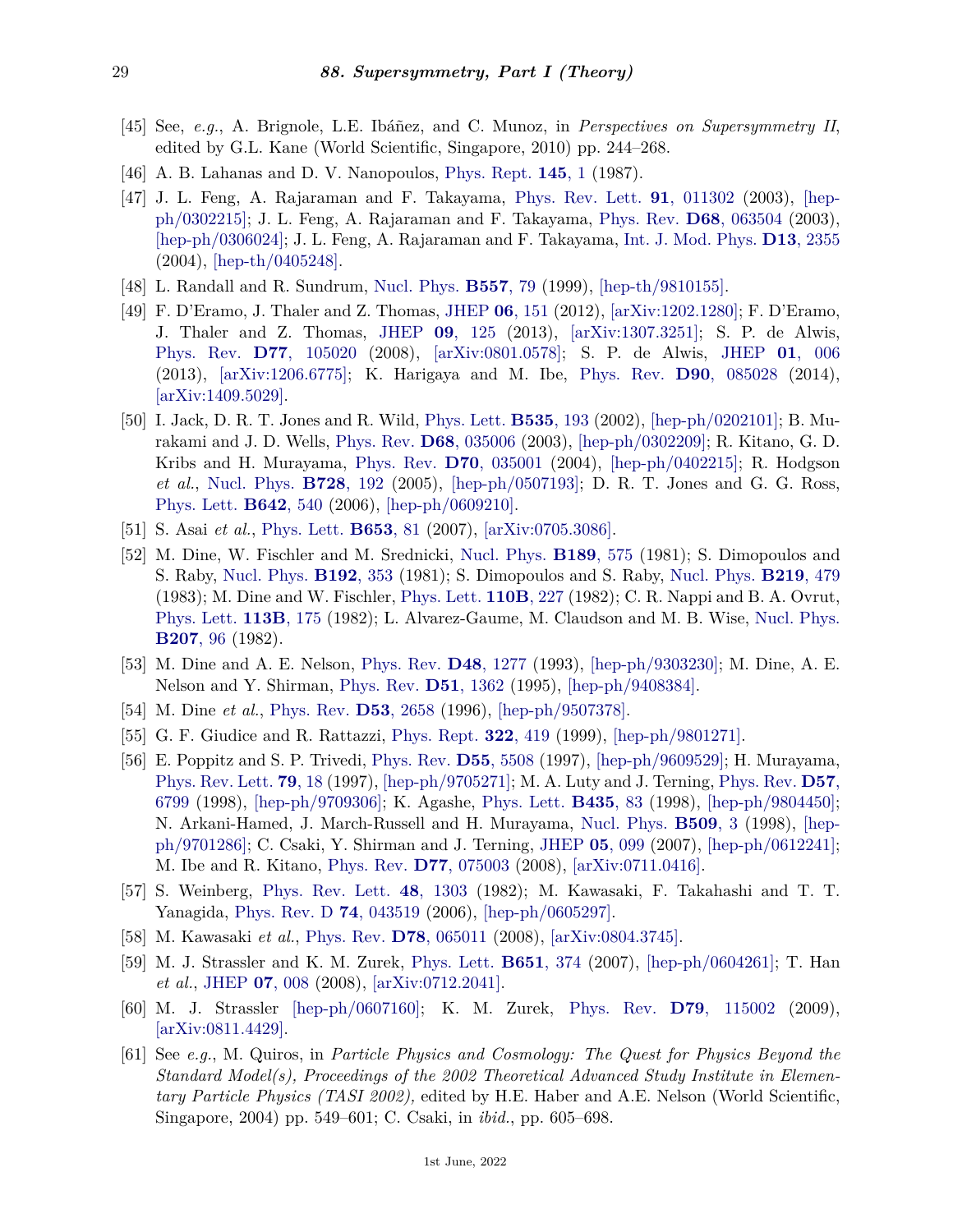[45] See, *e.g.*, A. Brignole, L.E. Ibáñez, and C. Munoz, in *Perspectives on Supersymmetry II*, edited by G.L. Kane (World Scientific, Singapore, 2010) pp. 244–268.

[46] A. B. Lahanas and D. V. Nanopoulos, Phys. Rept. **145**, 1 (1987).

[47] J. L. Feng, A. Rajaraman and F. Takayama, Phys. Rev. Lett. **91**, 011302 (2003), [hep-ph/0302215]; J. L. Feng, A. Rajaraman and F. Takayama, Phys. Rev. **D68**, 063504 (2003), [hep-ph/0306024]; J. L. Feng, A. Rajaraman and F. Takayama, Int. J. Mod. Phys. **D13**, 2355 (2004), [hep-th/0405248].

[48] L. Randall and R. Sundrum, Nucl. Phys. **B557**, 79 (1999), [hep-th/9810155].

[49] F. D'Eramo, J. Thaler and Z. Thomas, JHEP **06**, 151 (2012), [arXiv:1202.1280]; F. D'Eramo, J. Thaler and Z. Thomas, JHEP **09**, 125 (2013), [arXiv:1307.3251]; S. P. de Alwis, Phys. Rev. **D77**, 105020 (2008), [arXiv:0801.0578]; S. P. de Alwis, JHEP **01**, 006 (2013), [arXiv:1206.6775]; K. Harigaya and M. Ibe, Phys. Rev. **D90**, 085028 (2014), [arXiv:1409.5029].

[50] I. Jack, D. R. T. Jones and R. Wild, Phys. Lett. **B535**, 193 (2002), [hep-ph/0202101]; B. Murakami and J. D. Wells, Phys. Rev. **D68**, 035006 (2003), [hep-ph/0302209]; R. Kitano, G. D. Kribs and H. Murayama, Phys. Rev. **D70**, 035001 (2004), [hep-ph/0402215]; R. Hodgson *et al.*, Nucl. Phys. **B728**, 192 (2005), [hep-ph/0507193]; D. R. T. Jones and G. G. Ross, Phys. Lett. **B642**, 540 (2006), [hep-ph/0609210].

[51] S. Asai *et al.*, Phys. Lett. **B653**, 81 (2007), [arXiv:0705.3086].

[52] M. Dine, W. Fischler and M. Srednicki, Nucl. Phys. **B189**, 575 (1981); S. Dimopoulos and S. Raby, Nucl. Phys. **B192**, 353 (1981); S. Dimopoulos and S. Raby, Nucl. Phys. **B219**, 479 (1983); M. Dine and W. Fischler, Phys. Lett. **110B**, 227 (1982); C. R. Nappi and B. A. Ovrut, Phys. Lett. **113B**, 175 (1982); L. Alvarez-Gaume, M. Claudson and M. B. Wise, Nucl. Phys. **B207**, 96 (1982).

[53] M. Dine and A. E. Nelson, Phys. Rev. **D48**, 1277 (1993), [hep-ph/9303230]; M. Dine, A. E. Nelson and Y. Shirman, Phys. Rev. **D51**, 1362 (1995), [hep-ph/9408384].

[54] M. Dine *et al.*, Phys. Rev. **D53**, 2658 (1996), [hep-ph/9507378].

[55] G. F. Giudice and R. Rattazzi, Phys. Rept. **322**, 419 (1999), [hep-ph/9801271].

[56] E. Poppitz and S. P. Trivedi, Phys. Rev. **D55**, 5508 (1997), [hep-ph/9609529]; H. Murayama, Phys. Rev. Lett. **79**, 18 (1997), [hep-ph/9705271]; M. A. Luty and J. Terning, Phys. Rev. **D57**, 6799 (1998), [hep-ph/9709306]; K. Agashe, Phys. Lett. **B435**, 83 (1998), [hep-ph/9804450]; N. Arkani-Hamed, J. March-Russell and H. Murayama, Nucl. Phys. **B509**, 3 (1998), [hep-ph/9701286]; C. Csaki, Y. Shirman and J. Terning, JHEP **05**, 099 (2007), [hep-ph/0612241]; M. Ibe and R. Kitano, Phys. Rev. **D77**, 075003 (2008), [arXiv:0711.0416].

[57] S. Weinberg, Phys. Rev. Lett. **48**, 1303 (1982); M. Kawasaki, F. Takahashi and T. T. Yanagida, Phys. Rev. D **74**, 043519 (2006), [hep-ph/0605297].

[58] M. Kawasaki *et al.*, Phys. Rev. **D78**, 065011 (2008), [arXiv:0804.3745].

[59] M. J. Strassler and K. M. Zurek, Phys. Lett. **B651**, 374 (2007), [hep-ph/0604261]; T. Han *et al.*, JHEP **07**, 008 (2008), [arXiv:0712.2041].

[60] M. J. Strassler [hep-ph/0607160]; K. M. Zurek, Phys. Rev. **D79**, 115002 (2009), [arXiv:0811.4429].

[61] See *e.g.*, M. Quiros, in *Particle Physics and Cosmology: The Quest for Physics Beyond the Standard Model(s), Proceedings of the 2002 Theoretical Advanced Study Institute in Elementary Particle Physics (TASI 2002),* edited by H.E. Haber and A.E. Nelson (World Scientific, Singapore, 2004) pp. 549–601; C. Csaki, in *ibid.*, pp. 605–698.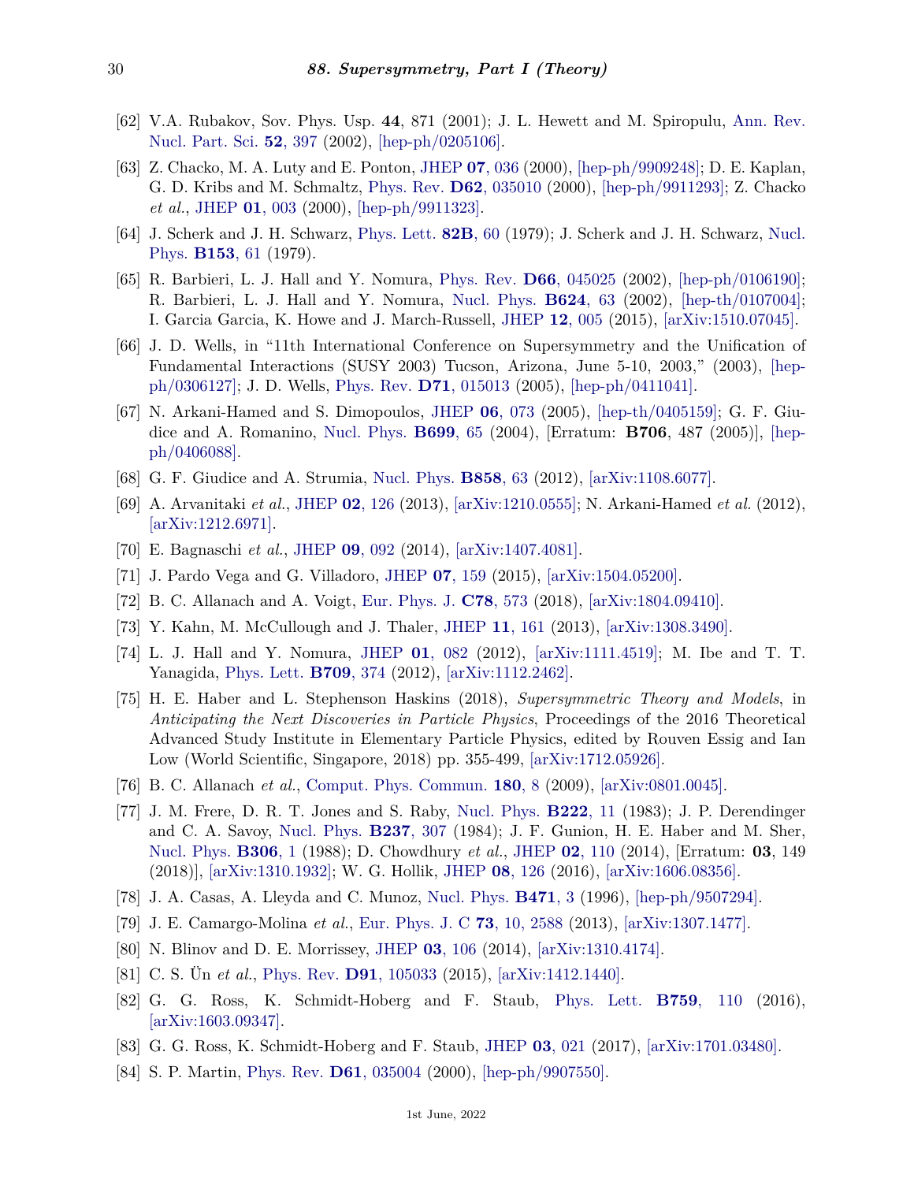[62] V.A. Rubakov, Sov. Phys. Usp. **44**, 871 (2001); J. L. Hewett and M. Spiropulu, Ann. Rev. Nucl. Part. Sci. **52**, 397 (2002), [hep-ph/0205106].

[63] Z. Chacko, M. A. Luty and E. Ponton, JHEP **07**, 036 (2000), [hep-ph/9909248]; D. E. Kaplan, G. D. Kribs and M. Schmaltz, Phys. Rev. **D62**, 035010 (2000), [hep-ph/9911293]; Z. Chacko *et al.*, JHEP **01**, 003 (2000), [hep-ph/9911323].

[64] J. Scherk and J. H. Schwarz, Phys. Lett. **82B**, 60 (1979); J. Scherk and J. H. Schwarz, Nucl. Phys. **B153**, 61 (1979).

[65] R. Barbieri, L. J. Hall and Y. Nomura, Phys. Rev. **D66**, 045025 (2002), [hep-ph/0106190]; R. Barbieri, L. J. Hall and Y. Nomura, Nucl. Phys. **B624**, 63 (2002), [hep-th/0107004]; I. Garcia Garcia, K. Howe and J. March-Russell, JHEP **12**, 005 (2015), [arXiv:1510.07045].

[66] J. D. Wells, in "11th International Conference on Supersymmetry and the Unification of Fundamental Interactions (SUSY 2003) Tucson, Arizona, June 5-10, 2003," (2003), [hep-ph/0306127]; J. D. Wells, Phys. Rev. **D71**, 015013 (2005), [hep-ph/0411041].

[67] N. Arkani-Hamed and S. Dimopoulos, JHEP **06**, 073 (2005), [hep-th/0405159]; G. F. Giudice and A. Romanino, Nucl. Phys. **B699**, 65 (2004), [Erratum: **B706**, 487 (2005)], [hep-ph/0406088].

[68] G. F. Giudice and A. Strumia, Nucl. Phys. **B858**, 63 (2012), [arXiv:1108.6077].

[69] A. Arvanitaki *et al.*, JHEP **02**, 126 (2013), [arXiv:1210.0555]; N. Arkani-Hamed *et al.* (2012), [arXiv:1212.6971].

[70] E. Bagnaschi *et al.*, JHEP **09**, 092 (2014), [arXiv:1407.4081].

[71] J. Pardo Vega and G. Villadoro, JHEP **07**, 159 (2015), [arXiv:1504.05200].

[72] B. C. Allanach and A. Voigt, Eur. Phys. J. **C78**, 573 (2018), [arXiv:1804.09410].

[73] Y. Kahn, M. McCullough and J. Thaler, JHEP **11**, 161 (2013), [arXiv:1308.3490].

[74] L. J. Hall and Y. Nomura, JHEP **01**, 082 (2012), [arXiv:1111.4519]; M. Ibe and T. T. Yanagida, Phys. Lett. **B709**, 374 (2012), [arXiv:1112.2462].

[75] H. E. Haber and L. Stephenson Haskins (2018), *Supersymmetric Theory and Models*, in *Anticipating the Next Discoveries in Particle Physics*, Proceedings of the 2016 Theoretical Advanced Study Institute in Elementary Particle Physics, edited by Rouven Essig and Ian Low (World Scientific, Singapore, 2018) pp. 355-499, [arXiv:1712.05926].

[76] B. C. Allanach *et al.*, Comput. Phys. Commun. **180**, 8 (2009), [arXiv:0801.0045].

[77] J. M. Frere, D. R. T. Jones and S. Raby, Nucl. Phys. **B222**, 11 (1983); J. P. Derendinger and C. A. Savoy, Nucl. Phys. **B237**, 307 (1984); J. F. Gunion, H. E. Haber and M. Sher, Nucl. Phys. **B306**, 1 (1988); D. Chowdhury *et al.*, JHEP **02**, 110 (2014), [Erratum: **03**, 149 (2018)], [arXiv:1310.1932]; W. G. Hollik, JHEP **08**, 126 (2016), [arXiv:1606.08356].

[78] J. A. Casas, A. Lleyda and C. Munoz, Nucl. Phys. **B471**, 3 (1996), [hep-ph/9507294].

[79] J. E. Camargo-Molina *et al.*, Eur. Phys. J. C **73**, 10, 2588 (2013), [arXiv:1307.1477].

[80] N. Blinov and D. E. Morrissey, JHEP **03**, 106 (2014), [arXiv:1310.4174].

[81] C. S. Ün *et al.*, Phys. Rev. **D91**, 105033 (2015), [arXiv:1412.1440].

[82] G. G. Ross, K. Schmidt-Hoberg and F. Staub, Phys. Lett. **B759**, 110 (2016), [arXiv:1603.09347].

[83] G. G. Ross, K. Schmidt-Hoberg and F. Staub, JHEP **03**, 021 (2017), [arXiv:1701.03480].

[84] S. P. Martin, Phys. Rev. **D61**, 035004 (2000), [hep-ph/9907550].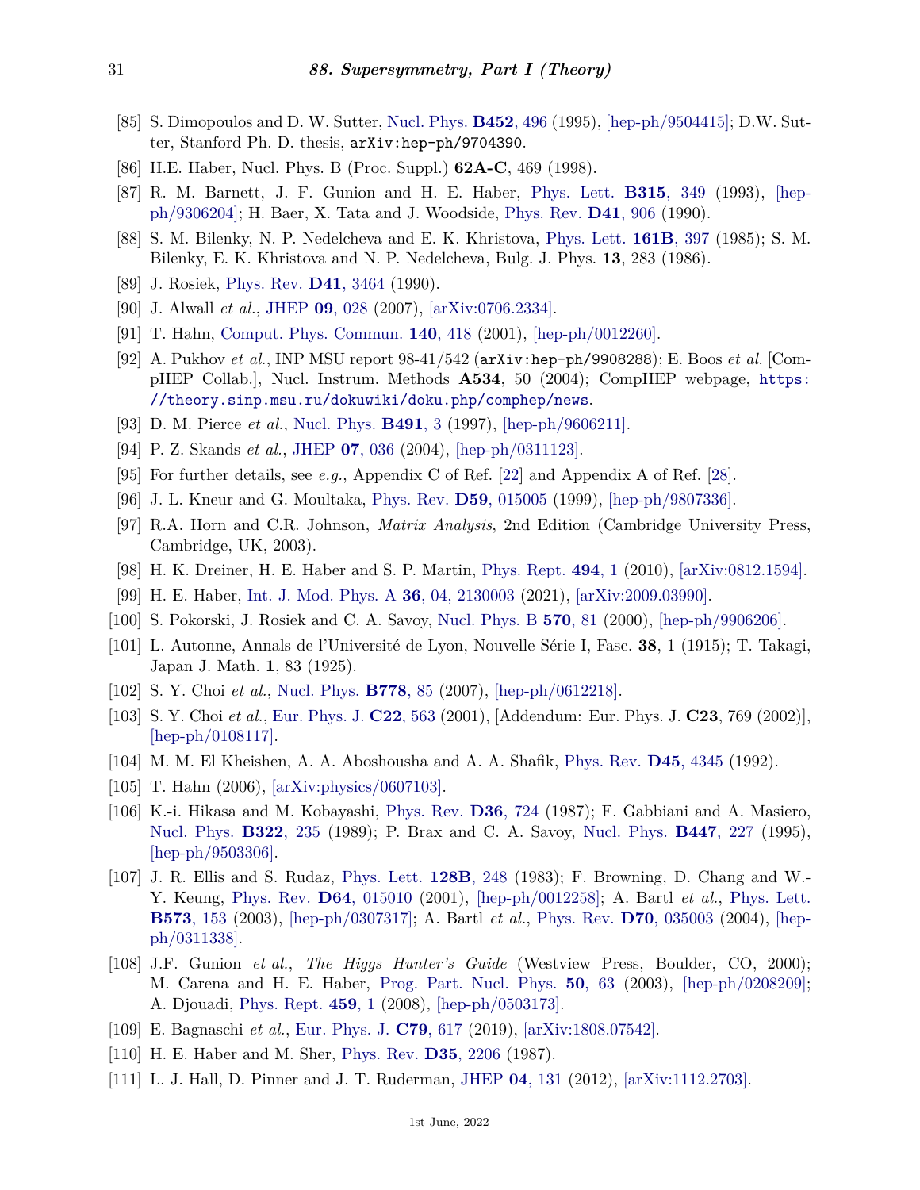[85] S. Dimopoulos and D. W. Sutter, Nucl. Phys. **B452**, 496 (1995), [hep-ph/9504415]; D.W. Sutter, Stanford Ph. D. thesis, arXiv:hep-ph/9704390.

[86] H.E. Haber, Nucl. Phys. B (Proc. Suppl.) **62A-C**, 469 (1998).

[87] R. M. Barnett, J. F. Gunion and H. E. Haber, Phys. Lett. **B315**, 349 (1993), [hep-ph/9306204]; H. Baer, X. Tata and J. Woodside, Phys. Rev. **D41**, 906 (1990).

[88] S. M. Bilenky, N. P. Nedelcheva and E. K. Khristova, Phys. Lett. **161B**, 397 (1985); S. M. Bilenky, E. K. Khristova and N. P. Nedelcheva, Bulg. J. Phys. **13**, 283 (1986).

[89] J. Rosiek, Phys. Rev. **D41**, 3464 (1990).

[90] J. Alwall *et al.*, JHEP **09**, 028 (2007), [arXiv:0706.2334].

[91] T. Hahn, Comput. Phys. Commun. **140**, 418 (2001), [hep-ph/0012260].

[92] A. Pukhov *et al.*, INP MSU report 98-41/542 (arXiv:hep-ph/9908288); E. Boos *et al.* [CompHEP Collab.], Nucl. Instrum. Methods **A534**, 50 (2004); CompHEP webpage, https://theory.sinp.msu.ru/dokuwiki/doku.php/comphep/news.

[93] D. M. Pierce *et al.*, Nucl. Phys. **B491**, 3 (1997), [hep-ph/9606211].

[94] P. Z. Skands *et al.*, JHEP **07**, 036 (2004), [hep-ph/0311123].

[95] For further details, see *e.g.*, Appendix C of Ref. [22] and Appendix A of Ref. [28].

[96] J. L. Kneur and G. Moultaka, Phys. Rev. **D59**, 015005 (1999), [hep-ph/9807336].

[97] R.A. Horn and C.R. Johnson, *Matrix Analysis*, 2nd Edition (Cambridge University Press, Cambridge, UK, 2003).

[98] H. K. Dreiner, H. E. Haber and S. P. Martin, Phys. Rept. **494**, 1 (2010), [arXiv:0812.1594].

[99] H. E. Haber, Int. J. Mod. Phys. A **36**, 04, 2130003 (2021), [arXiv:2009.03990].

[100] S. Pokorski, J. Rosiek and C. A. Savoy, Nucl. Phys. B **570**, 81 (2000), [hep-ph/9906206].

[101] L. Autonne, Annals de l'Université de Lyon, Nouvelle Série I, Fasc. **38**, 1 (1915); T. Takagi, Japan J. Math. **1**, 83 (1925).

[102] S. Y. Choi *et al.*, Nucl. Phys. **B778**, 85 (2007), [hep-ph/0612218].

[103] S. Y. Choi *et al.*, Eur. Phys. J. **C22**, 563 (2001), [Addendum: Eur. Phys. J. **C23**, 769 (2002)], [hep-ph/0108117].

[104] M. M. El Kheishen, A. A. Aboshousha and A. A. Shafik, Phys. Rev. **D45**, 4345 (1992).

[105] T. Hahn (2006), [arXiv:physics/0607103].

[106] K.-i. Hikasa and M. Kobayashi, Phys. Rev. **D36**, 724 (1987); F. Gabbiani and A. Masiero, Nucl. Phys. **B322**, 235 (1989); P. Brax and C. A. Savoy, Nucl. Phys. **B447**, 227 (1995), [hep-ph/9503306].

[107] J. R. Ellis and S. Rudaz, Phys. Lett. **128B**, 248 (1983); F. Browning, D. Chang and W.-Y. Keung, Phys. Rev. **D64**, 015010 (2001), [hep-ph/0012258]; A. Bartl *et al.*, Phys. Lett. **B573**, 153 (2003), [hep-ph/0307317]; A. Bartl *et al.*, Phys. Rev. **D70**, 035003 (2004), [hep-ph/0311338].

[108] J.F. Gunion *et al.*, *The Higgs Hunter's Guide* (Westview Press, Boulder, CO, 2000); M. Carena and H. E. Haber, Prog. Part. Nucl. Phys. **50**, 63 (2003), [hep-ph/0208209]; A. Djouadi, Phys. Rept. **459**, 1 (2008), [hep-ph/0503173].

[109] E. Bagnaschi *et al.*, Eur. Phys. J. **C79**, 617 (2019), [arXiv:1808.07542].

[110] H. E. Haber and M. Sher, Phys. Rev. **D35**, 2206 (1987).

[111] L. J. Hall, D. Pinner and J. T. Ruderman, JHEP **04**, 131 (2012), [arXiv:1112.2703].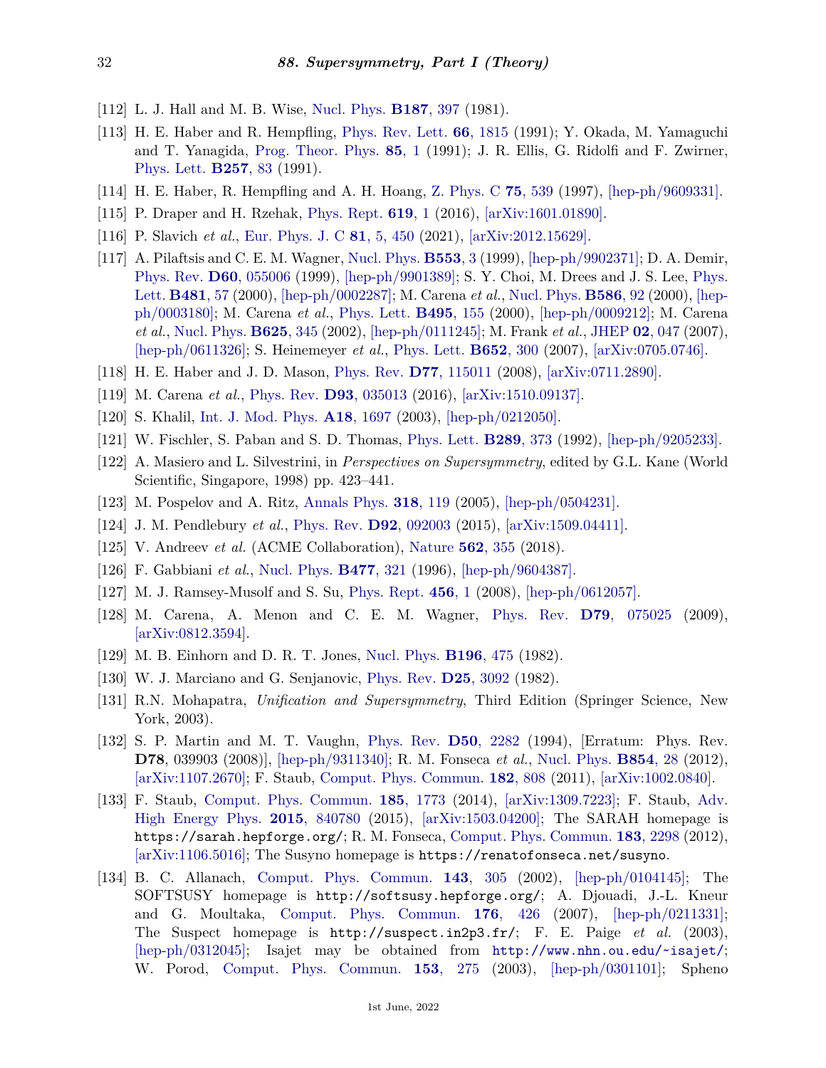[112] L. J. Hall and M. B. Wise, Nucl. Phys. **B187**, 397 (1981).

[113] H. E. Haber and R. Hempfling, Phys. Rev. Lett. **66**, 1815 (1991); Y. Okada, M. Yamaguchi and T. Yanagida, Prog. Theor. Phys. **85**, 1 (1991); J. R. Ellis, G. Ridolfi and F. Zwirner, Phys. Lett. **B257**, 83 (1991).

[114] H. E. Haber, R. Hempfling and A. H. Hoang, Z. Phys. C **75**, 539 (1997), [hep-ph/9609331].

[115] P. Draper and H. Rzehak, Phys. Rept. **619**, 1 (2016), [arXiv:1601.01890].

[116] P. Slavich *et al.*, Eur. Phys. J. C **81**, 5, 450 (2021), [arXiv:2012.15629].

[117] A. Pilaftsis and C. E. M. Wagner, Nucl. Phys. **B553**, 3 (1999), [hep-ph/9902371]; D. A. Demir, Phys. Rev. **D60**, 055006 (1999), [hep-ph/9901389]; S. Y. Choi, M. Drees and J. S. Lee, Phys. Lett. **B481**, 57 (2000), [hep-ph/0002287]; M. Carena *et al.*, Nucl. Phys. **B586**, 92 (2000), [hep-ph/0003180]; M. Carena *et al.*, Phys. Lett. **B495**, 155 (2000), [hep-ph/0009212]; M. Carena *et al.*, Nucl. Phys. **B625**, 345 (2002), [hep-ph/0111245]; M. Frank *et al.*, JHEP **02**, 047 (2007), [hep-ph/0611326]; S. Heinemeyer *et al.*, Phys. Lett. **B652**, 300 (2007), [arXiv:0705.0746].

[118] H. E. Haber and J. D. Mason, Phys. Rev. **D77**, 115011 (2008), [arXiv:0711.2890].

[119] M. Carena *et al.*, Phys. Rev. **D93**, 035013 (2016), [arXiv:1510.09137].

[120] S. Khalil, Int. J. Mod. Phys. **A18**, 1697 (2003), [hep-ph/0212050].

[121] W. Fischler, S. Paban and S. D. Thomas, Phys. Lett. **B289**, 373 (1992), [hep-ph/9205233].

[122] A. Masiero and L. Silvestrini, in *Perspectives on Supersymmetry*, edited by G.L. Kane (World Scientific, Singapore, 1998) pp. 423–441.

[123] M. Pospelov and A. Ritz, Annals Phys. **318**, 119 (2005), [hep-ph/0504231].

[124] J. M. Pendlebury *et al.*, Phys. Rev. **D92**, 092003 (2015), [arXiv:1509.04411].

[125] V. Andreev *et al.* (ACME Collaboration), Nature **562**, 355 (2018).

[126] F. Gabbiani *et al.*, Nucl. Phys. **B477**, 321 (1996), [hep-ph/9604387].

[127] M. J. Ramsey-Musolf and S. Su, Phys. Rept. **456**, 1 (2008), [hep-ph/0612057].

[128] M. Carena, A. Menon and C. E. M. Wagner, Phys. Rev. **D79**, 075025 (2009), [arXiv:0812.3594].

[129] M. B. Einhorn and D. R. T. Jones, Nucl. Phys. **B196**, 475 (1982).

[130] W. J. Marciano and G. Senjanovic, Phys. Rev. **D25**, 3092 (1982).

[131] R.N. Mohapatra, *Unification and Supersymmetry*, Third Edition (Springer Science, New York, 2003).

[132] S. P. Martin and M. T. Vaughn, Phys. Rev. **D50**, 2282 (1994), [Erratum: Phys. Rev. **D78**, 039903 (2008)], [hep-ph/9311340]; R. M. Fonseca *et al.*, Nucl. Phys. **B854**, 28 (2012), [arXiv:1107.2670]; F. Staub, Comput. Phys. Commun. **182**, 808 (2011), [arXiv:1002.0840].

[133] F. Staub, Comput. Phys. Commun. **185**, 1773 (2014), [arXiv:1309.7223]; F. Staub, Adv. High Energy Phys. **2015**, 840780 (2015), [arXiv:1503.04200]; The SARAH homepage is `https://sarah.hepforge.org/`; R. M. Fonseca, Comput. Phys. Commun. **183**, 2298 (2012), [arXiv:1106.5016]; The Susyno homepage is `https://renatofonseca.net/susyno`.

[134] B. C. Allanach, Comput. Phys. Commun. **143**, 305 (2002), [hep-ph/0104145]; The SOFTSUSY homepage is `http://softsusy.hepforge.org/`; A. Djouadi, J.-L. Kneur and G. Moultaka, Comput. Phys. Commun. **176**, 426 (2007), [hep-ph/0211331]; The Suspect homepage is `http://suspect.in2p3.fr/`; F. E. Paige *et al.* (2003), [hep-ph/0312045]; Isajet may be obtained from `http://www.nhn.ou.edu/~isajet/`; W. Porod, Comput. Phys. Commun. **153**, 275 (2003), [hep-ph/0301101]; Spheno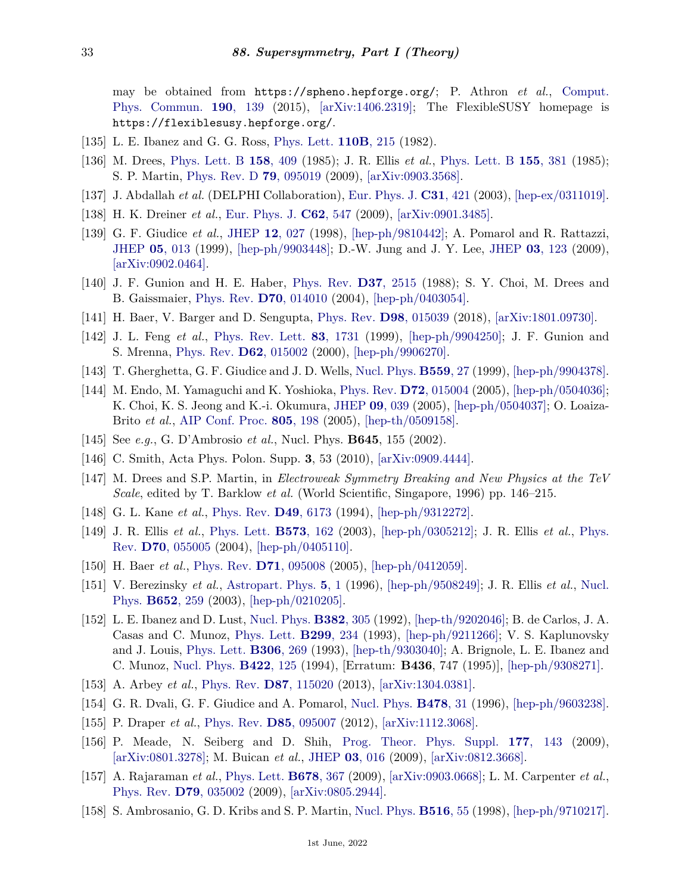may be obtained from https://spheno.hepforge.org/; P. Athron *et al.*, Comput. Phys. Commun. **190**, 139 (2015), [arXiv:1406.2319]; The FlexibleSUSY homepage is https://flexiblesusy.hepforge.org/.

[135] L. E. Ibanez and G. G. Ross, Phys. Lett. **110B**, 215 (1982).

[136] M. Drees, Phys. Lett. B **158**, 409 (1985); J. R. Ellis *et al.*, Phys. Lett. B **155**, 381 (1985); S. P. Martin, Phys. Rev. D **79**, 095019 (2009), [arXiv:0903.3568].

[137] J. Abdallah *et al.* (DELPHI Collaboration), Eur. Phys. J. **C31**, 421 (2003), [hep-ex/0311019].

[138] H. K. Dreiner *et al.*, Eur. Phys. J. **C62**, 547 (2009), [arXiv:0901.3485].

[139] G. F. Giudice *et al.*, JHEP **12**, 027 (1998), [hep-ph/9810442]; A. Pomarol and R. Rattazzi, JHEP **05**, 013 (1999), [hep-ph/9903448]; D.-W. Jung and J. Y. Lee, JHEP **03**, 123 (2009), [arXiv:0902.0464].

[140] J. F. Gunion and H. E. Haber, Phys. Rev. **D37**, 2515 (1988); S. Y. Choi, M. Drees and B. Gaissmaier, Phys. Rev. **D70**, 014010 (2004), [hep-ph/0403054].

[141] H. Baer, V. Barger and D. Sengupta, Phys. Rev. **D98**, 015039 (2018), [arXiv:1801.09730].

[142] J. L. Feng *et al.*, Phys. Rev. Lett. **83**, 1731 (1999), [hep-ph/9904250]; J. F. Gunion and S. Mrenna, Phys. Rev. **D62**, 015002 (2000), [hep-ph/9906270].

[143] T. Gherghetta, G. F. Giudice and J. D. Wells, Nucl. Phys. **B559**, 27 (1999), [hep-ph/9904378].

[144] M. Endo, M. Yamaguchi and K. Yoshioka, Phys. Rev. **D72**, 015004 (2005), [hep-ph/0504036]; K. Choi, K. S. Jeong and K.-i. Okumura, JHEP **09**, 039 (2005), [hep-ph/0504037]; O. Loaiza-Brito *et al.*, AIP Conf. Proc. **805**, 198 (2005), [hep-th/0509158].

[145] See *e.g.*, G. D'Ambrosio *et al.*, Nucl. Phys. **B645**, 155 (2002).

[146] C. Smith, Acta Phys. Polon. Supp. **3**, 53 (2010), [arXiv:0909.4444].

[147] M. Drees and S.P. Martin, in *Electroweak Symmetry Breaking and New Physics at the TeV Scale*, edited by T. Barklow *et al.* (World Scientific, Singapore, 1996) pp. 146–215.

[148] G. L. Kane *et al.*, Phys. Rev. **D49**, 6173 (1994), [hep-ph/9312272].

[149] J. R. Ellis *et al.*, Phys. Lett. **B573**, 162 (2003), [hep-ph/0305212]; J. R. Ellis *et al.*, Phys. Rev. **D70**, 055005 (2004), [hep-ph/0405110].

[150] H. Baer *et al.*, Phys. Rev. **D71**, 095008 (2005), [hep-ph/0412059].

[151] V. Berezinsky *et al.*, Astropart. Phys. **5**, 1 (1996), [hep-ph/9508249]; J. R. Ellis *et al.*, Nucl. Phys. **B652**, 259 (2003), [hep-ph/0210205].

[152] L. E. Ibanez and D. Lust, Nucl. Phys. **B382**, 305 (1992), [hep-th/9202046]; B. de Carlos, J. A. Casas and C. Munoz, Phys. Lett. **B299**, 234 (1993), [hep-ph/9211266]; V. S. Kaplunovsky and J. Louis, Phys. Lett. **B306**, 269 (1993), [hep-th/9303040]; A. Brignole, L. E. Ibanez and C. Munoz, Nucl. Phys. **B422**, 125 (1994), [Erratum: **B436**, 747 (1995)], [hep-ph/9308271].

[153] A. Arbey *et al.*, Phys. Rev. **D87**, 115020 (2013), [arXiv:1304.0381].

[154] G. R. Dvali, G. F. Giudice and A. Pomarol, Nucl. Phys. **B478**, 31 (1996), [hep-ph/9603238].

[155] P. Draper *et al.*, Phys. Rev. **D85**, 095007 (2012), [arXiv:1112.3068].

[156] P. Meade, N. Seiberg and D. Shih, Prog. Theor. Phys. Suppl. **177**, 143 (2009), [arXiv:0801.3278]; M. Buican *et al.*, JHEP **03**, 016 (2009), [arXiv:0812.3668].

[157] A. Rajaraman *et al.*, Phys. Lett. **B678**, 367 (2009), [arXiv:0903.0668]; L. M. Carpenter *et al.*, Phys. Rev. **D79**, 035002 (2009), [arXiv:0805.2944].

[158] S. Ambrosanio, G. D. Kribs and S. P. Martin, Nucl. Phys. **B516**, 55 (1998), [hep-ph/9710217].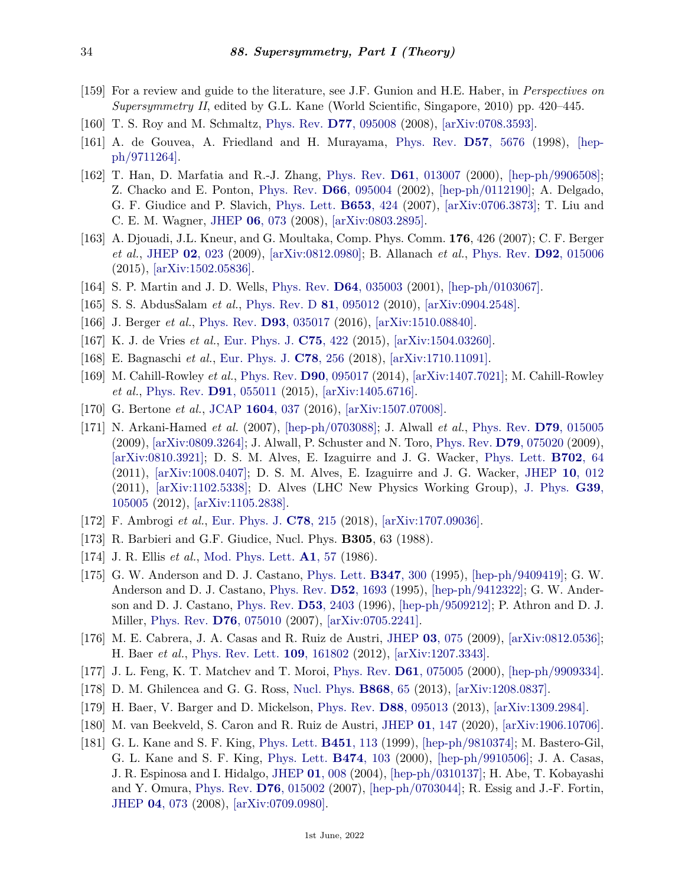[159] For a review and guide to the literature, see J.F. Gunion and H.E. Haber, in *Perspectives on Supersymmetry II*, edited by G.L. Kane (World Scientific, Singapore, 2010) pp. 420–445.

[160] T. S. Roy and M. Schmaltz, Phys. Rev. **D77**, 095008 (2008), [arXiv:0708.3593].

[161] A. de Gouvea, A. Friedland and H. Murayama, Phys. Rev. **D57**, 5676 (1998), [hep-ph/9711264].

[162] T. Han, D. Marfatia and R.-J. Zhang, Phys. Rev. **D61**, 013007 (2000), [hep-ph/9906508]; Z. Chacko and E. Ponton, Phys. Rev. **D66**, 095004 (2002), [hep-ph/0112190]; A. Delgado, G. F. Giudice and P. Slavich, Phys. Lett. **B653**, 424 (2007), [arXiv:0706.3873]; T. Liu and C. E. M. Wagner, JHEP **06**, 073 (2008), [arXiv:0803.2895].

[163] A. Djouadi, J.L. Kneur, and G. Moultaka, Comp. Phys. Comm. **176**, 426 (2007); C. F. Berger *et al.*, JHEP **02**, 023 (2009), [arXiv:0812.0980]; B. Allanach *et al.*, Phys. Rev. **D92**, 015006 (2015), [arXiv:1502.05836].

[164] S. P. Martin and J. D. Wells, Phys. Rev. **D64**, 035003 (2001), [hep-ph/0103067].

[165] S. S. AbdusSalam *et al.*, Phys. Rev. D **81**, 095012 (2010), [arXiv:0904.2548].

[166] J. Berger *et al.*, Phys. Rev. **D93**, 035017 (2016), [arXiv:1510.08840].

[167] K. J. de Vries *et al.*, Eur. Phys. J. **C75**, 422 (2015), [arXiv:1504.03260].

[168] E. Bagnaschi *et al.*, Eur. Phys. J. **C78**, 256 (2018), [arXiv:1710.11091].

[169] M. Cahill-Rowley *et al.*, Phys. Rev. **D90**, 095017 (2014), [arXiv:1407.7021]; M. Cahill-Rowley *et al.*, Phys. Rev. **D91**, 055011 (2015), [arXiv:1405.6716].

[170] G. Bertone *et al.*, JCAP **1604**, 037 (2016), [arXiv:1507.07008].

[171] N. Arkani-Hamed *et al.* (2007), [hep-ph/0703088]; J. Alwall *et al.*, Phys. Rev. **D79**, 015005 (2009), [arXiv:0809.3264]; J. Alwall, P. Schuster and N. Toro, Phys. Rev. **D79**, 075020 (2009), [arXiv:0810.3921]; D. S. M. Alves, E. Izaguirre and J. G. Wacker, Phys. Lett. **B702**, 64 (2011), [arXiv:1008.0407]; D. S. M. Alves, E. Izaguirre and J. G. Wacker, JHEP **10**, 012 (2011), [arXiv:1102.5338]; D. Alves (LHC New Physics Working Group), J. Phys. **G39**, 105005 (2012), [arXiv:1105.2838].

[172] F. Ambrogi *et al.*, Eur. Phys. J. **C78**, 215 (2018), [arXiv:1707.09036].

[173] R. Barbieri and G.F. Giudice, Nucl. Phys. **B305**, 63 (1988).

[174] J. R. Ellis *et al.*, Mod. Phys. Lett. **A1**, 57 (1986).

[175] G. W. Anderson and D. J. Castano, Phys. Lett. **B347**, 300 (1995), [hep-ph/9409419]; G. W. Anderson and D. J. Castano, Phys. Rev. **D52**, 1693 (1995), [hep-ph/9412322]; G. W. Anderson and D. J. Castano, Phys. Rev. **D53**, 2403 (1996), [hep-ph/9509212]; P. Athron and D. J. Miller, Phys. Rev. **D76**, 075010 (2007), [arXiv:0705.2241].

[176] M. E. Cabrera, J. A. Casas and R. Ruiz de Austri, JHEP **03**, 075 (2009), [arXiv:0812.0536]; H. Baer *et al.*, Phys. Rev. Lett. **109**, 161802 (2012), [arXiv:1207.3343].

[177] J. L. Feng, K. T. Matchev and T. Moroi, Phys. Rev. **D61**, 075005 (2000), [hep-ph/9909334].

[178] D. M. Ghilencea and G. G. Ross, Nucl. Phys. **B868**, 65 (2013), [arXiv:1208.0837].

[179] H. Baer, V. Barger and D. Mickelson, Phys. Rev. **D88**, 095013 (2013), [arXiv:1309.2984].

[180] M. van Beekveld, S. Caron and R. Ruiz de Austri, JHEP **01**, 147 (2020), [arXiv:1906.10706].

[181] G. L. Kane and S. F. King, Phys. Lett. **B451**, 113 (1999), [hep-ph/9810374]; M. Bastero-Gil, G. L. Kane and S. F. King, Phys. Lett. **B474**, 103 (2000), [hep-ph/9910506]; J. A. Casas, J. R. Espinosa and I. Hidalgo, JHEP **01**, 008 (2004), [hep-ph/0310137]; H. Abe, T. Kobayashi and Y. Omura, Phys. Rev. **D76**, 015002 (2007), [hep-ph/0703044]; R. Essig and J.-F. Fortin, JHEP **04**, 073 (2008), [arXiv:0709.0980].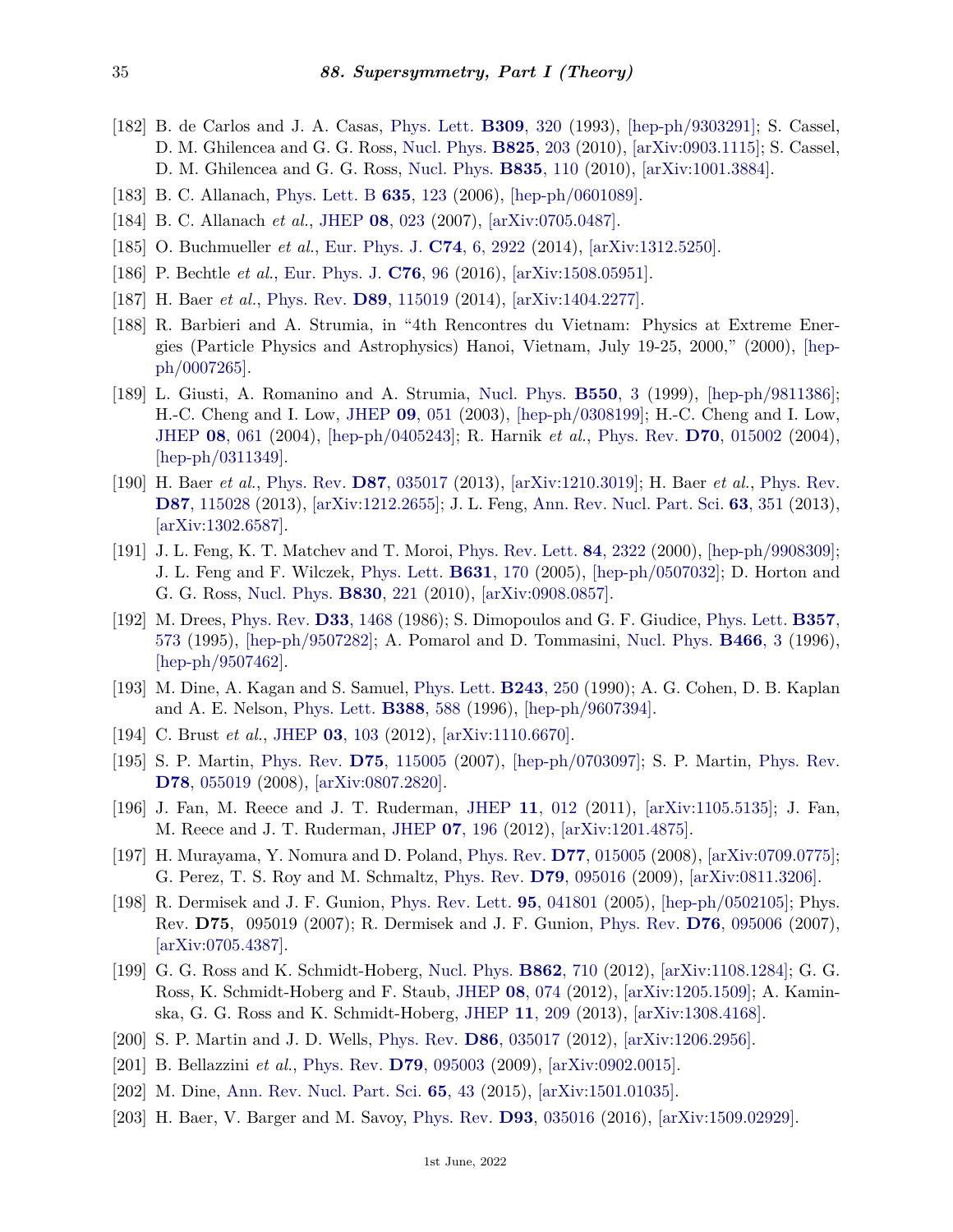[182] B. de Carlos and J. A. Casas, Phys. Lett. **B309**, 320 (1993), [hep-ph/9303291]; S. Cassel, D. M. Ghilencea and G. G. Ross, Nucl. Phys. **B825**, 203 (2010), [arXiv:0903.1115]; S. Cassel, D. M. Ghilencea and G. G. Ross, Nucl. Phys. **B835**, 110 (2010), [arXiv:1001.3884].

[183] B. C. Allanach, Phys. Lett. B **635**, 123 (2006), [hep-ph/0601089].

[184] B. C. Allanach *et al.*, JHEP **08**, 023 (2007), [arXiv:0705.0487].

[185] O. Buchmueller *et al.*, Eur. Phys. J. **C74**, 6, 2922 (2014), [arXiv:1312.5250].

[186] P. Bechtle *et al.*, Eur. Phys. J. **C76**, 96 (2016), [arXiv:1508.05951].

[187] H. Baer *et al.*, Phys. Rev. **D89**, 115019 (2014), [arXiv:1404.2277].

[188] R. Barbieri and A. Strumia, in "4th Rencontres du Vietnam: Physics at Extreme Energies (Particle Physics and Astrophysics) Hanoi, Vietnam, July 19-25, 2000," (2000), [hep-ph/0007265].

[189] L. Giusti, A. Romanino and A. Strumia, Nucl. Phys. **B550**, 3 (1999), [hep-ph/9811386]; H.-C. Cheng and I. Low, JHEP **09**, 051 (2003), [hep-ph/0308199]; H.-C. Cheng and I. Low, JHEP **08**, 061 (2004), [hep-ph/0405243]; R. Harnik *et al.*, Phys. Rev. **D70**, 015002 (2004), [hep-ph/0311349].

[190] H. Baer *et al.*, Phys. Rev. **D87**, 035017 (2013), [arXiv:1210.3019]; H. Baer *et al.*, Phys. Rev. **D87**, 115028 (2013), [arXiv:1212.2655]; J. L. Feng, Ann. Rev. Nucl. Part. Sci. **63**, 351 (2013), [arXiv:1302.6587].

[191] J. L. Feng, K. T. Matchev and T. Moroi, Phys. Rev. Lett. **84**, 2322 (2000), [hep-ph/9908309]; J. L. Feng and F. Wilczek, Phys. Lett. **B631**, 170 (2005), [hep-ph/0507032]; D. Horton and G. G. Ross, Nucl. Phys. **B830**, 221 (2010), [arXiv:0908.0857].

[192] M. Drees, Phys. Rev. **D33**, 1468 (1986); S. Dimopoulos and G. F. Giudice, Phys. Lett. **B357**, 573 (1995), [hep-ph/9507282]; A. Pomarol and D. Tommasini, Nucl. Phys. **B466**, 3 (1996), [hep-ph/9507462].

[193] M. Dine, A. Kagan and S. Samuel, Phys. Lett. **B243**, 250 (1990); A. G. Cohen, D. B. Kaplan and A. E. Nelson, Phys. Lett. **B388**, 588 (1996), [hep-ph/9607394].

[194] C. Brust *et al.*, JHEP **03**, 103 (2012), [arXiv:1110.6670].

[195] S. P. Martin, Phys. Rev. **D75**, 115005 (2007), [hep-ph/0703097]; S. P. Martin, Phys. Rev. **D78**, 055019 (2008), [arXiv:0807.2820].

[196] J. Fan, M. Reece and J. T. Ruderman, JHEP **11**, 012 (2011), [arXiv:1105.5135]; J. Fan, M. Reece and J. T. Ruderman, JHEP **07**, 196 (2012), [arXiv:1201.4875].

[197] H. Murayama, Y. Nomura and D. Poland, Phys. Rev. **D77**, 015005 (2008), [arXiv:0709.0775]; G. Perez, T. S. Roy and M. Schmaltz, Phys. Rev. **D79**, 095016 (2009), [arXiv:0811.3206].

[198] R. Dermisek and J. F. Gunion, Phys. Rev. Lett. **95**, 041801 (2005), [hep-ph/0502105]; Phys. Rev. **D75**, 095019 (2007); R. Dermisek and J. F. Gunion, Phys. Rev. **D76**, 095006 (2007), [arXiv:0705.4387].

[199] G. G. Ross and K. Schmidt-Hoberg, Nucl. Phys. **B862**, 710 (2012), [arXiv:1108.1284]; G. G. Ross, K. Schmidt-Hoberg and F. Staub, JHEP **08**, 074 (2012), [arXiv:1205.1509]; A. Kaminska, G. G. Ross and K. Schmidt-Hoberg, JHEP **11**, 209 (2013), [arXiv:1308.4168].

[200] S. P. Martin and J. D. Wells, Phys. Rev. **D86**, 035017 (2012), [arXiv:1206.2956].

[201] B. Bellazzini *et al.*, Phys. Rev. **D79**, 095003 (2009), [arXiv:0902.0015].

[202] M. Dine, Ann. Rev. Nucl. Part. Sci. **65**, 43 (2015), [arXiv:1501.01035].

[203] H. Baer, V. Barger and M. Savoy, Phys. Rev. **D93**, 035016 (2016), [arXiv:1509.02929].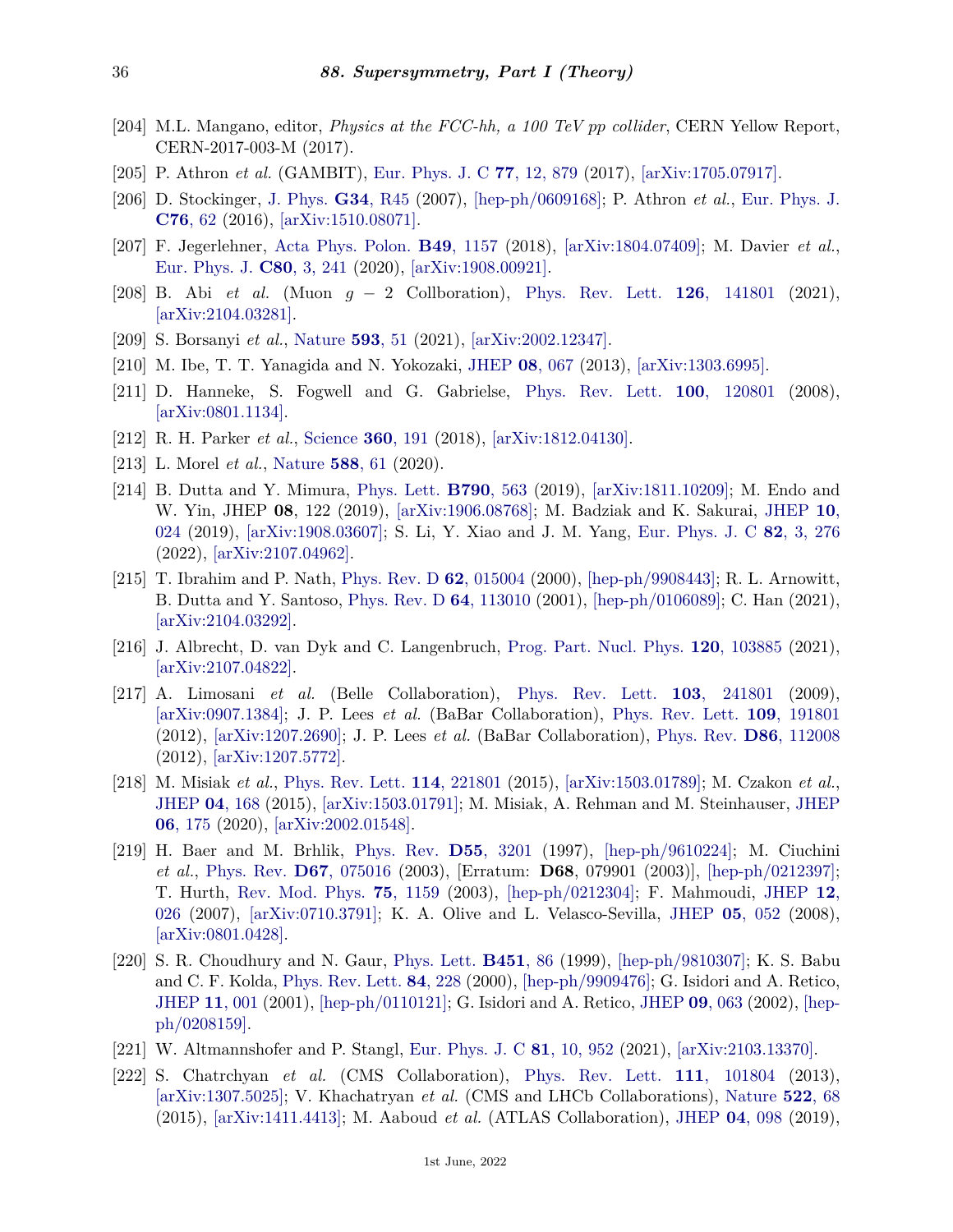[204] M.L. Mangano, editor, *Physics at the FCC-hh, a 100 TeV pp collider*, CERN Yellow Report, CERN-2017-003-M (2017).

[205] P. Athron *et al.* (GAMBIT), Eur. Phys. J. C **77**, 12, 879 (2017), [arXiv:1705.07917].

[206] D. Stockinger, J. Phys. **G34**, R45 (2007), [hep-ph/0609168]; P. Athron *et al.*, Eur. Phys. J. **C76**, 62 (2016), [arXiv:1510.08071].

[207] F. Jegerlehner, Acta Phys. Polon. **B49**, 1157 (2018), [arXiv:1804.07409]; M. Davier *et al.*, Eur. Phys. J. **C80**, 3, 241 (2020), [arXiv:1908.00921].

[208] B. Abi *et al.* (Muon $g-2$ Collboration), Phys. Rev. Lett. **126**, 141801 (2021), [arXiv:2104.03281].

[209] S. Borsanyi *et al.*, Nature **593**, 51 (2021), [arXiv:2002.12347].

[210] M. Ibe, T. T. Yanagida and N. Yokozaki, JHEP **08**, 067 (2013), [arXiv:1303.6995].

[211] D. Hanneke, S. Fogwell and G. Gabrielse, Phys. Rev. Lett. **100**, 120801 (2008), [arXiv:0801.1134].

[212] R. H. Parker *et al.*, Science **360**, 191 (2018), [arXiv:1812.04130].

[213] L. Morel *et al.*, Nature **588**, 61 (2020).

[214] B. Dutta and Y. Mimura, Phys. Lett. **B790**, 563 (2019), [arXiv:1811.10209]; M. Endo and W. Yin, JHEP **08**, 122 (2019), [arXiv:1906.08768]; M. Badziak and K. Sakurai, JHEP **10**, 024 (2019), [arXiv:1908.03607]; S. Li, Y. Xiao and J. M. Yang, Eur. Phys. J. C **82**, 3, 276 (2022), [arXiv:2107.04962].

[215] T. Ibrahim and P. Nath, Phys. Rev. D **62**, 015004 (2000), [hep-ph/9908443]; R. L. Arnowitt, B. Dutta and Y. Santoso, Phys. Rev. D **64**, 113010 (2001), [hep-ph/0106089]; C. Han (2021), [arXiv:2104.03292].

[216] J. Albrecht, D. van Dyk and C. Langenbruch, Prog. Part. Nucl. Phys. **120**, 103885 (2021), [arXiv:2107.04822].

[217] A. Limosani *et al.* (Belle Collaboration), Phys. Rev. Lett. **103**, 241801 (2009), [arXiv:0907.1384]; J. P. Lees *et al.* (BaBar Collaboration), Phys. Rev. Lett. **109**, 191801 (2012), [arXiv:1207.2690]; J. P. Lees *et al.* (BaBar Collaboration), Phys. Rev. **D86**, 112008 (2012), [arXiv:1207.5772].

[218] M. Misiak *et al.*, Phys. Rev. Lett. **114**, 221801 (2015), [arXiv:1503.01789]; M. Czakon *et al.*, JHEP **04**, 168 (2015), [arXiv:1503.01791]; M. Misiak, A. Rehman and M. Steinhauser, JHEP **06**, 175 (2020), [arXiv:2002.01548].

[219] H. Baer and M. Brhlik, Phys. Rev. **D55**, 3201 (1997), [hep-ph/9610224]; M. Ciuchini *et al.*, Phys. Rev. **D67**, 075016 (2003), [Erratum: **D68**, 079901 (2003)], [hep-ph/0212397]; T. Hurth, Rev. Mod. Phys. **75**, 1159 (2003), [hep-ph/0212304]; F. Mahmoudi, JHEP **12**, 026 (2007), [arXiv:0710.3791]; K. A. Olive and L. Velasco-Sevilla, JHEP **05**, 052 (2008), [arXiv:0801.0428].

[220] S. R. Choudhury and N. Gaur, Phys. Lett. **B451**, 86 (1999), [hep-ph/9810307]; K. S. Babu and C. F. Kolda, Phys. Rev. Lett. **84**, 228 (2000), [hep-ph/9909476]; G. Isidori and A. Retico, JHEP **11**, 001 (2001), [hep-ph/0110121]; G. Isidori and A. Retico, JHEP **09**, 063 (2002), [hep-ph/0208159].

[221] W. Altmannshofer and P. Stangl, Eur. Phys. J. C **81**, 10, 952 (2021), [arXiv:2103.13370].

[222] S. Chatrchyan *et al.* (CMS Collaboration), Phys. Rev. Lett. **111**, 101804 (2013), [arXiv:1307.5025]; V. Khachatryan *et al.* (CMS and LHCb Collaborations), Nature **522**, 68 (2015), [arXiv:1411.4413]; M. Aaboud *et al.* (ATLAS Collaboration), JHEP **04**, 098 (2019),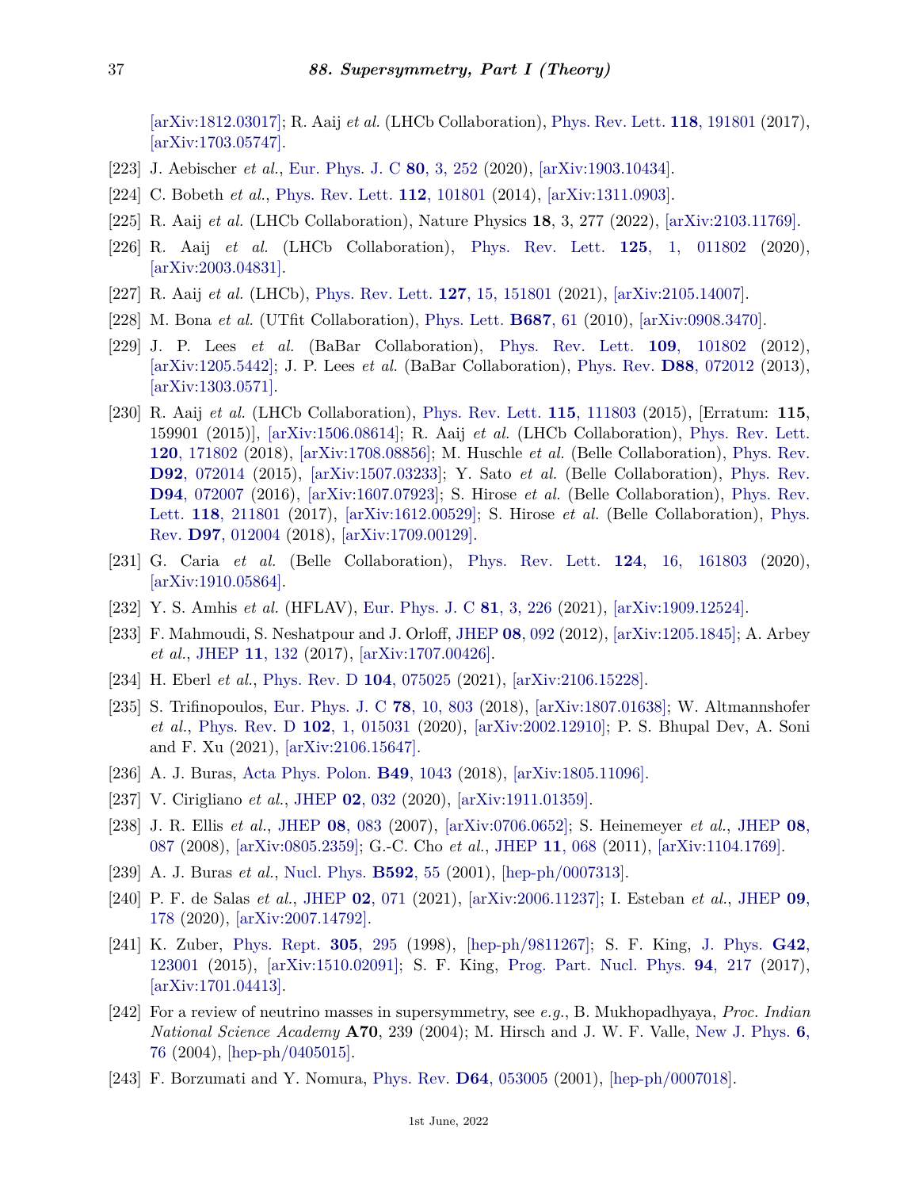[arXiv:1812.03017]; R. Aaij *et al.* (LHCb Collaboration), Phys. Rev. Lett. **118**, 191801 (2017), [arXiv:1703.05747].

[223] J. Aebischer *et al.*, Eur. Phys. J. C **80**, 3, 252 (2020), [arXiv:1903.10434].

[224] C. Bobeth *et al.*, Phys. Rev. Lett. **112**, 101801 (2014), [arXiv:1311.0903].

[225] R. Aaij *et al.* (LHCb Collaboration), Nature Physics **18**, 3, 277 (2022), [arXiv:2103.11769].

[226] R. Aaij *et al.* (LHCb Collaboration), Phys. Rev. Lett. **125**, 1, 011802 (2020), [arXiv:2003.04831].

[227] R. Aaij *et al.* (LHCb), Phys. Rev. Lett. **127**, 15, 151801 (2021), [arXiv:2105.14007].

[228] M. Bona *et al.* (UTfit Collaboration), Phys. Lett. **B687**, 61 (2010), [arXiv:0908.3470].

[229] J. P. Lees *et al.* (BaBar Collaboration), Phys. Rev. Lett. **109**, 101802 (2012), [arXiv:1205.5442]; J. P. Lees *et al.* (BaBar Collaboration), Phys. Rev. **D88**, 072012 (2013), [arXiv:1303.0571].

[230] R. Aaij *et al.* (LHCb Collaboration), Phys. Rev. Lett. **115**, 111803 (2015), [Erratum: **115**, 159901 (2015)], [arXiv:1506.08614]; R. Aaij *et al.* (LHCb Collaboration), Phys. Rev. Lett. **120**, 171802 (2018), [arXiv:1708.08856]; M. Huschle *et al.* (Belle Collaboration), Phys. Rev. **D92**, 072014 (2015), [arXiv:1507.03233]; Y. Sato *et al.* (Belle Collaboration), Phys. Rev. **D94**, 072007 (2016), [arXiv:1607.07923]; S. Hirose *et al.* (Belle Collaboration), Phys. Rev. Lett. **118**, 211801 (2017), [arXiv:1612.00529]; S. Hirose *et al.* (Belle Collaboration), Phys. Rev. **D97**, 012004 (2018), [arXiv:1709.00129].

[231] G. Caria *et al.* (Belle Collaboration), Phys. Rev. Lett. **124**, 16, 161803 (2020), [arXiv:1910.05864].

[232] Y. S. Amhis *et al.* (HFLAV), Eur. Phys. J. C **81**, 3, 226 (2021), [arXiv:1909.12524].

[233] F. Mahmoudi, S. Neshatpour and J. Orloff, JHEP **08**, 092 (2012), [arXiv:1205.1845]; A. Arbey *et al.*, JHEP **11**, 132 (2017), [arXiv:1707.00426].

[234] H. Eberl *et al.*, Phys. Rev. D **104**, 075025 (2021), [arXiv:2106.15228].

[235] S. Trifinopoulos, Eur. Phys. J. C **78**, 10, 803 (2018), [arXiv:1807.01638]; W. Altmannshofer *et al.*, Phys. Rev. D **102**, 1, 015031 (2020), [arXiv:2002.12910]; P. S. Bhupal Dev, A. Soni and F. Xu (2021), [arXiv:2106.15647].

[236] A. J. Buras, Acta Phys. Polon. **B49**, 1043 (2018), [arXiv:1805.11096].

[237] V. Cirigliano *et al.*, JHEP **02**, 032 (2020), [arXiv:1911.01359].

[238] J. R. Ellis *et al.*, JHEP **08**, 083 (2007), [arXiv:0706.0652]; S. Heinemeyer *et al.*, JHEP **08**, 087 (2008), [arXiv:0805.2359]; G.-C. Cho *et al.*, JHEP **11**, 068 (2011), [arXiv:1104.1769].

[239] A. J. Buras *et al.*, Nucl. Phys. **B592**, 55 (2001), [hep-ph/0007313].

[240] P. F. de Salas *et al.*, JHEP **02**, 071 (2021), [arXiv:2006.11237]; I. Esteban *et al.*, JHEP **09**, 178 (2020), [arXiv:2007.14792].

[241] K. Zuber, Phys. Rept. **305**, 295 (1998), [hep-ph/9811267]; S. F. King, J. Phys. **G42**, 123001 (2015), [arXiv:1510.02091]; S. F. King, Prog. Part. Nucl. Phys. **94**, 217 (2017), [arXiv:1701.04413].

[242] For a review of neutrino masses in supersymmetry, see *e.g.*, B. Mukhopadhyaya, *Proc. Indian National Science Academy* **A70**, 239 (2004); M. Hirsch and J. W. F. Valle, New J. Phys. **6**, 76 (2004), [hep-ph/0405015].

[243] F. Borzumati and Y. Nomura, Phys. Rev. **D64**, 053005 (2001), [hep-ph/0007018].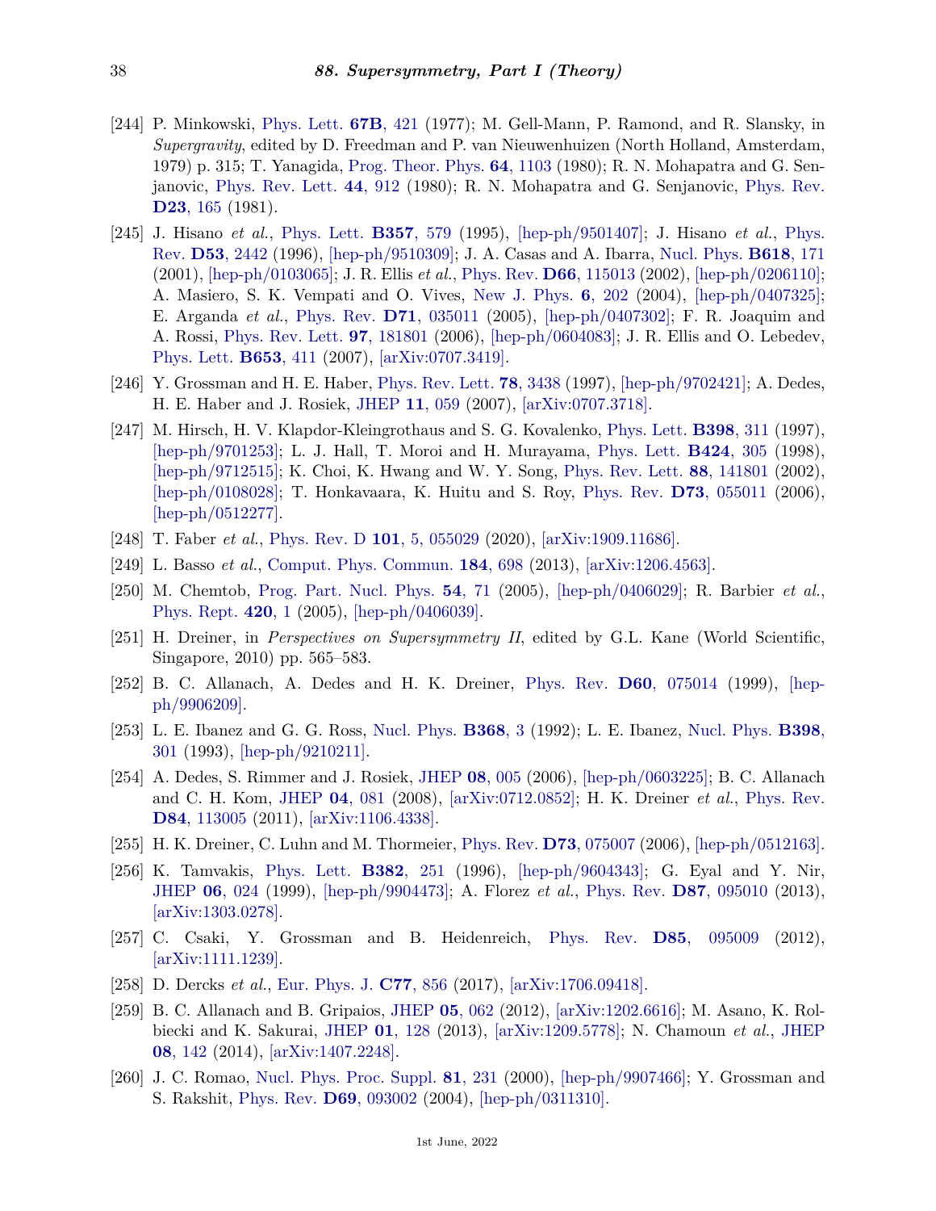[244] P. Minkowski, Phys. Lett. **67B**, 421 (1977); M. Gell-Mann, P. Ramond, and R. Slansky, in *Supergravity*, edited by D. Freedman and P. van Nieuwenhuizen (North Holland, Amsterdam, 1979) p. 315; T. Yanagida, Prog. Theor. Phys. **64**, 1103 (1980); R. N. Mohapatra and G. Senjanovic, Phys. Rev. Lett. **44**, 912 (1980); R. N. Mohapatra and G. Senjanovic, Phys. Rev. **D23**, 165 (1981).

[245] J. Hisano *et al.*, Phys. Lett. **B357**, 579 (1995), [hep-ph/9501407]; J. Hisano *et al.*, Phys. Rev. **D53**, 2442 (1996), [hep-ph/9510309]; J. A. Casas and A. Ibarra, Nucl. Phys. **B618**, 171 (2001), [hep-ph/0103065]; J. R. Ellis *et al.*, Phys. Rev. **D66**, 115013 (2002), [hep-ph/0206110]; A. Masiero, S. K. Vempati and O. Vives, New J. Phys. **6**, 202 (2004), [hep-ph/0407325]; E. Arganda *et al.*, Phys. Rev. **D71**, 035011 (2005), [hep-ph/0407302]; F. R. Joaquim and A. Rossi, Phys. Rev. Lett. **97**, 181801 (2006), [hep-ph/0604083]; J. R. Ellis and O. Lebedev, Phys. Lett. **B653**, 411 (2007), [arXiv:0707.3419].

[246] Y. Grossman and H. E. Haber, Phys. Rev. Lett. **78**, 3438 (1997), [hep-ph/9702421]; A. Dedes, H. E. Haber and J. Rosiek, JHEP **11**, 059 (2007), [arXiv:0707.3718].

[247] M. Hirsch, H. V. Klapdor-Kleingrothaus and S. G. Kovalenko, Phys. Lett. **B398**, 311 (1997), [hep-ph/9701253]; L. J. Hall, T. Moroi and H. Murayama, Phys. Lett. **B424**, 305 (1998), [hep-ph/9712515]; K. Choi, K. Hwang and W. Y. Song, Phys. Rev. Lett. **88**, 141801 (2002), [hep-ph/0108028]; T. Honkavaara, K. Huitu and S. Roy, Phys. Rev. **D73**, 055011 (2006), [hep-ph/0512277].

[248] T. Faber *et al.*, Phys. Rev. D **101**, 5, 055029 (2020), [arXiv:1909.11686].

[249] L. Basso *et al.*, Comput. Phys. Commun. **184**, 698 (2013), [arXiv:1206.4563].

[250] M. Chemtob, Prog. Part. Nucl. Phys. **54**, 71 (2005), [hep-ph/0406029]; R. Barbier *et al.*, Phys. Rept. **420**, 1 (2005), [hep-ph/0406039].

[251] H. Dreiner, in *Perspectives on Supersymmetry II*, edited by G.L. Kane (World Scientific, Singapore, 2010) pp. 565–583.

[252] B. C. Allanach, A. Dedes and H. K. Dreiner, Phys. Rev. **D60**, 075014 (1999), [hep-ph/9906209].

[253] L. E. Ibanez and G. G. Ross, Nucl. Phys. **B368**, 3 (1992); L. E. Ibanez, Nucl. Phys. **B398**, 301 (1993), [hep-ph/9210211].

[254] A. Dedes, S. Rimmer and J. Rosiek, JHEP **08**, 005 (2006), [hep-ph/0603225]; B. C. Allanach and C. H. Kom, JHEP **04**, 081 (2008), [arXiv:0712.0852]; H. K. Dreiner *et al.*, Phys. Rev. **D84**, 113005 (2011), [arXiv:1106.4338].

[255] H. K. Dreiner, C. Luhn and M. Thormeier, Phys. Rev. **D73**, 075007 (2006), [hep-ph/0512163].

[256] K. Tamvakis, Phys. Lett. **B382**, 251 (1996), [hep-ph/9604343]; G. Eyal and Y. Nir, JHEP **06**, 024 (1999), [hep-ph/9904473]; A. Florez *et al.*, Phys. Rev. **D87**, 095010 (2013), [arXiv:1303.0278].

[257] C. Csaki, Y. Grossman and B. Heidenreich, Phys. Rev. **D85**, 095009 (2012), [arXiv:1111.1239].

[258] D. Dercks *et al.*, Eur. Phys. J. **C77**, 856 (2017), [arXiv:1706.09418].

[259] B. C. Allanach and B. Gripaios, JHEP **05**, 062 (2012), [arXiv:1202.6616]; M. Asano, K. Rolbiecki and K. Sakurai, JHEP **01**, 128 (2013), [arXiv:1209.5778]; N. Chamoun *et al.*, JHEP **08**, 142 (2014), [arXiv:1407.2248].

[260] J. C. Romao, Nucl. Phys. Proc. Suppl. **81**, 231 (2000), [hep-ph/9907466]; Y. Grossman and S. Rakshit, Phys. Rev. **D69**, 093002 (2004), [hep-ph/0311310].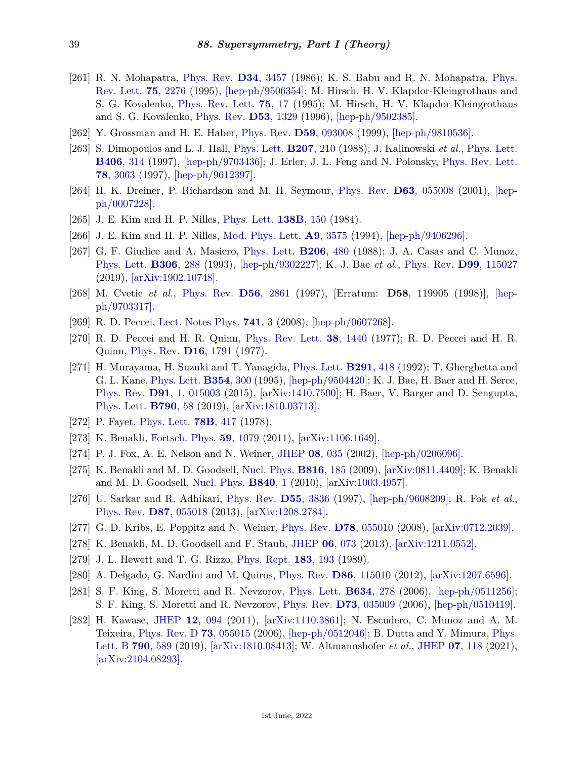[261] R. N. Mohapatra, Phys. Rev. **D34**, 3457 (1986); K. S. Babu and R. N. Mohapatra, Phys. Rev. Lett. **75**, 2276 (1995), [hep-ph/9506354]; M. Hirsch, H. V. Klapdor-Kleingrothaus and S. G. Kovalenko, Phys. Rev. Lett. **75**, 17 (1995); M. Hirsch, H. V. Klapdor-Kleingrothaus and S. G. Kovalenko, Phys. Rev. **D53**, 1329 (1996), [hep-ph/9502385].

[262] Y. Grossman and H. E. Haber, Phys. Rev. **D59**, 093008 (1999), [hep-ph/9810536].

[263] S. Dimopoulos and L. J. Hall, Phys. Lett. **B207**, 210 (1988); J. Kalinowski *et al.*, Phys. Lett. **B406**, 314 (1997), [hep-ph/9703436]; J. Erler, J. L. Feng and N. Polonsky, Phys. Rev. Lett. **78**, 3063 (1997), [hep-ph/9612397].

[264] H. K. Dreiner, P. Richardson and M. H. Seymour, Phys. Rev. **D63**, 055008 (2001), [hep-ph/0007228].

[265] J. E. Kim and H. P. Nilles, Phys. Lett. **138B**, 150 (1984).

[266] J. E. Kim and H. P. Nilles, Mod. Phys. Lett. **A9**, 3575 (1994), [hep-ph/9406296].

[267] G. F. Giudice and A. Masiero, Phys. Lett. **B206**, 480 (1988); J. A. Casas and C. Munoz, Phys. Lett. **B306**, 288 (1993), [hep-ph/9302227]; K. J. Bae *et al.*, Phys. Rev. **D99**, 115027 (2019), [arXiv:1902.10748].

[268] M. Cvetic *et al.*, Phys. Rev. **D56**, 2861 (1997), [Erratum: **D58**, 119905 (1998)], [hep-ph/9703317].

[269] R. D. Peccei, Lect. Notes Phys. **741**, 3 (2008), [hep-ph/0607268].

[270] R. D. Peccei and H. R. Quinn, Phys. Rev. Lett. **38**, 1440 (1977); R. D. Peccei and H. R. Quinn, Phys. Rev. **D16**, 1791 (1977).

[271] H. Murayama, H. Suzuki and T. Yanagida, Phys. Lett. **B291**, 418 (1992); T. Gherghetta and G. L. Kane, Phys. Lett. **B354**, 300 (1995), [hep-ph/9504420]; K. J. Bae, H. Baer and H. Serce, Phys. Rev. **D91**, 1, 015003 (2015), [arXiv:1410.7500]; H. Baer, V. Barger and D. Sengupta, Phys. Lett. **B790**, 58 (2019), [arXiv:1810.03713].

[272] P. Fayet, Phys. Lett. **78B**, 417 (1978).

[273] K. Benakli, Fortsch. Phys. **59**, 1079 (2011), [arXiv:1106.1649].

[274] P. J. Fox, A. E. Nelson and N. Weiner, JHEP **08**, 035 (2002), [hep-ph/0206096].

[275] K. Benakli and M. D. Goodsell, Nucl. Phys. **B816**, 185 (2009), [arXiv:0811.4409]; K. Benakli and M. D. Goodsell, Nucl. Phys. **B840**, 1 (2010), [arXiv:1003.4957].

[276] U. Sarkar and R. Adhikari, Phys. Rev. **D55**, 3836 (1997), [hep-ph/9608209]; R. Fok *et al.*, Phys. Rev. **D87**, 055018 (2013), [arXiv:1208.2784].

[277] G. D. Kribs, E. Poppitz and N. Weiner, Phys. Rev. **D78**, 055010 (2008), [arXiv:0712.2039].

[278] K. Benakli, M. D. Goodsell and F. Staub, JHEP **06**, 073 (2013), [arXiv:1211.0552].

[279] J. L. Hewett and T. G. Rizzo, Phys. Rept. **183**, 193 (1989).

[280] A. Delgado, G. Nardini and M. Quiros, Phys. Rev. **D86**, 115010 (2012), [arXiv:1207.6596].

[281] S. F. King, S. Moretti and R. Nevzorov, Phys. Lett. **B634**, 278 (2006), [hep-ph/0511256]; S. F. King, S. Moretti and R. Nevzorov, Phys. Rev. **D73**, 035009 (2006), [hep-ph/0510419].

[282] H. Kawase, JHEP **12**, 094 (2011), [arXiv:1110.3861]; N. Escudero, C. Munoz and A. M. Teixeira, Phys. Rev. D **73**, 055015 (2006), [hep-ph/0512046]; B. Dutta and Y. Mimura, Phys. Lett. B **790**, 589 (2019), [arXiv:1810.08413]; W. Altmannshofer *et al.*, JHEP **07**, 118 (2021), [arXiv:2104.08293].